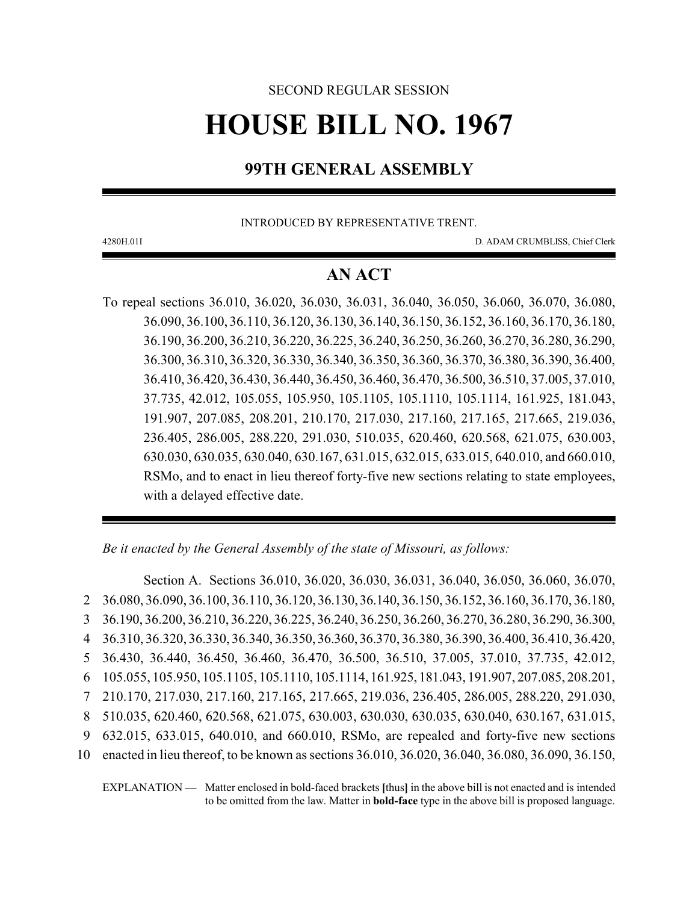SECOND REGULAR SESSION

# HOUSE BILL NO. 1967

## 99TH GENERAL ASSEMBLY

INTRODUCED BY REPRESENTATIVE TRENT.

4280H.01I D. ADAM CRUMBLISS, Chief Clerk

## AN ACT

To repeal sections 36.010, 36.020, 36.030, 36.031, 36.040, 36.050, 36.060, 36.070, 36.080, 36.090, 36.100, 36.110, 36.120, 36.130, 36.140, 36.150, 36.152, 36.160, 36.170, 36.180, 36.190, 36.200, 36.210, 36.220, 36.225, 36.240, 36.250, 36.260, 36.270, 36.280, 36.290, 36.300, 36.310, 36.320, 36.330, 36.340, 36.350, 36.360, 36.370, 36.380, 36.390, 36.400, 36.410, 36.420, 36.430, 36.440, 36.450, 36.460, 36.470, 36.500, 36.510, 37.005, 37.010, 37.735, 42.012, 105.055, 105.950, 105.1105, 105.1110, 105.1114, 161.925, 181.043, 191.907, 207.085, 208.201, 210.170, 217.030, 217.160, 217.165, 217.665, 219.036, 236.405, 286.005, 288.220, 291.030, 510.035, 620.460, 620.568, 621.075, 630.003, 630.030, 630.035, 630.040, 630.167, 631.015, 632.015, 633.015, 640.010, and 660.010, RSMo, and to enact in lieu thereof forty-five new sections relating to state employees, with a delayed effective date.

*Be it enacted by the General Assembly of the state of Missouri, as follows:*

Section A. Sections 36.010, 36.020, 36.030, 36.031, 36.040, 36.050, 36.060, 36.070, 36.080, 36.090, 36.100, 36.110, 36.120, 36.130, 36.140, 36.150, 36.152, 36.160, 36.170, 36.180, 36.190, 36.200, 36.210, 36.220, 36.225, 36.240, 36.250, 36.260, 36.270, 36.280, 36.290, 36.300, 36.310, 36.320, 36.330, 36.340, 36.350, 36.360, 36.370, 36.380, 36.390, 36.400, 36.410, 36.420, 36.430, 36.440, 36.450, 36.460, 36.470, 36.500, 36.510, 37.005, 37.010, 37.735, 42.012, 105.055, 105.950, 105.1105, 105.1110, 105.1114, 161.925, 181.043, 191.907, 207.085, 208.201, 210.170, 217.030, 217.160, 217.165, 217.665, 219.036, 236.405, 286.005, 288.220, 291.030, 510.035, 620.460, 620.568, 621.075, 630.003, 630.030, 630.035, 630.040, 630.167, 631.015, 632.015, 633.015, 640.010, and 660.010, RSMo, are repealed and forty-five new sections enacted in lieu thereof, to be known as sections 36.010, 36.020, 36.040, 36.080, 36.090, 36.150,

EXPLANATION — Matter enclosed in bold-faced brackets **[**thus**]** in the above bill is not enacted and is intended to be omitted from the law. Matter in **bold-face** type in the above bill is proposed language.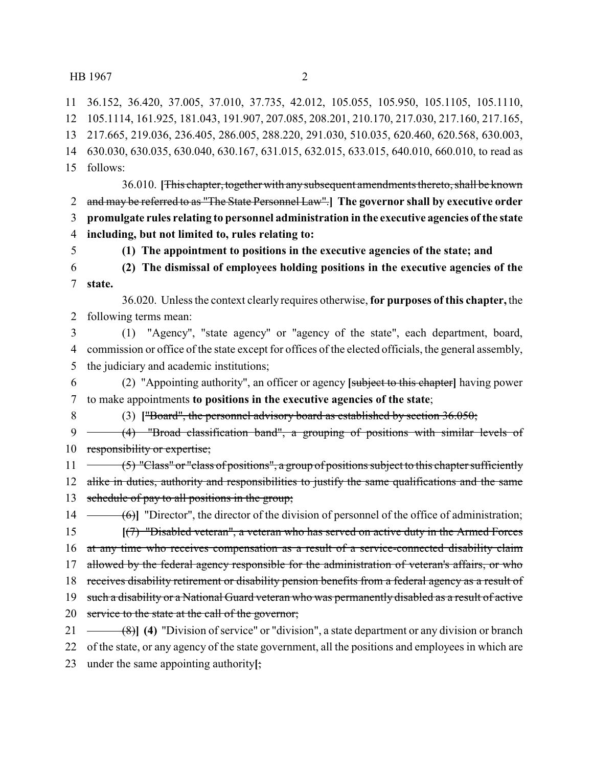36.152, 36.420, 37.005, 37.010, 37.735, 42.012, 105.055, 105.950, 105.1105, 105.1110, 105.1114, 161.925, 181.043, 191.907, 207.085, 208.201, 210.170, 217.030, 217.160, 217.165, 217.665, 219.036, 236.405, 286.005, 288.220, 291.030, 510.035, 620.460, 620.568, 630.003, 630.030, 630.035, 630.040, 630.167, 631.015, 632.015, 633.015, 640.010, 660.010, to read as follows:

36.010. [~~This chapter, together with any subsequent amendments thereto, shall be known and may be referred to as "The State Personnel Law".~~] **The governor shall by executive order promulgate rules relating to personnel administration in the executive agencies of the state including, but not limited to, rules relating to:**

**(1) The appointment to positions in the executive agencies of the state; and**

**(2) The dismissal of employees holding positions in the executive agencies of the state.**

36.020. Unless the context clearly requires otherwise, **for purposes of this chapter,** the following terms mean:

(1) "Agency", "state agency" or "agency of the state", each department, board, commission or office of the state except for offices of the elected officials, the general assembly, the judiciary and academic institutions;

(2) "Appointing authority", an officer or agency [~~subject to this chapter~~] having power to make appointments **to positions in the executive agencies of the state**;

(3) [~~"Board", the personnel advisory board as established by section 36.050;~~

~~(4) "Broad classification band", a grouping of positions with similar levels of responsibility or expertise;~~

~~(5) "Class" or "class of positions", a group of positions subject to this chapter sufficiently alike in duties, authority and responsibilities to justify the same qualifications and the same schedule of pay to all positions in the group;~~

~~(6)~~] "Director", the director of the division of personnel of the office of administration;

[~~(7) "Disabled veteran", a veteran who has served on active duty in the Armed Forces at any time who receives compensation as a result of a service-connected disability claim allowed by the federal agency responsible for the administration of veteran's affairs, or who receives disability retirement or disability pension benefits from a federal agency as a result of such a disability or a National Guard veteran who was permanently disabled as a result of active service to the state at the call of the governor;~~

~~(8)~~] **(4)** "Division of service" or "division", a state department or any division or branch of the state, or any agency of the state government, all the positions and employees in which are under the same appointing authority[~~;~~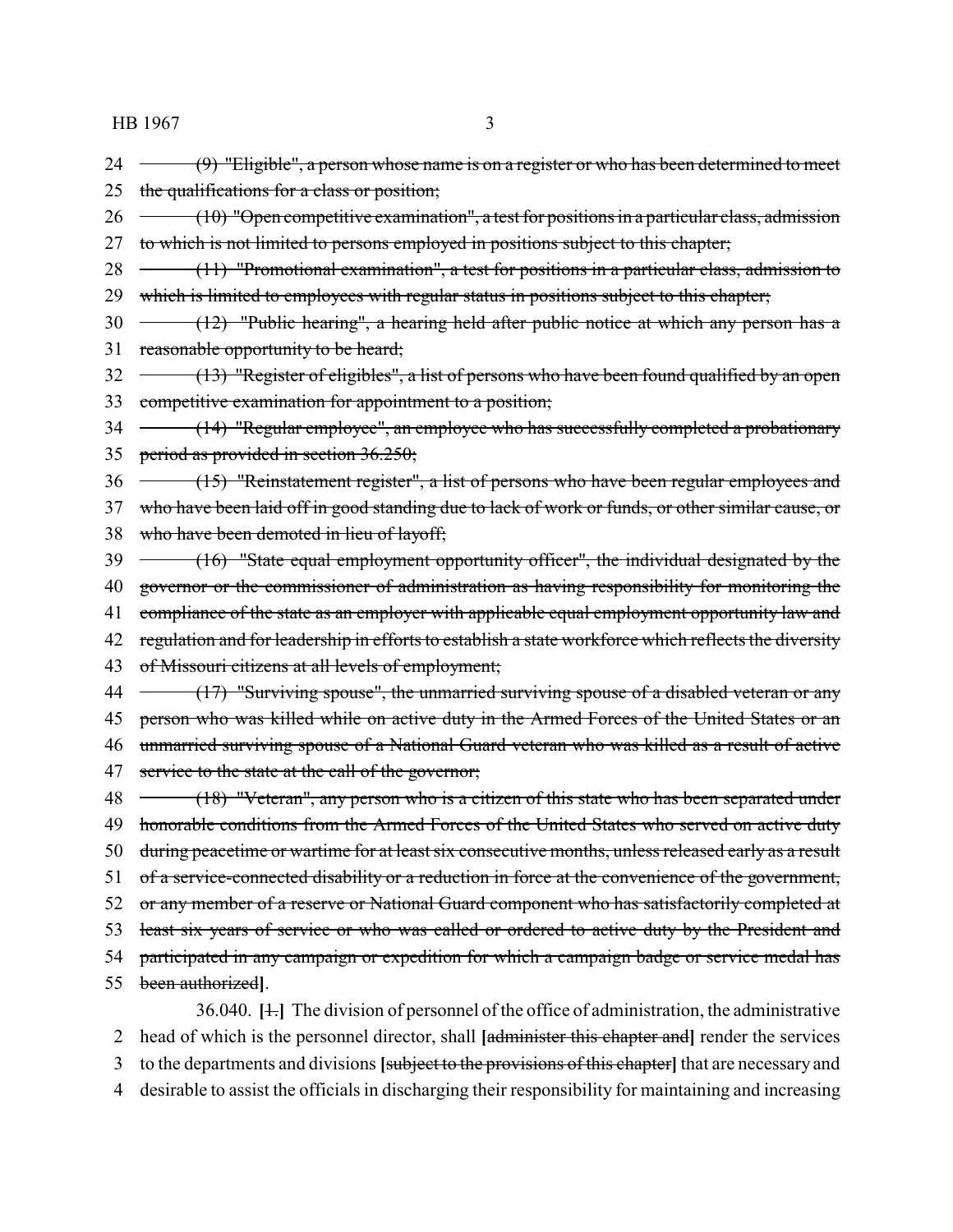24 ~~(9) "Eligible", a person whose name is on a register or who has been determined to meet~~
25 ~~the qualifications for a class or position;~~
26 ~~(10) "Open competitive examination", a test for positions in a particular class, admission~~
27 ~~to which is not limited to persons employed in positions subject to this chapter;~~
28 ~~(11) "Promotional examination", a test for positions in a particular class, admission to~~
29 ~~which is limited to employees with regular status in positions subject to this chapter;~~
30 ~~(12) "Public hearing", a hearing held after public notice at which any person has a~~
31 ~~reasonable opportunity to be heard;~~
32 ~~(13) "Register of eligibles", a list of persons who have been found qualified by an open~~
33 ~~competitive examination for appointment to a position;~~
34 ~~(14) "Regular employee", an employee who has successfully completed a probationary~~
35 ~~period as provided in section 36.250;~~
36 ~~(15) "Reinstatement register", a list of persons who have been regular employees and~~
37 ~~who have been laid off in good standing due to lack of work or funds, or other similar cause, or~~
38 ~~who have been demoted in lieu of layoff;~~
39 ~~(16) "State equal employment opportunity officer", the individual designated by the~~
40 ~~governor or the commissioner of administration as having responsibility for monitoring the~~
41 ~~compliance of the state as an employer with applicable equal employment opportunity law and~~
42 ~~regulation and for leadership in efforts to establish a state workforce which reflects the diversity~~
43 ~~of Missouri citizens at all levels of employment;~~
44 ~~(17) "Surviving spouse", the unmarried surviving spouse of a disabled veteran or any~~
45 ~~person who was killed while on active duty in the Armed Forces of the United States or an~~
46 ~~unmarried surviving spouse of a National Guard veteran who was killed as a result of active~~
47 ~~service to the state at the call of the governor;~~
48 ~~(18) "Veteran", any person who is a citizen of this state who has been separated under~~
49 ~~honorable conditions from the Armed Forces of the United States who served on active duty~~
50 ~~during peacetime or wartime for at least six consecutive months, unless released early as a result~~
51 ~~of a service-connected disability or a reduction in force at the convenience of the government,~~
52 ~~or any member of a reserve or National Guard component who has satisfactorily completed at~~
53 ~~least six years of service or who was called or ordered to active duty by the President and~~
54 ~~participated in any campaign or expedition for which a campaign badge or service medal has~~
55 ~~been authorized~~**]**.

36.040. **[**~~1.~~**]** The division of personnel of the office of administration, the administrative
2 head of which is the personnel director, shall **[**~~administer this chapter and~~**]** render the services
3 to the departments and divisions **[**~~subject to the provisions of this chapter~~**]** that are necessary and
4 desirable to assist the officials in discharging their responsibility for maintaining and increasing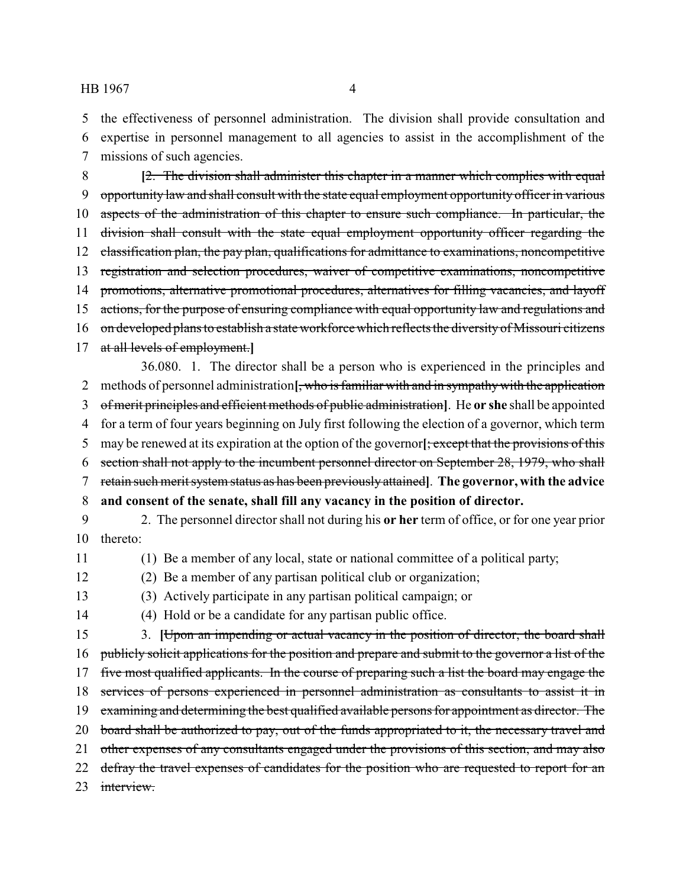the effectiveness of personnel administration. The division shall provide consultation and expertise in personnel management to all agencies to assist in the accomplishment of the missions of such agencies.

[~~2. The division shall administer this chapter in a manner which complies with equal opportunity law and shall consult with the state equal employment opportunity officer in various aspects of the administration of this chapter to ensure such compliance. In particular, the division shall consult with the state equal employment opportunity officer regarding the classification plan, the pay plan, qualifications for admittance to examinations, noncompetitive registration and selection procedures, waiver of competitive examinations, noncompetitive promotions, alternative promotional procedures, alternatives for filling vacancies, and layoff actions, for the purpose of ensuring compliance with equal opportunity law and regulations and on developed plans to establish a state workforce which reflects the diversity of Missouri citizens at all levels of employment.~~]

36.080. 1. The director shall be a person who is experienced in the principles and methods of personnel administration[~~, who is familiar with and in sympathy with the application of merit principles and efficient methods of public administration~~]. He **or she** shall be appointed for a term of four years beginning on July first following the election of a governor, which term may be renewed at its expiration at the option of the governor[~~; except that the provisions of this section shall not apply to the incumbent personnel director on September 28, 1979, who shall retain such merit system status as has been previously attained~~]. **The governor, with the advice and consent of the senate, shall fill any vacancy in the position of director.**

2. The personnel director shall not during his **or her** term of office, or for one year prior thereto:

(1) Be a member of any local, state or national committee of a political party;

(2) Be a member of any partisan political club or organization;

(3) Actively participate in any partisan political campaign; or

(4) Hold or be a candidate for any partisan public office.

3. [~~Upon an impending or actual vacancy in the position of director, the board shall publicly solicit applications for the position and prepare and submit to the governor a list of the five most qualified applicants. In the course of preparing such a list the board may engage the services of persons experienced in personnel administration as consultants to assist it in examining and determining the best qualified available persons for appointment as director. The board shall be authorized to pay, out of the funds appropriated to it, the necessary travel and other expenses of any consultants engaged under the provisions of this section, and may also defray the travel expenses of candidates for the position who are requested to report for an interview.~~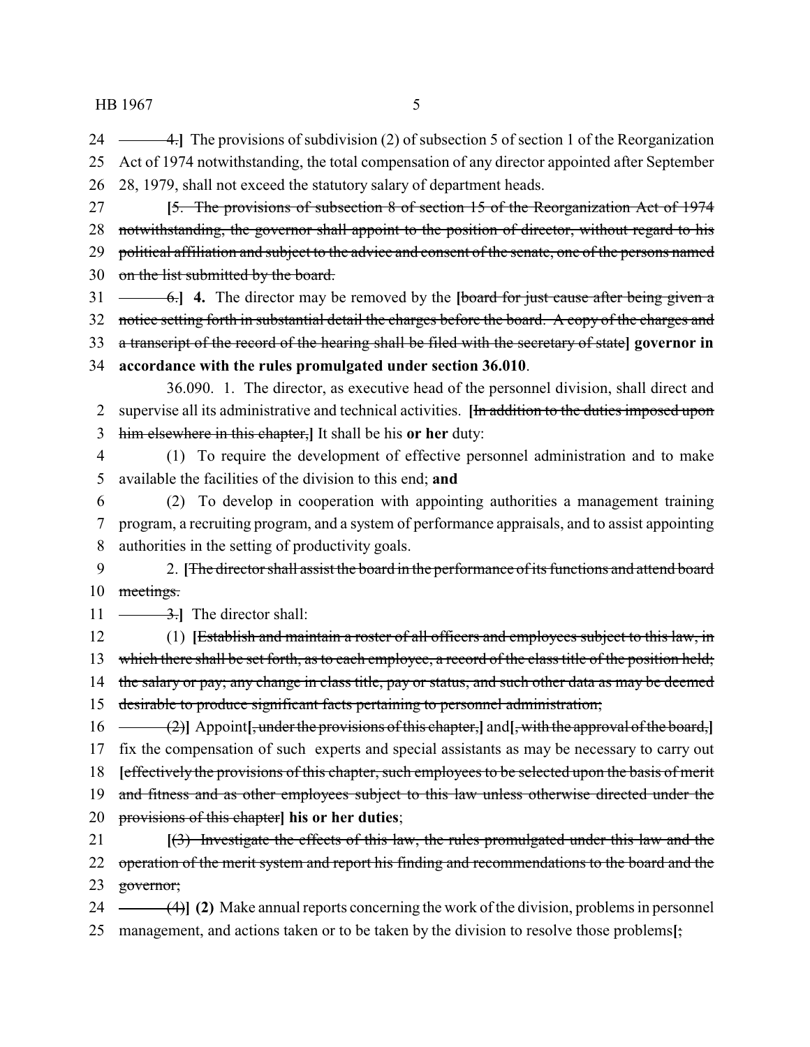~~4.~~] The provisions of subdivision (2) of subsection 5 of section 1 of the Reorganization Act of 1974 notwithstanding, the total compensation of any director appointed after September 28, 1979, shall not exceed the statutory salary of department heads.

[~~5. The provisions of subsection 8 of section 15 of the Reorganization Act of 1974 notwithstanding, the governor shall appoint to the position of director, without regard to his political affiliation and subject to the advice and consent of the senate, one of the persons named on the list submitted by the board.~~

~~6.~~] **4.** The director may be removed by the [~~board for just cause after being given a notice setting forth in substantial detail the charges before the board. A copy of the charges and a transcript of the record of the hearing shall be filed with the secretary of state~~] **governor in accordance with the rules promulgated under section 36.010**.

36.090. 1. The director, as executive head of the personnel division, shall direct and supervise all its administrative and technical activities. [~~In addition to the duties imposed upon him elsewhere in this chapter,~~] It shall be his **or her** duty:

(1) To require the development of effective personnel administration and to make available the facilities of the division to this end; **and**

(2) To develop in cooperation with appointing authorities a management training program, a recruiting program, and a system of performance appraisals, and to assist appointing authorities in the setting of productivity goals.

2. [~~The director shall assist the board in the performance of its functions and attend board meetings.~~

~~3.~~] The director shall:

(1) [~~Establish and maintain a roster of all officers and employees subject to this law, in which there shall be set forth, as to each employee, a record of the class title of the position held; the salary or pay; any change in class title, pay or status, and such other data as may be deemed desirable to produce significant facts pertaining to personnel administration;~~

~~(2)~~] Appoint[~~, under the provisions of this chapter,~~] and[~~, with the approval of the board,~~] fix the compensation of such experts and special assistants as may be necessary to carry out [~~effectively the provisions of this chapter, such employees to be selected upon the basis of merit and fitness and as other employees subject to this law unless otherwise directed under the provisions of this chapter~~] **his or her duties**;

[~~(3) Investigate the effects of this law, the rules promulgated under this law and the operation of the merit system and report his finding and recommendations to the board and the governor;~~

~~(4)~~] **(2)** Make annual reports concerning the work of the division, problems in personnel management, and actions taken or to be taken by the division to resolve those problems[~~;~~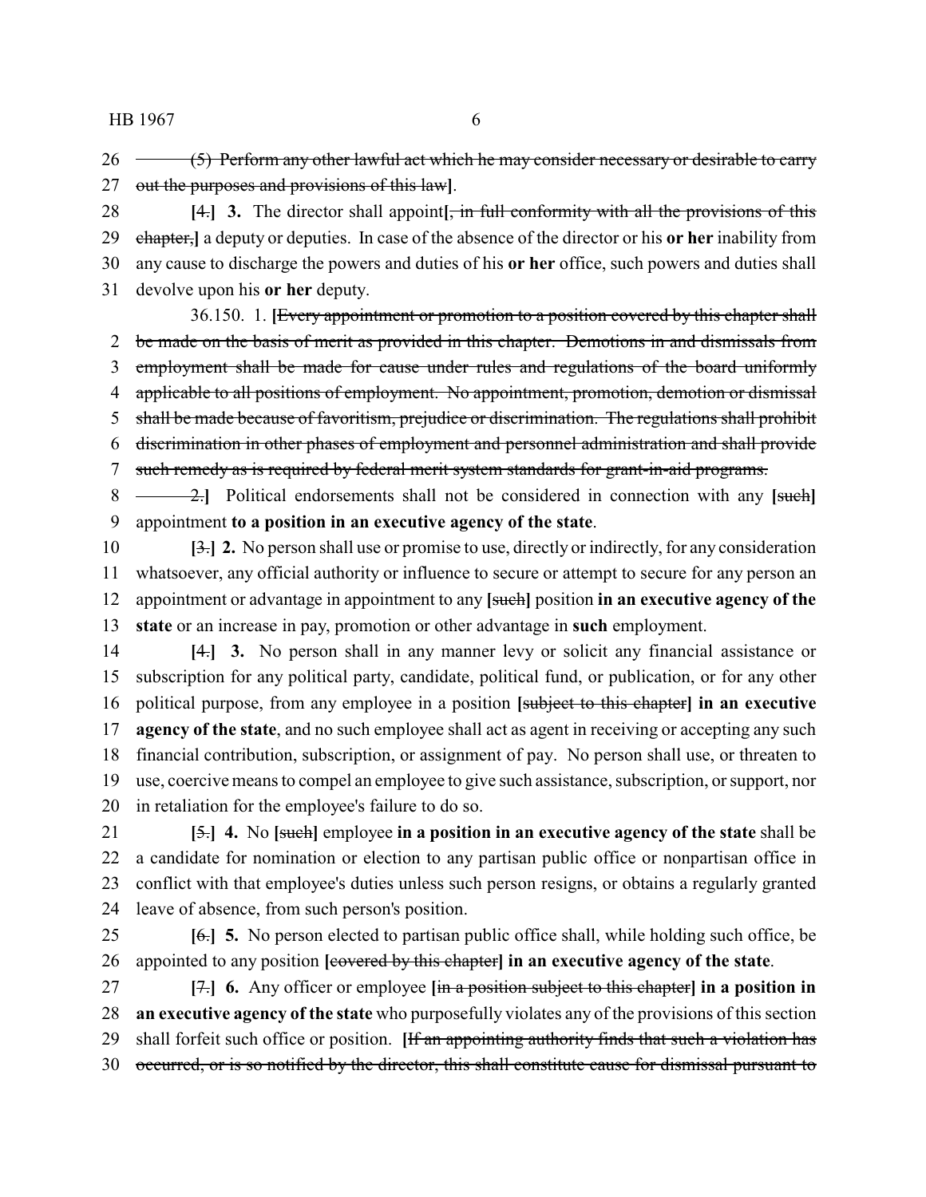(5) Perform any other lawful act which he may consider necessary or desirable to carry out the purposes and provisions of this law].

[4.] **3.** The director shall appoint[, in full conformity with all the provisions of this chapter,] a deputy or deputies. In case of the absence of the director or his **or her** inability from any cause to discharge the powers and duties of his **or her** office, such powers and duties shall devolve upon his **or her** deputy.

36.150. 1. [Every appointment or promotion to a position covered by this chapter shall be made on the basis of merit as provided in this chapter. Demotions in and dismissals from employment shall be made for cause under rules and regulations of the board uniformly applicable to all positions of employment. No appointment, promotion, demotion or dismissal shall be made because of favoritism, prejudice or discrimination. The regulations shall prohibit discrimination in other phases of employment and personnel administration and shall provide such remedy as is required by federal merit system standards for grant-in-aid programs.

2.] Political endorsements shall not be considered in connection with any [such] appointment **to a position in an executive agency of the state**.

[3.] **2.** No person shall use or promise to use, directly or indirectly, for any consideration whatsoever, any official authority or influence to secure or attempt to secure for any person an appointment or advantage in appointment to any [such] position **in an executive agency of the state** or an increase in pay, promotion or other advantage in **such** employment.

[4.] **3.** No person shall in any manner levy or solicit any financial assistance or subscription for any political party, candidate, political fund, or publication, or for any other political purpose, from any employee in a position [subject to this chapter] **in an executive agency of the state**, and no such employee shall act as agent in receiving or accepting any such financial contribution, subscription, or assignment of pay. No person shall use, or threaten to use, coercive means to compel an employee to give such assistance, subscription, or support, nor in retaliation for the employee's failure to do so.

[5.] **4.** No [such] employee **in a position in an executive agency of the state** shall be a candidate for nomination or election to any partisan public office or nonpartisan office in conflict with that employee's duties unless such person resigns, or obtains a regularly granted leave of absence, from such person's position.

[6.] **5.** No person elected to partisan public office shall, while holding such office, be appointed to any position [covered by this chapter] **in an executive agency of the state**.

[7.] **6.** Any officer or employee [in a position subject to this chapter] **in a position in an executive agency of the state** who purposefully violates any of the provisions of this section shall forfeit such office or position. [If an appointing authority finds that such a violation has occurred, or is so notified by the director, this shall constitute cause for dismissal pursuant to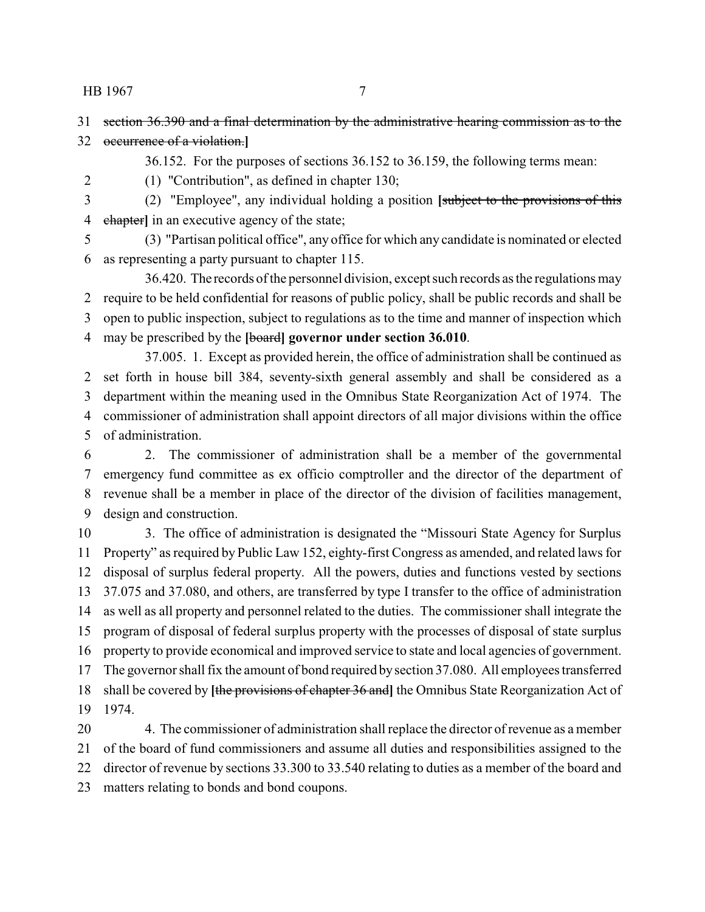section 36.390 and a final determination by the administrative hearing commission as to the occurrence of a violation.]

36.152. For the purposes of sections 36.152 to 36.159, the following terms mean:

(1) "Contribution", as defined in chapter 130;

(2) "Employee", any individual holding a position [subject to the provisions of this chapter] in an executive agency of the state;

(3) "Partisan political office", any office for which any candidate is nominated or elected as representing a party pursuant to chapter 115.

36.420. The records of the personnel division, except such records as the regulations may require to be held confidential for reasons of public policy, shall be public records and shall be open to public inspection, subject to regulations as to the time and manner of inspection which may be prescribed by the [board] **governor under section 36.010**.

37.005. 1. Except as provided herein, the office of administration shall be continued as set forth in house bill 384, seventy-sixth general assembly and shall be considered as a department within the meaning used in the Omnibus State Reorganization Act of 1974. The commissioner of administration shall appoint directors of all major divisions within the office of administration.

2. The commissioner of administration shall be a member of the governmental emergency fund committee as ex officio comptroller and the director of the department of revenue shall be a member in place of the director of the division of facilities management, design and construction.

3. The office of administration is designated the "Missouri State Agency for Surplus Property" as required by Public Law 152, eighty-first Congress as amended, and related laws for disposal of surplus federal property. All the powers, duties and functions vested by sections 37.075 and 37.080, and others, are transferred by type I transfer to the office of administration as well as all property and personnel related to the duties. The commissioner shall integrate the program of disposal of federal surplus property with the processes of disposal of state surplus property to provide economical and improved service to state and local agencies of government. The governor shall fix the amount of bond required by section 37.080. All employees transferred shall be covered by [the provisions of chapter 36 and] the Omnibus State Reorganization Act of 1974.

4. The commissioner of administration shall replace the director of revenue as a member of the board of fund commissioners and assume all duties and responsibilities assigned to the director of revenue by sections 33.300 to 33.540 relating to duties as a member of the board and matters relating to bonds and bond coupons.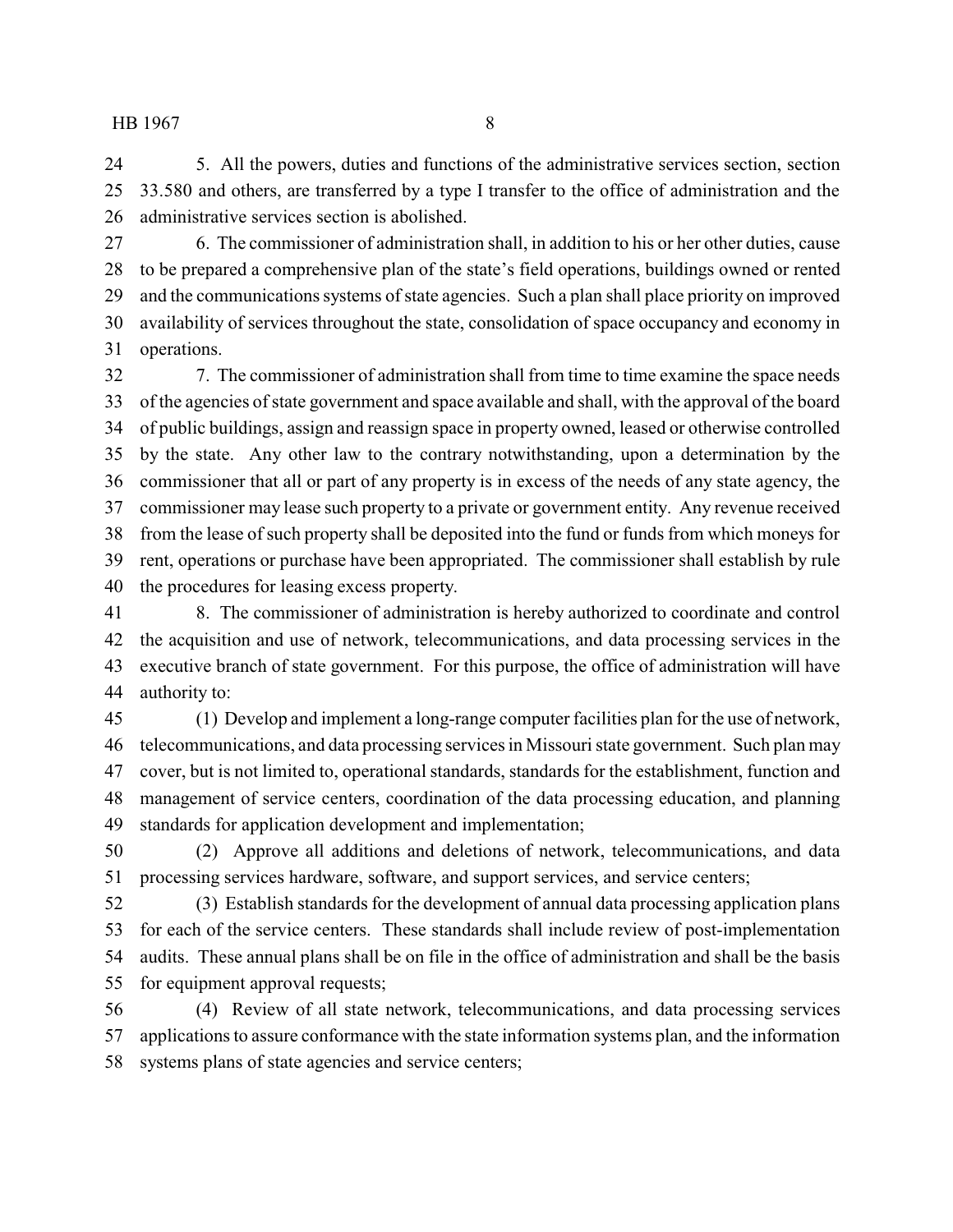5. All the powers, duties and functions of the administrative services section, section 33.580 and others, are transferred by a type I transfer to the office of administration and the administrative services section is abolished.

6. The commissioner of administration shall, in addition to his or her other duties, cause to be prepared a comprehensive plan of the state's field operations, buildings owned or rented and the communications systems of state agencies. Such a plan shall place priority on improved availability of services throughout the state, consolidation of space occupancy and economy in operations.

7. The commissioner of administration shall from time to time examine the space needs of the agencies of state government and space available and shall, with the approval of the board of public buildings, assign and reassign space in property owned, leased or otherwise controlled by the state. Any other law to the contrary notwithstanding, upon a determination by the commissioner that all or part of any property is in excess of the needs of any state agency, the commissioner may lease such property to a private or government entity. Any revenue received from the lease of such property shall be deposited into the fund or funds from which moneys for rent, operations or purchase have been appropriated. The commissioner shall establish by rule the procedures for leasing excess property.

8. The commissioner of administration is hereby authorized to coordinate and control the acquisition and use of network, telecommunications, and data processing services in the executive branch of state government. For this purpose, the office of administration will have authority to:

(1) Develop and implement a long-range computer facilities plan for the use of network, telecommunications, and data processing services in Missouri state government. Such plan may cover, but is not limited to, operational standards, standards for the establishment, function and management of service centers, coordination of the data processing education, and planning standards for application development and implementation;

(2) Approve all additions and deletions of network, telecommunications, and data processing services hardware, software, and support services, and service centers;

(3) Establish standards for the development of annual data processing application plans for each of the service centers. These standards shall include review of post-implementation audits. These annual plans shall be on file in the office of administration and shall be the basis for equipment approval requests;

(4) Review of all state network, telecommunications, and data processing services applications to assure conformance with the state information systems plan, and the information systems plans of state agencies and service centers;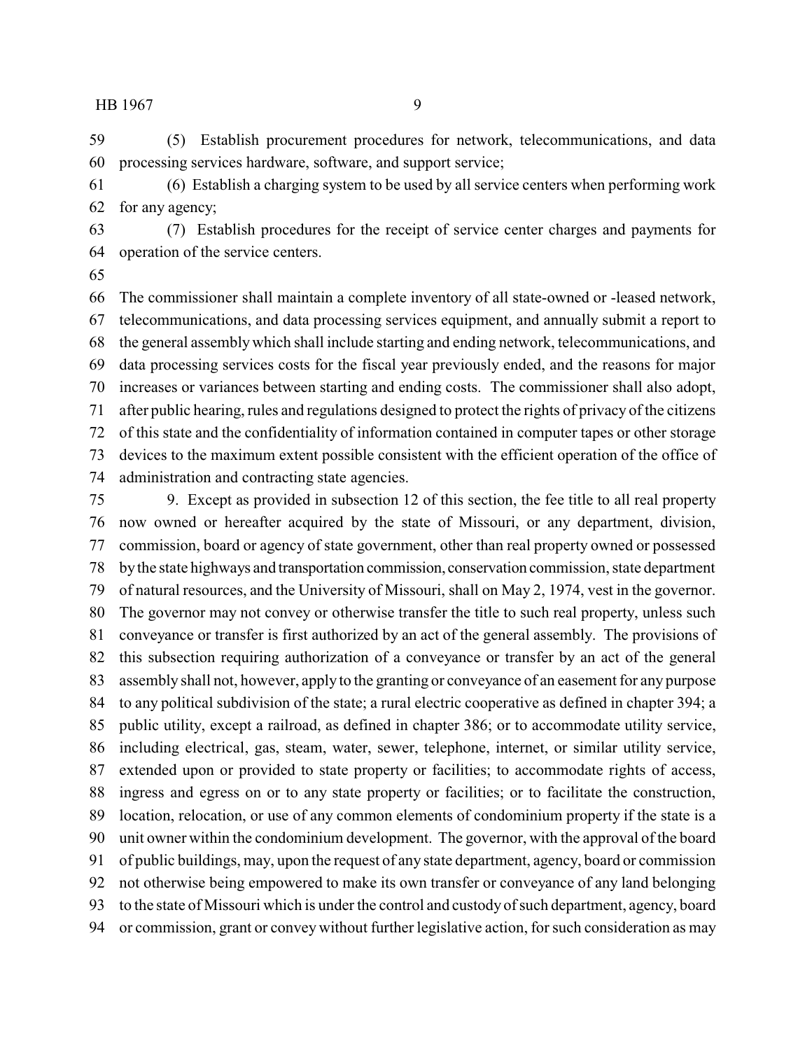(5) Establish procurement procedures for network, telecommunications, and data processing services hardware, software, and support service;

(6) Establish a charging system to be used by all service centers when performing work for any agency;

(7) Establish procedures for the receipt of service center charges and payments for operation of the service centers.

The commissioner shall maintain a complete inventory of all state-owned or -leased network, telecommunications, and data processing services equipment, and annually submit a report to the general assembly which shall include starting and ending network, telecommunications, and data processing services costs for the fiscal year previously ended, and the reasons for major increases or variances between starting and ending costs. The commissioner shall also adopt, after public hearing, rules and regulations designed to protect the rights of privacy of the citizens of this state and the confidentiality of information contained in computer tapes or other storage devices to the maximum extent possible consistent with the efficient operation of the office of administration and contracting state agencies.

9. Except as provided in subsection 12 of this section, the fee title to all real property now owned or hereafter acquired by the state of Missouri, or any department, division, commission, board or agency of state government, other than real property owned or possessed by the state highways and transportation commission, conservation commission, state department of natural resources, and the University of Missouri, shall on May 2, 1974, vest in the governor. The governor may not convey or otherwise transfer the title to such real property, unless such conveyance or transfer is first authorized by an act of the general assembly. The provisions of this subsection requiring authorization of a conveyance or transfer by an act of the general assembly shall not, however, apply to the granting or conveyance of an easement for any purpose to any political subdivision of the state; a rural electric cooperative as defined in chapter 394; a public utility, except a railroad, as defined in chapter 386; or to accommodate utility service, including electrical, gas, steam, water, sewer, telephone, internet, or similar utility service, extended upon or provided to state property or facilities; to accommodate rights of access, ingress and egress on or to any state property or facilities; or to facilitate the construction, location, relocation, or use of any common elements of condominium property if the state is a unit owner within the condominium development. The governor, with the approval of the board of public buildings, may, upon the request of any state department, agency, board or commission not otherwise being empowered to make its own transfer or conveyance of any land belonging to the state of Missouri which is under the control and custody of such department, agency, board or commission, grant or convey without further legislative action, for such consideration as may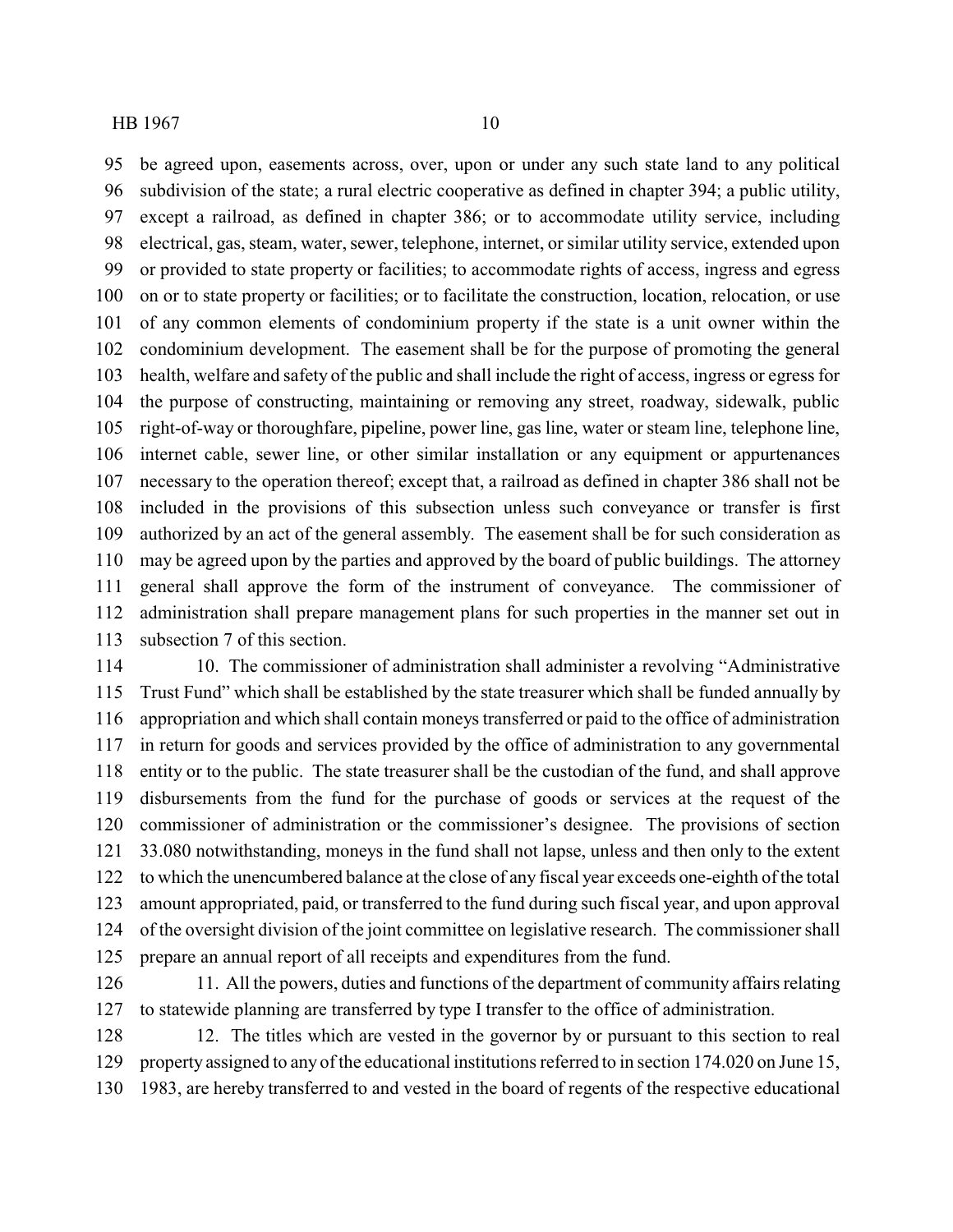be agreed upon, easements across, over, upon or under any such state land to any political subdivision of the state; a rural electric cooperative as defined in chapter 394; a public utility, except a railroad, as defined in chapter 386; or to accommodate utility service, including electrical, gas, steam, water, sewer, telephone, internet, or similar utility service, extended upon or provided to state property or facilities; to accommodate rights of access, ingress and egress on or to state property or facilities; or to facilitate the construction, location, relocation, or use of any common elements of condominium property if the state is a unit owner within the condominium development. The easement shall be for the purpose of promoting the general health, welfare and safety of the public and shall include the right of access, ingress or egress for the purpose of constructing, maintaining or removing any street, roadway, sidewalk, public right-of-way or thoroughfare, pipeline, power line, gas line, water or steam line, telephone line, internet cable, sewer line, or other similar installation or any equipment or appurtenances necessary to the operation thereof; except that, a railroad as defined in chapter 386 shall not be included in the provisions of this subsection unless such conveyance or transfer is first authorized by an act of the general assembly. The easement shall be for such consideration as may be agreed upon by the parties and approved by the board of public buildings. The attorney general shall approve the form of the instrument of conveyance. The commissioner of administration shall prepare management plans for such properties in the manner set out in subsection 7 of this section.

10. The commissioner of administration shall administer a revolving "Administrative Trust Fund" which shall be established by the state treasurer which shall be funded annually by appropriation and which shall contain moneys transferred or paid to the office of administration in return for goods and services provided by the office of administration to any governmental entity or to the public. The state treasurer shall be the custodian of the fund, and shall approve disbursements from the fund for the purchase of goods or services at the request of the commissioner of administration or the commissioner's designee. The provisions of section 33.080 notwithstanding, moneys in the fund shall not lapse, unless and then only to the extent to which the unencumbered balance at the close of any fiscal year exceeds one-eighth of the total amount appropriated, paid, or transferred to the fund during such fiscal year, and upon approval of the oversight division of the joint committee on legislative research. The commissioner shall prepare an annual report of all receipts and expenditures from the fund.

11. All the powers, duties and functions of the department of community affairs relating to statewide planning are transferred by type I transfer to the office of administration.

12. The titles which are vested in the governor by or pursuant to this section to real property assigned to any of the educational institutions referred to in section 174.020 on June 15, 1983, are hereby transferred to and vested in the board of regents of the respective educational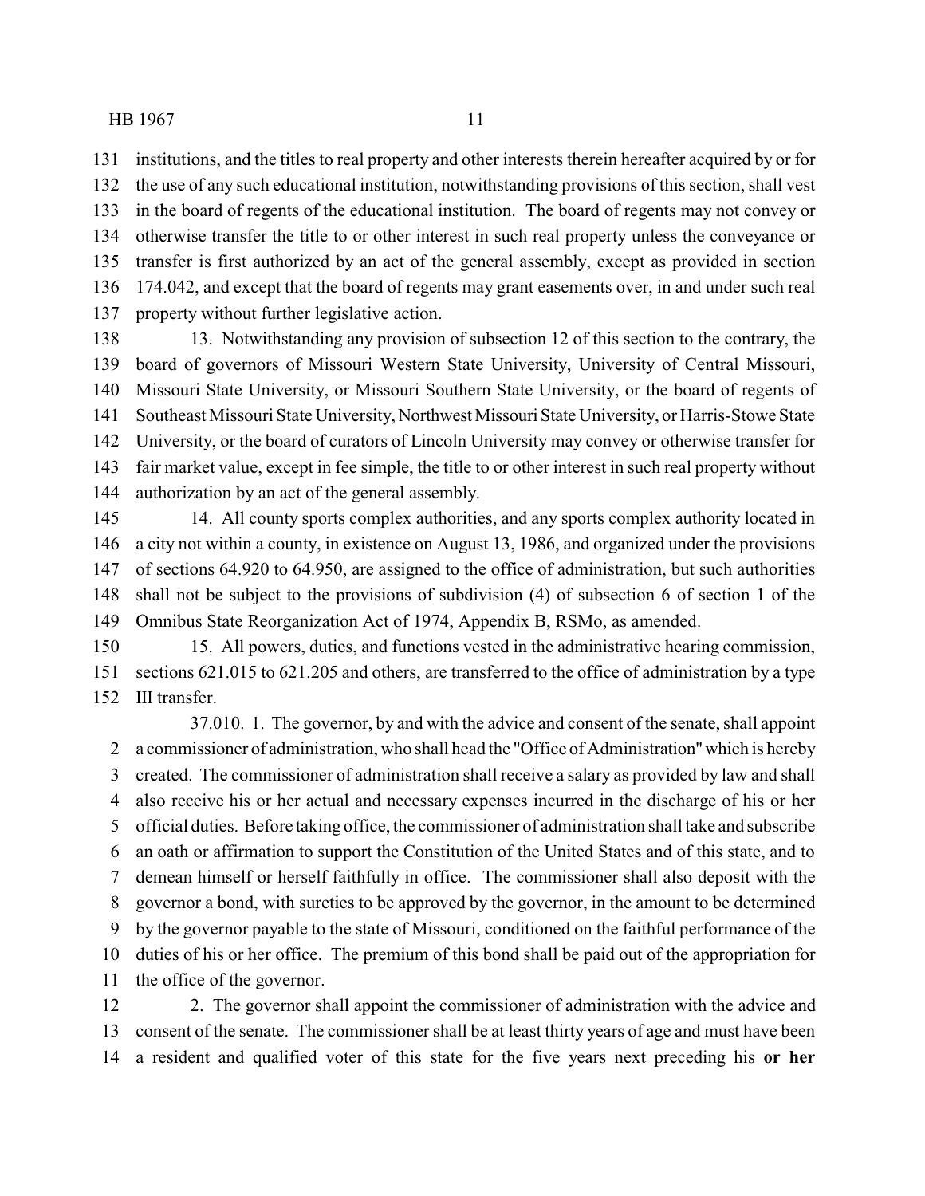institutions, and the titles to real property and other interests therein hereafter acquired by or for the use of any such educational institution, notwithstanding provisions of this section, shall vest in the board of regents of the educational institution. The board of regents may not convey or otherwise transfer the title to or other interest in such real property unless the conveyance or transfer is first authorized by an act of the general assembly, except as provided in section 174.042, and except that the board of regents may grant easements over, in and under such real property without further legislative action.

13. Notwithstanding any provision of subsection 12 of this section to the contrary, the board of governors of Missouri Western State University, University of Central Missouri, Missouri State University, or Missouri Southern State University, or the board of regents of Southeast Missouri State University, Northwest Missouri State University, or Harris-Stowe State University, or the board of curators of Lincoln University may convey or otherwise transfer for fair market value, except in fee simple, the title to or other interest in such real property without authorization by an act of the general assembly.

14. All county sports complex authorities, and any sports complex authority located in a city not within a county, in existence on August 13, 1986, and organized under the provisions of sections 64.920 to 64.950, are assigned to the office of administration, but such authorities shall not be subject to the provisions of subdivision (4) of subsection 6 of section 1 of the Omnibus State Reorganization Act of 1974, Appendix B, RSMo, as amended.

15. All powers, duties, and functions vested in the administrative hearing commission, sections 621.015 to 621.205 and others, are transferred to the office of administration by a type III transfer.

37.010. 1. The governor, by and with the advice and consent of the senate, shall appoint a commissioner of administration, who shall head the "Office of Administration" which is hereby created. The commissioner of administration shall receive a salary as provided by law and shall also receive his or her actual and necessary expenses incurred in the discharge of his or her official duties. Before taking office, the commissioner of administration shall take and subscribe an oath or affirmation to support the Constitution of the United States and of this state, and to demean himself or herself faithfully in office. The commissioner shall also deposit with the governor a bond, with sureties to be approved by the governor, in the amount to be determined by the governor payable to the state of Missouri, conditioned on the faithful performance of the duties of his or her office. The premium of this bond shall be paid out of the appropriation for the office of the governor.

2. The governor shall appoint the commissioner of administration with the advice and consent of the senate. The commissioner shall be at least thirty years of age and must have been a resident and qualified voter of this state for the five years next preceding his **or her**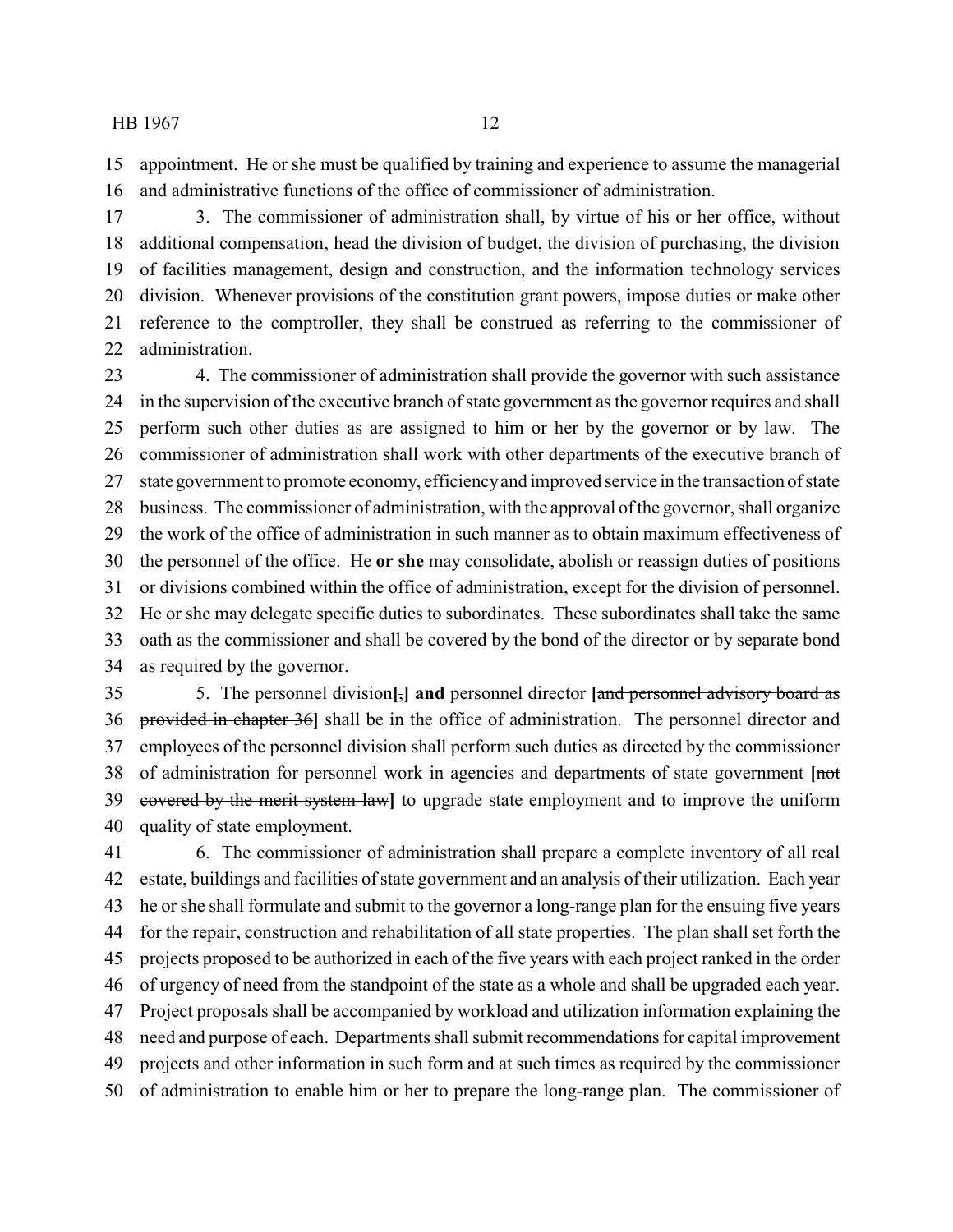appointment. He or she must be qualified by training and experience to assume the managerial and administrative functions of the office of commissioner of administration.

3. The commissioner of administration shall, by virtue of his or her office, without additional compensation, head the division of budget, the division of purchasing, the division of facilities management, design and construction, and the information technology services division. Whenever provisions of the constitution grant powers, impose duties or make other reference to the comptroller, they shall be construed as referring to the commissioner of administration.

4. The commissioner of administration shall provide the governor with such assistance in the supervision of the executive branch of state government as the governor requires and shall perform such other duties as are assigned to him or her by the governor or by law. The commissioner of administration shall work with other departments of the executive branch of state government to promote economy, efficiency and improved service in the transaction of state business. The commissioner of administration, with the approval of the governor, shall organize the work of the office of administration in such manner as to obtain maximum effectiveness of the personnel of the office. He **or she** may consolidate, abolish or reassign duties of positions or divisions combined within the office of administration, except for the division of personnel. He or she may delegate specific duties to subordinates. These subordinates shall take the same oath as the commissioner and shall be covered by the bond of the director or by separate bond as required by the governor.

5. The personnel division**[**~~,~~**] and** personnel director **[**~~and personnel advisory board as provided in chapter 36~~**]** shall be in the office of administration. The personnel director and employees of the personnel division shall perform such duties as directed by the commissioner of administration for personnel work in agencies and departments of state government **[**~~not covered by the merit system law~~**]** to upgrade state employment and to improve the uniform quality of state employment.

6. The commissioner of administration shall prepare a complete inventory of all real estate, buildings and facilities of state government and an analysis of their utilization. Each year he or she shall formulate and submit to the governor a long-range plan for the ensuing five years for the repair, construction and rehabilitation of all state properties. The plan shall set forth the projects proposed to be authorized in each of the five years with each project ranked in the order of urgency of need from the standpoint of the state as a whole and shall be upgraded each year. Project proposals shall be accompanied by workload and utilization information explaining the need and purpose of each. Departments shall submit recommendations for capital improvement projects and other information in such form and at such times as required by the commissioner of administration to enable him or her to prepare the long-range plan. The commissioner of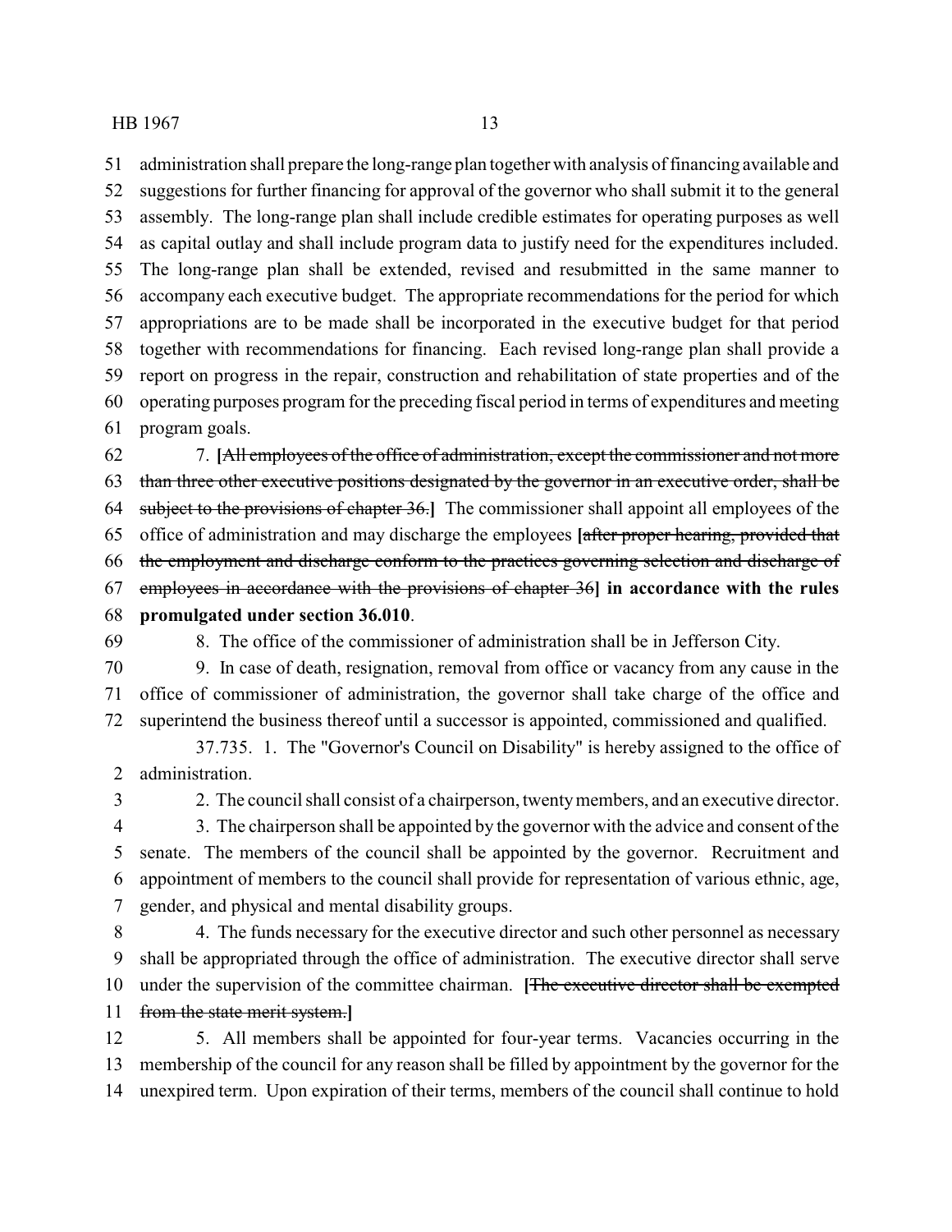administration shall prepare the long-range plan together with analysis of financing available and suggestions for further financing for approval of the governor who shall submit it to the general assembly. The long-range plan shall include credible estimates for operating purposes as well as capital outlay and shall include program data to justify need for the expenditures included. The long-range plan shall be extended, revised and resubmitted in the same manner to accompany each executive budget. The appropriate recommendations for the period for which appropriations are to be made shall be incorporated in the executive budget for that period together with recommendations for financing. Each revised long-range plan shall provide a report on progress in the repair, construction and rehabilitation of state properties and of the operating purposes program for the preceding fiscal period in terms of expenditures and meeting program goals.

7. **[**~~All employees of the office of administration, except the commissioner and not more than three other executive positions designated by the governor in an executive order, shall be subject to the provisions of chapter 36.~~**]** The commissioner shall appoint all employees of the office of administration and may discharge the employees **[**~~after proper hearing, provided that the employment and discharge conform to the practices governing selection and discharge of employees in accordance with the provisions of chapter 36~~**] in accordance with the rules promulgated under section 36.010**.

8. The office of the commissioner of administration shall be in Jefferson City.

9. In case of death, resignation, removal from office or vacancy from any cause in the office of commissioner of administration, the governor shall take charge of the office and superintend the business thereof until a successor is appointed, commissioned and qualified.

37.735. 1. The "Governor's Council on Disability" is hereby assigned to the office of administration.

2. The council shall consist of a chairperson, twenty members, and an executive director.

3. The chairperson shall be appointed by the governor with the advice and consent of the senate. The members of the council shall be appointed by the governor. Recruitment and appointment of members to the council shall provide for representation of various ethnic, age, gender, and physical and mental disability groups.

4. The funds necessary for the executive director and such other personnel as necessary shall be appropriated through the office of administration. The executive director shall serve under the supervision of the committee chairman. **[**~~The executive director shall be exempted from the state merit system.~~**]**

5. All members shall be appointed for four-year terms. Vacancies occurring in the membership of the council for any reason shall be filled by appointment by the governor for the unexpired term. Upon expiration of their terms, members of the council shall continue to hold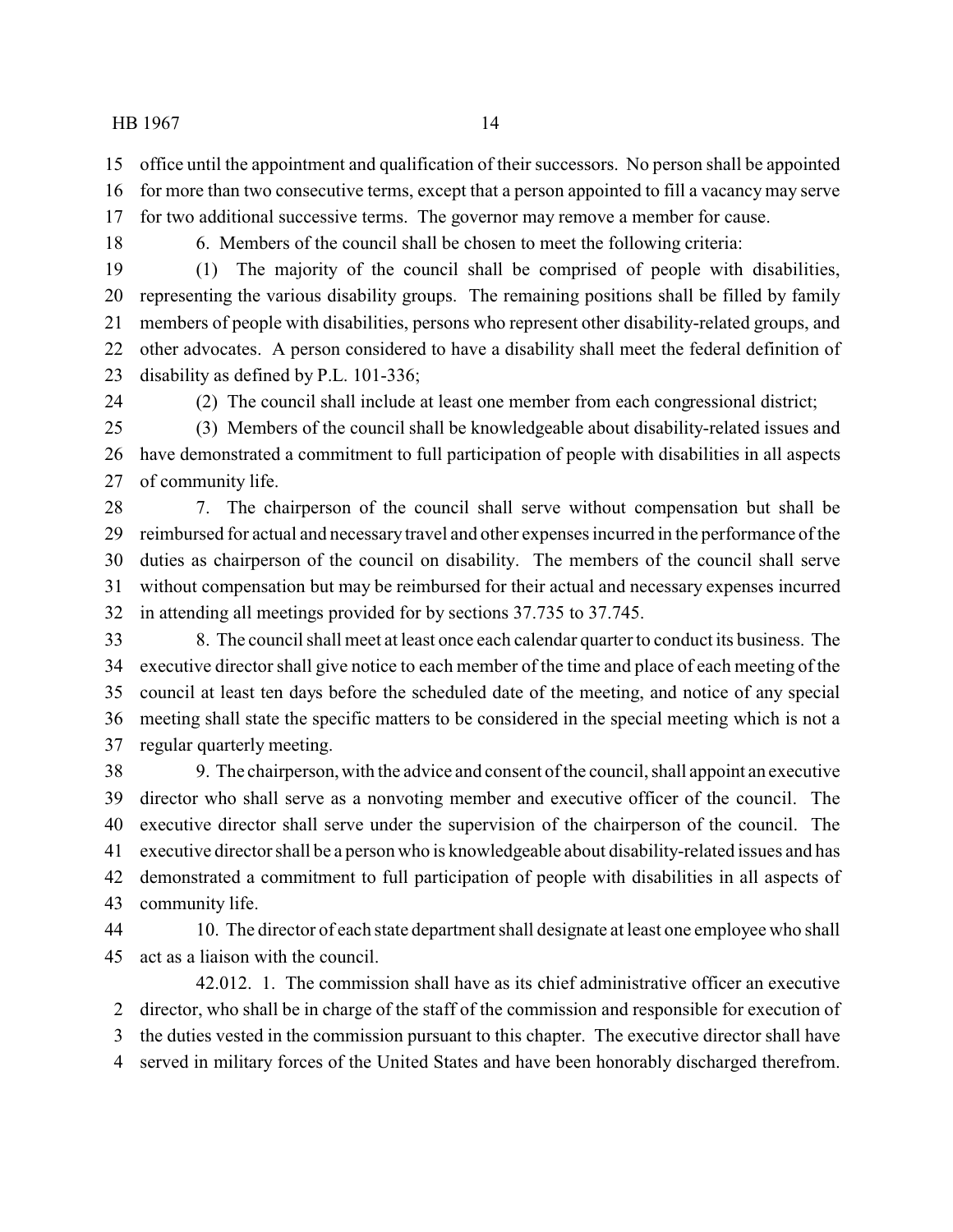office until the appointment and qualification of their successors. No person shall be appointed for more than two consecutive terms, except that a person appointed to fill a vacancy may serve for two additional successive terms. The governor may remove a member for cause.

6. Members of the council shall be chosen to meet the following criteria:

(1) The majority of the council shall be comprised of people with disabilities, representing the various disability groups. The remaining positions shall be filled by family members of people with disabilities, persons who represent other disability-related groups, and other advocates. A person considered to have a disability shall meet the federal definition of disability as defined by P.L. 101-336;

(2) The council shall include at least one member from each congressional district;

(3) Members of the council shall be knowledgeable about disability-related issues and have demonstrated a commitment to full participation of people with disabilities in all aspects of community life.

7. The chairperson of the council shall serve without compensation but shall be reimbursed for actual and necessary travel and other expenses incurred in the performance of the duties as chairperson of the council on disability. The members of the council shall serve without compensation but may be reimbursed for their actual and necessary expenses incurred in attending all meetings provided for by sections 37.735 to 37.745.

8. The council shall meet at least once each calendar quarter to conduct its business. The executive director shall give notice to each member of the time and place of each meeting of the council at least ten days before the scheduled date of the meeting, and notice of any special meeting shall state the specific matters to be considered in the special meeting which is not a regular quarterly meeting.

9. The chairperson, with the advice and consent of the council, shall appoint an executive director who shall serve as a nonvoting member and executive officer of the council. The executive director shall serve under the supervision of the chairperson of the council. The executive director shall be a person who is knowledgeable about disability-related issues and has demonstrated a commitment to full participation of people with disabilities in all aspects of community life.

10. The director of each state department shall designate at least one employee who shall act as a liaison with the council.

42.012. 1. The commission shall have as its chief administrative officer an executive director, who shall be in charge of the staff of the commission and responsible for execution of the duties vested in the commission pursuant to this chapter. The executive director shall have served in military forces of the United States and have been honorably discharged therefrom.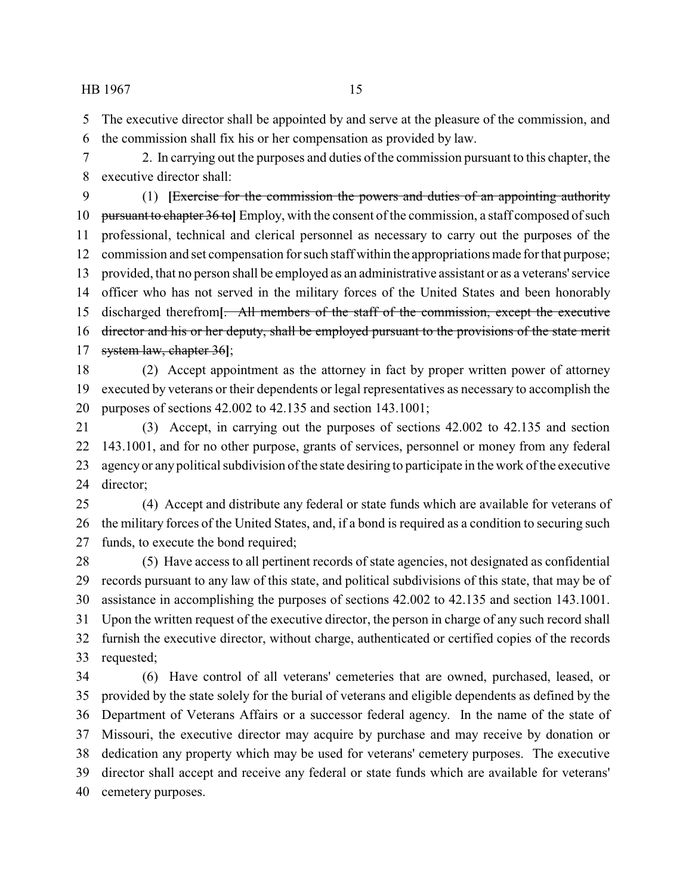The executive director shall be appointed by and serve at the pleasure of the commission, and the commission shall fix his or her compensation as provided by law.

2. In carrying out the purposes and duties of the commission pursuant to this chapter, the executive director shall:

(1) **[**~~Exercise for the commission the powers and duties of an appointing authority pursuant to chapter 36 to~~**]** Employ, with the consent of the commission, a staff composed of such professional, technical and clerical personnel as necessary to carry out the purposes of the commission and set compensation for such staff within the appropriations made for that purpose; provided, that no person shall be employed as an administrative assistant or as a veterans' service officer who has not served in the military forces of the United States and been honorably discharged therefrom**[**~~. All members of the staff of the commission, except the executive director and his or her deputy, shall be employed pursuant to the provisions of the state merit system law, chapter 36~~**]**;

(2) Accept appointment as the attorney in fact by proper written power of attorney executed by veterans or their dependents or legal representatives as necessary to accomplish the purposes of sections 42.002 to 42.135 and section 143.1001;

(3) Accept, in carrying out the purposes of sections 42.002 to 42.135 and section 143.1001, and for no other purpose, grants of services, personnel or money from any federal agency or any political subdivision of the state desiring to participate in the work of the executive director;

(4) Accept and distribute any federal or state funds which are available for veterans of the military forces of the United States, and, if a bond is required as a condition to securing such funds, to execute the bond required;

(5) Have access to all pertinent records of state agencies, not designated as confidential records pursuant to any law of this state, and political subdivisions of this state, that may be of assistance in accomplishing the purposes of sections 42.002 to 42.135 and section 143.1001. Upon the written request of the executive director, the person in charge of any such record shall furnish the executive director, without charge, authenticated or certified copies of the records requested;

(6) Have control of all veterans' cemeteries that are owned, purchased, leased, or provided by the state solely for the burial of veterans and eligible dependents as defined by the Department of Veterans Affairs or a successor federal agency. In the name of the state of Missouri, the executive director may acquire by purchase and may receive by donation or dedication any property which may be used for veterans' cemetery purposes. The executive director shall accept and receive any federal or state funds which are available for veterans' cemetery purposes.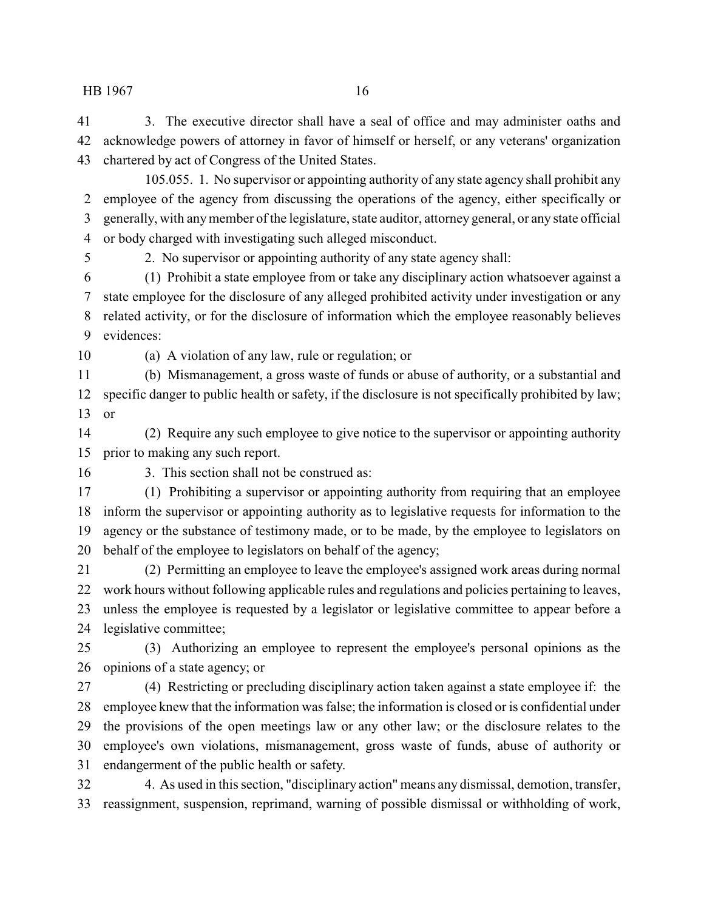3. The executive director shall have a seal of office and may administer oaths and acknowledge powers of attorney in favor of himself or herself, or any veterans' organization chartered by act of Congress of the United States.

105.055. 1. No supervisor or appointing authority of any state agency shall prohibit any employee of the agency from discussing the operations of the agency, either specifically or generally, with any member of the legislature, state auditor, attorney general, or any state official or body charged with investigating such alleged misconduct.

2. No supervisor or appointing authority of any state agency shall:

(1) Prohibit a state employee from or take any disciplinary action whatsoever against a state employee for the disclosure of any alleged prohibited activity under investigation or any related activity, or for the disclosure of information which the employee reasonably believes evidences:

(a) A violation of any law, rule or regulation; or

(b) Mismanagement, a gross waste of funds or abuse of authority, or a substantial and specific danger to public health or safety, if the disclosure is not specifically prohibited by law; or

(2) Require any such employee to give notice to the supervisor or appointing authority prior to making any such report.

3. This section shall not be construed as:

(1) Prohibiting a supervisor or appointing authority from requiring that an employee inform the supervisor or appointing authority as to legislative requests for information to the agency or the substance of testimony made, or to be made, by the employee to legislators on behalf of the employee to legislators on behalf of the agency;

(2) Permitting an employee to leave the employee's assigned work areas during normal work hours without following applicable rules and regulations and policies pertaining to leaves, unless the employee is requested by a legislator or legislative committee to appear before a legislative committee;

(3) Authorizing an employee to represent the employee's personal opinions as the opinions of a state agency; or

(4) Restricting or precluding disciplinary action taken against a state employee if: the employee knew that the information was false; the information is closed or is confidential under the provisions of the open meetings law or any other law; or the disclosure relates to the employee's own violations, mismanagement, gross waste of funds, abuse of authority or endangerment of the public health or safety.

4. As used in this section, "disciplinary action" means any dismissal, demotion, transfer, reassignment, suspension, reprimand, warning of possible dismissal or withholding of work,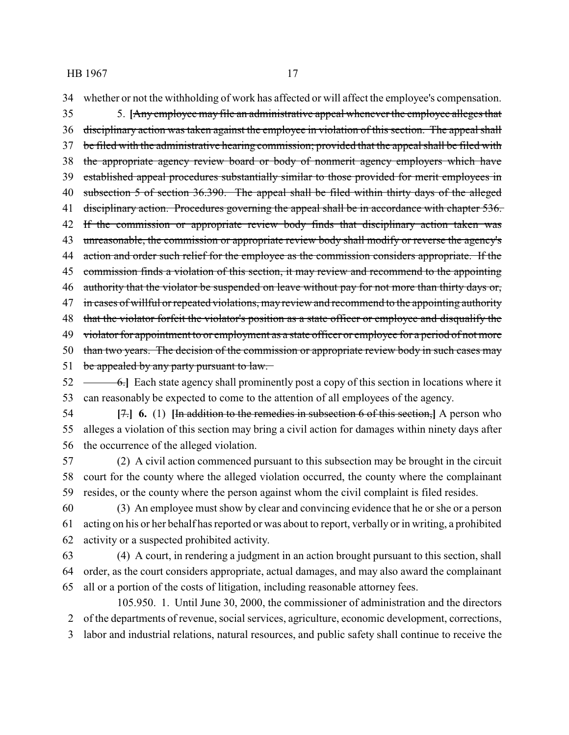whether or not the withholding of work has affected or will affect the employee's compensation.

5. **[**~~Any employee may file an administrative appeal whenever the employee alleges that disciplinary action was taken against the employee in violation of this section. The appeal shall be filed with the administrative hearing commission; provided that the appeal shall be filed with the appropriate agency review board or body of nonmerit agency employers which have established appeal procedures substantially similar to those provided for merit employees in subsection 5 of section 36.390. The appeal shall be filed within thirty days of the alleged disciplinary action. Procedures governing the appeal shall be in accordance with chapter 536. If the commission or appropriate review body finds that disciplinary action taken was unreasonable, the commission or appropriate review body shall modify or reverse the agency's action and order such relief for the employee as the commission considers appropriate. If the commission finds a violation of this section, it may review and recommend to the appointing authority that the violator be suspended on leave without pay for not more than thirty days or, in cases of willful or repeated violations, may review and recommend to the appointing authority that the violator forfeit the violator's position as a state officer or employee and disqualify the violator for appointment to or employment as a state officer or employee for a period of not more than two years. The decision of the commission or appropriate review body in such cases may be appealed by any party pursuant to law.~~

~~6.~~**]** Each state agency shall prominently post a copy of this section in locations where it can reasonably be expected to come to the attention of all employees of the agency.

**[**~~7.~~**] 6.** (1) **[**~~In addition to the remedies in subsection 6 of this section,~~**]** A person who alleges a violation of this section may bring a civil action for damages within ninety days after the occurrence of the alleged violation.

(2) A civil action commenced pursuant to this subsection may be brought in the circuit court for the county where the alleged violation occurred, the county where the complainant resides, or the county where the person against whom the civil complaint is filed resides.

(3) An employee must show by clear and convincing evidence that he or she or a person acting on his or her behalf has reported or was about to report, verbally or in writing, a prohibited activity or a suspected prohibited activity.

(4) A court, in rendering a judgment in an action brought pursuant to this section, shall order, as the court considers appropriate, actual damages, and may also award the complainant all or a portion of the costs of litigation, including reasonable attorney fees.

105.950. 1. Until June 30, 2000, the commissioner of administration and the directors of the departments of revenue, social services, agriculture, economic development, corrections, labor and industrial relations, natural resources, and public safety shall continue to receive the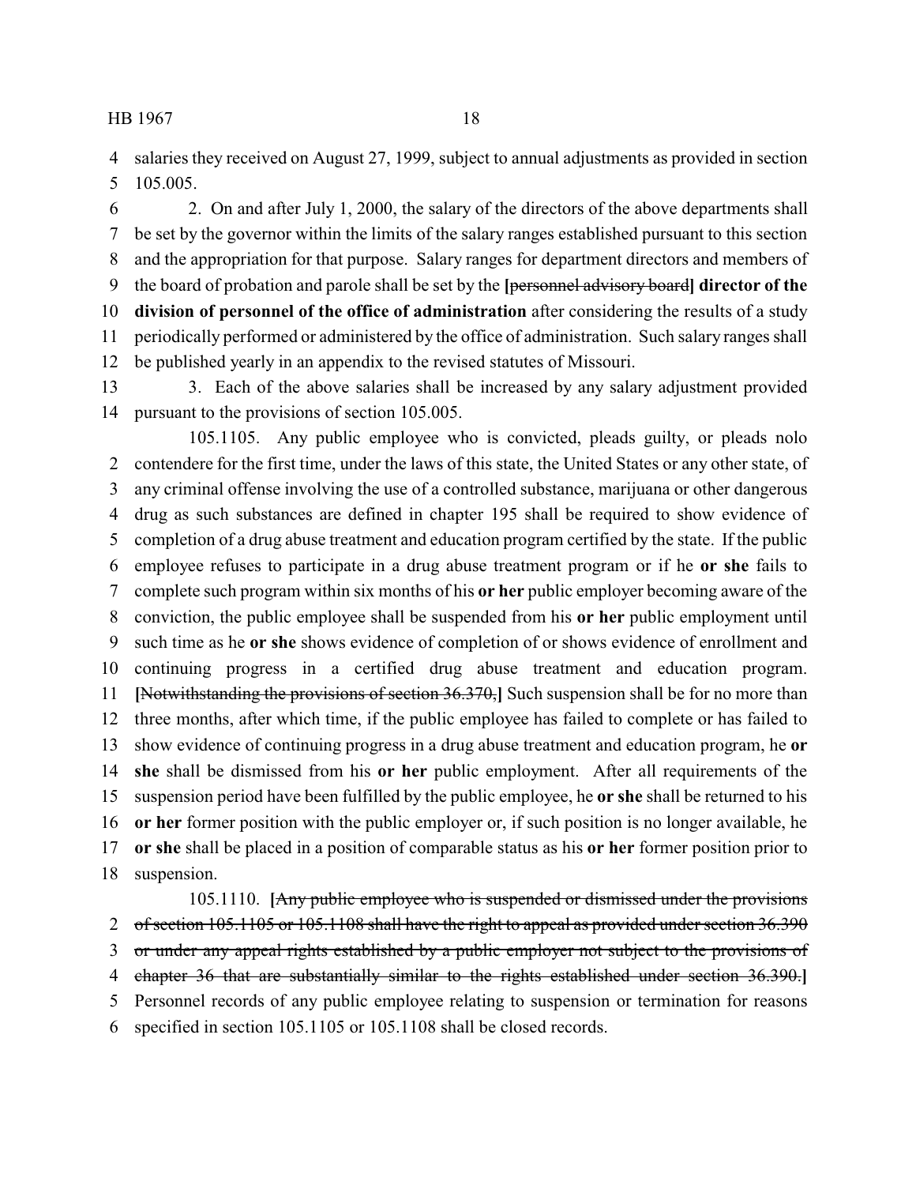salaries they received on August 27, 1999, subject to annual adjustments as provided in section 105.005.

2. On and after July 1, 2000, the salary of the directors of the above departments shall be set by the governor within the limits of the salary ranges established pursuant to this section and the appropriation for that purpose. Salary ranges for department directors and members of the board of probation and parole shall be set by the **[**~~personnel advisory board~~**] director of the division of personnel of the office of administration** after considering the results of a study periodically performed or administered by the office of administration. Such salary ranges shall be published yearly in an appendix to the revised statutes of Missouri.

3. Each of the above salaries shall be increased by any salary adjustment provided pursuant to the provisions of section 105.005.

105.1105. Any public employee who is convicted, pleads guilty, or pleads nolo contendere for the first time, under the laws of this state, the United States or any other state, of any criminal offense involving the use of a controlled substance, marijuana or other dangerous drug as such substances are defined in chapter 195 shall be required to show evidence of completion of a drug abuse treatment and education program certified by the state. If the public employee refuses to participate in a drug abuse treatment program or if he **or she** fails to complete such program within six months of his **or her** public employer becoming aware of the conviction, the public employee shall be suspended from his **or her** public employment until such time as he **or she** shows evidence of completion of or shows evidence of enrollment and continuing progress in a certified drug abuse treatment and education program. **[**~~Notwithstanding the provisions of section 36.370,~~**]** Such suspension shall be for no more than three months, after which time, if the public employee has failed to complete or has failed to show evidence of continuing progress in a drug abuse treatment and education program, he **or she** shall be dismissed from his **or her** public employment. After all requirements of the suspension period have been fulfilled by the public employee, he **or she** shall be returned to his **or her** former position with the public employer or, if such position is no longer available, he **or she** shall be placed in a position of comparable status as his **or her** former position prior to suspension.

105.1110. **[**~~Any public employee who is suspended or dismissed under the provisions of section 105.1105 or 105.1108 shall have the right to appeal as provided under section 36.390 or under any appeal rights established by a public employer not subject to the provisions of chapter 36 that are substantially similar to the rights established under section 36.390.~~**]** Personnel records of any public employee relating to suspension or termination for reasons specified in section 105.1105 or 105.1108 shall be closed records.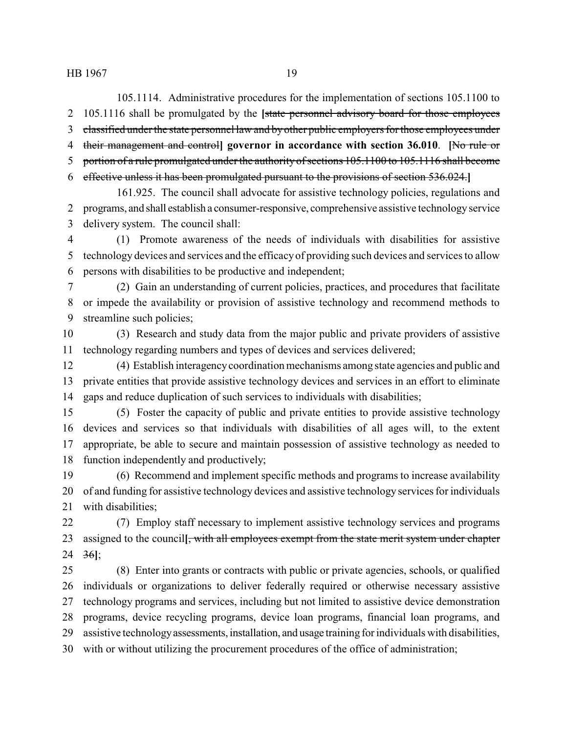105.1114. Administrative procedures for the implementation of sections 105.1100 to 105.1116 shall be promulgated by the **[**~~state personnel advisory board for those employees classified under the state personnel law and by other public employers for those employees under their management and control~~**] governor in accordance with section 36.010**. **[**~~No rule or portion of a rule promulgated under the authority of sections 105.1100 to 105.1116 shall become effective unless it has been promulgated pursuant to the provisions of section 536.024.~~**]**

161.925. The council shall advocate for assistive technology policies, regulations and programs, and shall establish a consumer-responsive, comprehensive assistive technology service delivery system. The council shall:

(1) Promote awareness of the needs of individuals with disabilities for assistive technology devices and services and the efficacy of providing such devices and services to allow persons with disabilities to be productive and independent;

(2) Gain an understanding of current policies, practices, and procedures that facilitate or impede the availability or provision of assistive technology and recommend methods to streamline such policies;

(3) Research and study data from the major public and private providers of assistive technology regarding numbers and types of devices and services delivered;

(4) Establish interagency coordination mechanisms among state agencies and public and private entities that provide assistive technology devices and services in an effort to eliminate gaps and reduce duplication of such services to individuals with disabilities;

(5) Foster the capacity of public and private entities to provide assistive technology devices and services so that individuals with disabilities of all ages will, to the extent appropriate, be able to secure and maintain possession of assistive technology as needed to function independently and productively;

(6) Recommend and implement specific methods and programs to increase availability of and funding for assistive technology devices and assistive technology services for individuals with disabilities;

(7) Employ staff necessary to implement assistive technology services and programs assigned to the council**[**~~, with all employees exempt from the state merit system under chapter 36~~**]**;

(8) Enter into grants or contracts with public or private agencies, schools, or qualified individuals or organizations to deliver federally required or otherwise necessary assistive technology programs and services, including but not limited to assistive device demonstration programs, device recycling programs, device loan programs, financial loan programs, and assistive technology assessments, installation, and usage training for individuals with disabilities, with or without utilizing the procurement procedures of the office of administration;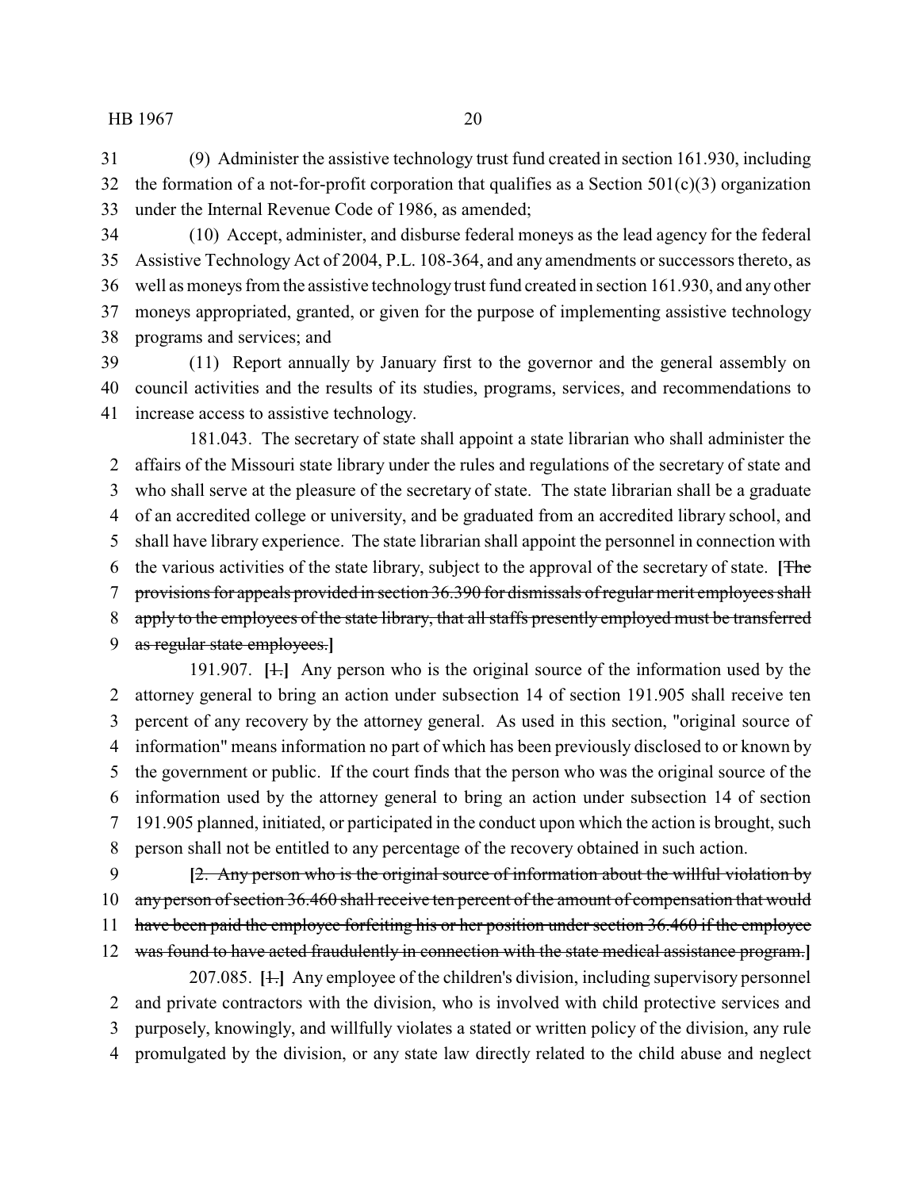(9) Administer the assistive technology trust fund created in section 161.930, including the formation of a not-for-profit corporation that qualifies as a Section 501(c)(3) organization under the Internal Revenue Code of 1986, as amended;

(10) Accept, administer, and disburse federal moneys as the lead agency for the federal Assistive Technology Act of 2004, P.L. 108-364, and any amendments or successors thereto, as well as moneys from the assistive technology trust fund created in section 161.930, and any other moneys appropriated, granted, or given for the purpose of implementing assistive technology programs and services; and

(11) Report annually by January first to the governor and the general assembly on council activities and the results of its studies, programs, services, and recommendations to increase access to assistive technology.

181.043. The secretary of state shall appoint a state librarian who shall administer the affairs of the Missouri state library under the rules and regulations of the secretary of state and who shall serve at the pleasure of the secretary of state. The state librarian shall be a graduate of an accredited college or university, and be graduated from an accredited library school, and shall have library experience. The state librarian shall appoint the personnel in connection with the various activities of the state library, subject to the approval of the secretary of state. **[**~~The provisions for appeals provided in section 36.390 for dismissals of regular merit employees shall apply to the employees of the state library, that all staffs presently employed must be transferred as regular state employees.~~**]**

191.907. **[**~~1.~~**]** Any person who is the original source of the information used by the attorney general to bring an action under subsection 14 of section 191.905 shall receive ten percent of any recovery by the attorney general. As used in this section, "original source of information" means information no part of which has been previously disclosed to or known by the government or public. If the court finds that the person who was the original source of the information used by the attorney general to bring an action under subsection 14 of section 191.905 planned, initiated, or participated in the conduct upon which the action is brought, such person shall not be entitled to any percentage of the recovery obtained in such action.

**[**~~2. Any person who is the original source of information about the willful violation by any person of section 36.460 shall receive ten percent of the amount of compensation that would have been paid the employee forfeiting his or her position under section 36.460 if the employee was found to have acted fraudulently in connection with the state medical assistance program.~~**]**

207.085. **[**~~1.~~**]** Any employee of the children's division, including supervisory personnel and private contractors with the division, who is involved with child protective services and purposely, knowingly, and willfully violates a stated or written policy of the division, any rule promulgated by the division, or any state law directly related to the child abuse and neglect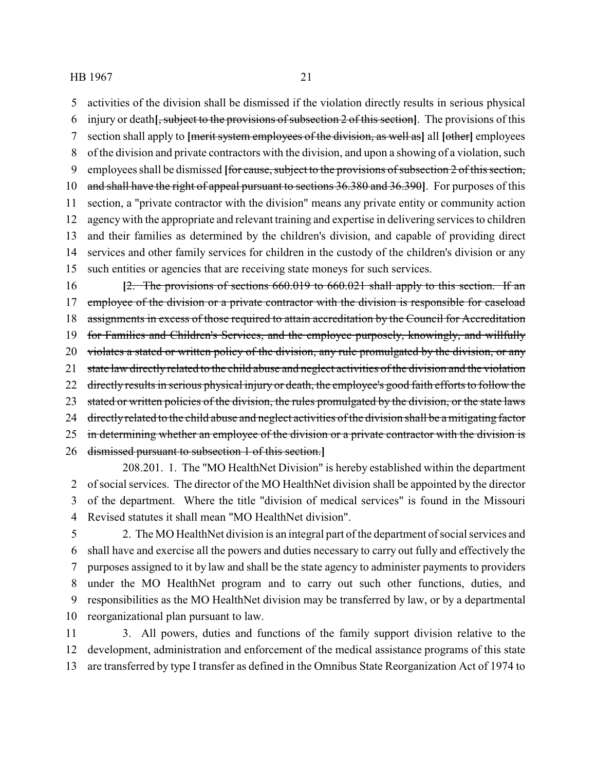activities of the division shall be dismissed if the violation directly results in serious physical injury or death[~~, subject to the provisions of subsection 2 of this section~~]. The provisions of this section shall apply to [~~merit system employees of the division, as well as~~] all [~~other~~] employees of the division and private contractors with the division, and upon a showing of a violation, such employees shall be dismissed [~~for cause, subject to the provisions of subsection 2 of this section, and shall have the right of appeal pursuant to sections 36.380 and 36.390~~]. For purposes of this section, a "private contractor with the division" means any private entity or community action agency with the appropriate and relevant training and expertise in delivering services to children and their families as determined by the children's division, and capable of providing direct services and other family services for children in the custody of the children's division or any such entities or agencies that are receiving state moneys for such services.

[~~2. The provisions of sections 660.019 to 660.021 shall apply to this section. If an employee of the division or a private contractor with the division is responsible for caseload assignments in excess of those required to attain accreditation by the Council for Accreditation for Families and Children's Services, and the employee purposely, knowingly, and willfully violates a stated or written policy of the division, any rule promulgated by the division, or any state law directly related to the child abuse and neglect activities of the division and the violation directly results in serious physical injury or death, the employee's good faith efforts to follow the stated or written policies of the division, the rules promulgated by the division, or the state laws directly related to the child abuse and neglect activities of the division shall be a mitigating factor in determining whether an employee of the division or a private contractor with the division is dismissed pursuant to subsection 1 of this section.~~]

208.201. 1. The "MO HealthNet Division" is hereby established within the department of social services. The director of the MO HealthNet division shall be appointed by the director of the department. Where the title "division of medical services" is found in the Missouri Revised statutes it shall mean "MO HealthNet division".

2. The MO HealthNet division is an integral part of the department of social services and shall have and exercise all the powers and duties necessary to carry out fully and effectively the purposes assigned to it by law and shall be the state agency to administer payments to providers under the MO HealthNet program and to carry out such other functions, duties, and responsibilities as the MO HealthNet division may be transferred by law, or by a departmental reorganizational plan pursuant to law.

3. All powers, duties and functions of the family support division relative to the development, administration and enforcement of the medical assistance programs of this state are transferred by type I transfer as defined in the Omnibus State Reorganization Act of 1974 to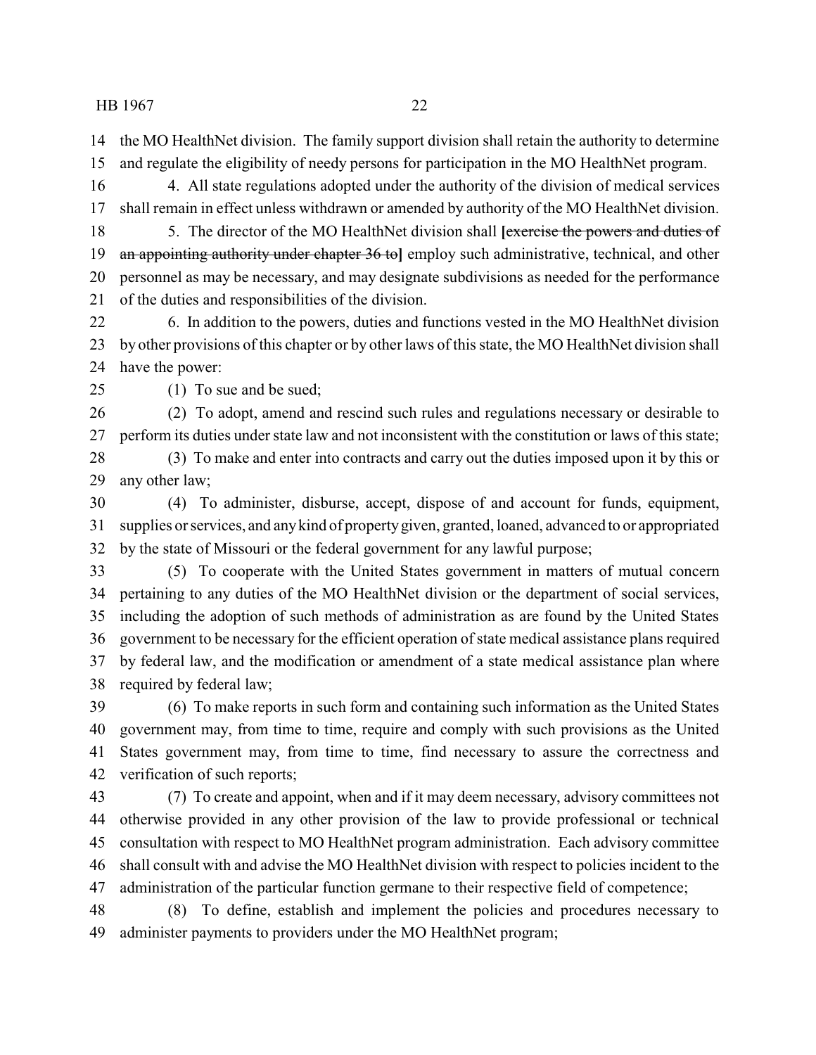the MO HealthNet division. The family support division shall retain the authority to determine and regulate the eligibility of needy persons for participation in the MO HealthNet program.

4. All state regulations adopted under the authority of the division of medical services shall remain in effect unless withdrawn or amended by authority of the MO HealthNet division.

5. The director of the MO HealthNet division shall **[**~~exercise the powers and duties of an appointing authority under chapter 36 to~~**]** employ such administrative, technical, and other personnel as may be necessary, and may designate subdivisions as needed for the performance of the duties and responsibilities of the division.

6. In addition to the powers, duties and functions vested in the MO HealthNet division by other provisions of this chapter or by other laws of this state, the MO HealthNet division shall have the power:

(1) To sue and be sued;

(2) To adopt, amend and rescind such rules and regulations necessary or desirable to perform its duties under state law and not inconsistent with the constitution or laws of this state;

(3) To make and enter into contracts and carry out the duties imposed upon it by this or any other law;

(4) To administer, disburse, accept, dispose of and account for funds, equipment, supplies or services, and any kind of property given, granted, loaned, advanced to or appropriated by the state of Missouri or the federal government for any lawful purpose;

(5) To cooperate with the United States government in matters of mutual concern pertaining to any duties of the MO HealthNet division or the department of social services, including the adoption of such methods of administration as are found by the United States government to be necessary for the efficient operation of state medical assistance plans required by federal law, and the modification or amendment of a state medical assistance plan where required by federal law;

(6) To make reports in such form and containing such information as the United States government may, from time to time, require and comply with such provisions as the United States government may, from time to time, find necessary to assure the correctness and verification of such reports;

(7) To create and appoint, when and if it may deem necessary, advisory committees not otherwise provided in any other provision of the law to provide professional or technical consultation with respect to MO HealthNet program administration. Each advisory committee shall consult with and advise the MO HealthNet division with respect to policies incident to the administration of the particular function germane to their respective field of competence;

(8) To define, establish and implement the policies and procedures necessary to administer payments to providers under the MO HealthNet program;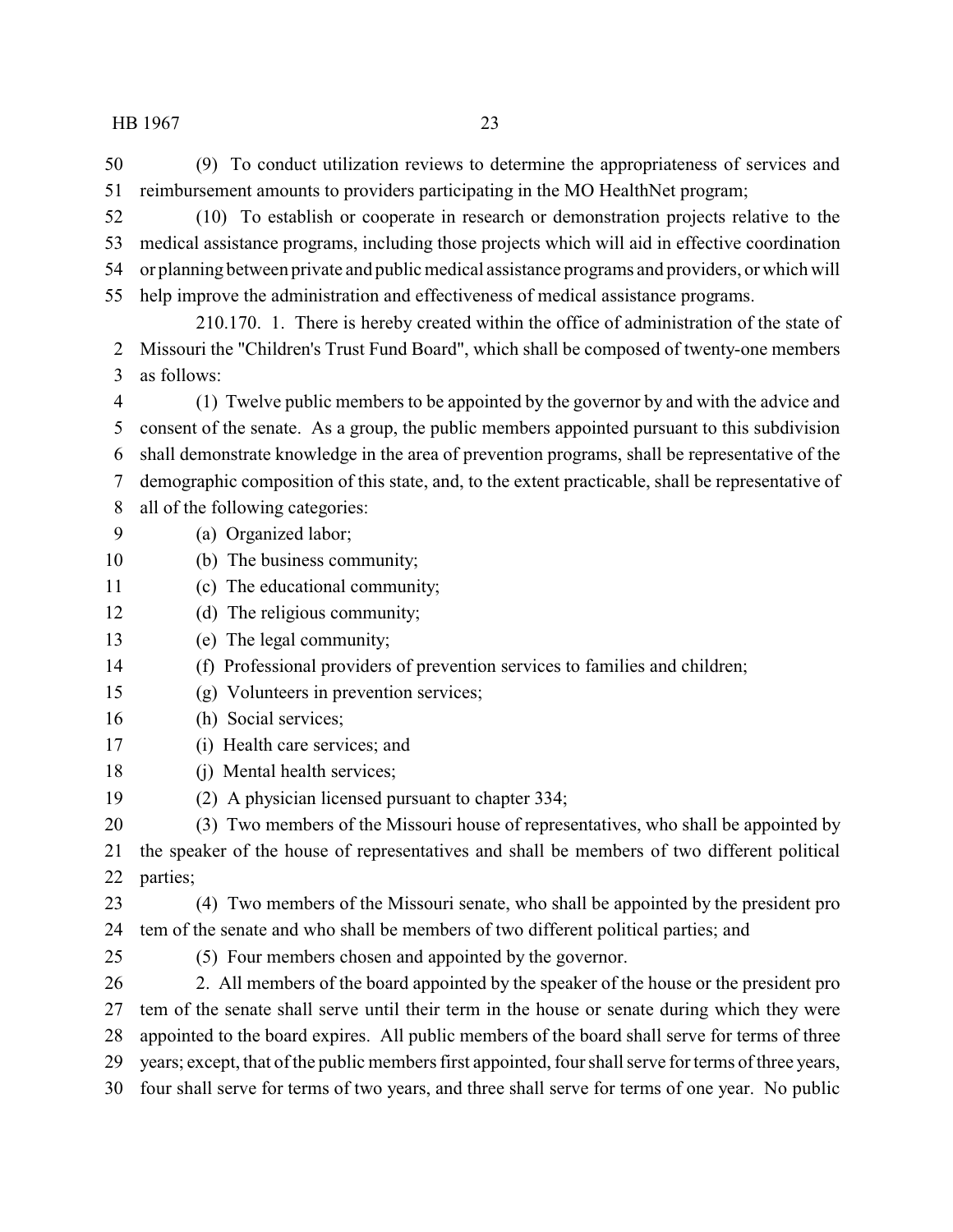(9) To conduct utilization reviews to determine the appropriateness of services and reimbursement amounts to providers participating in the MO HealthNet program;

(10) To establish or cooperate in research or demonstration projects relative to the medical assistance programs, including those projects which will aid in effective coordination or planning between private and public medical assistance programs and providers, or which will help improve the administration and effectiveness of medical assistance programs.

210.170. 1. There is hereby created within the office of administration of the state of Missouri the "Children's Trust Fund Board", which shall be composed of twenty-one members as follows:

(1) Twelve public members to be appointed by the governor by and with the advice and consent of the senate. As a group, the public members appointed pursuant to this subdivision shall demonstrate knowledge in the area of prevention programs, shall be representative of the demographic composition of this state, and, to the extent practicable, shall be representative of all of the following categories:

(a) Organized labor;

(b) The business community;

(c) The educational community;

(d) The religious community;

(e) The legal community;

(f) Professional providers of prevention services to families and children;

(g) Volunteers in prevention services;

(h) Social services;

(i) Health care services; and

(j) Mental health services;

(2) A physician licensed pursuant to chapter 334;

(3) Two members of the Missouri house of representatives, who shall be appointed by the speaker of the house of representatives and shall be members of two different political parties;

(4) Two members of the Missouri senate, who shall be appointed by the president pro tem of the senate and who shall be members of two different political parties; and

(5) Four members chosen and appointed by the governor.

2. All members of the board appointed by the speaker of the house or the president pro tem of the senate shall serve until their term in the house or senate during which they were appointed to the board expires. All public members of the board shall serve for terms of three years; except, that of the public members first appointed, four shall serve for terms of three years, four shall serve for terms of two years, and three shall serve for terms of one year. No public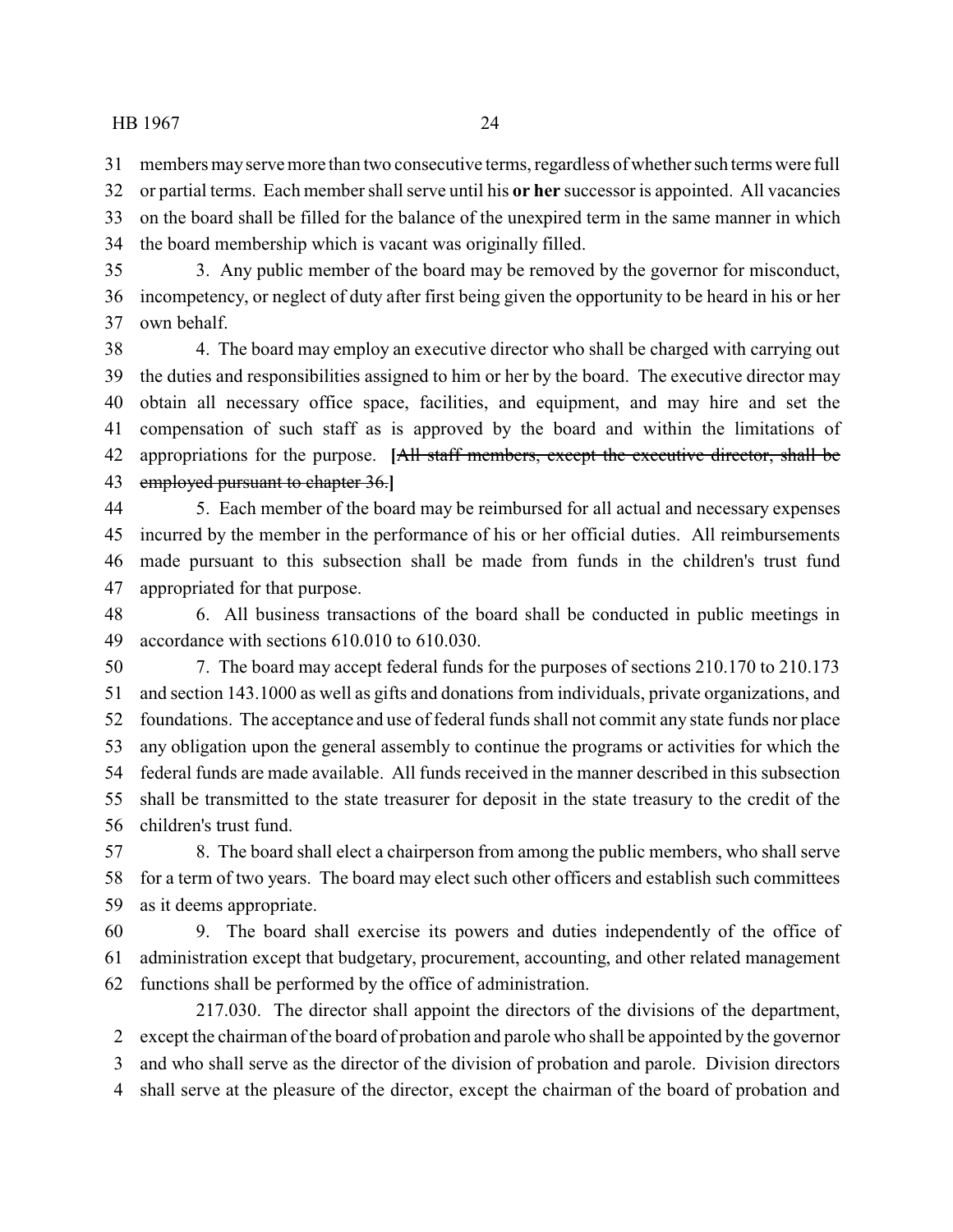members may serve more than two consecutive terms, regardless of whether such terms were full or partial terms. Each member shall serve until his **or her** successor is appointed. All vacancies on the board shall be filled for the balance of the unexpired term in the same manner in which the board membership which is vacant was originally filled.

3. Any public member of the board may be removed by the governor for misconduct, incompetency, or neglect of duty after first being given the opportunity to be heard in his or her own behalf.

4. The board may employ an executive director who shall be charged with carrying out the duties and responsibilities assigned to him or her by the board. The executive director may obtain all necessary office space, facilities, and equipment, and may hire and set the compensation of such staff as is approved by the board and within the limitations of appropriations for the purpose. **[**~~All staff members, except the executive director, shall be employed pursuant to chapter 36.~~**]**

5. Each member of the board may be reimbursed for all actual and necessary expenses incurred by the member in the performance of his or her official duties. All reimbursements made pursuant to this subsection shall be made from funds in the children's trust fund appropriated for that purpose.

6. All business transactions of the board shall be conducted in public meetings in accordance with sections 610.010 to 610.030.

7. The board may accept federal funds for the purposes of sections 210.170 to 210.173 and section 143.1000 as well as gifts and donations from individuals, private organizations, and foundations. The acceptance and use of federal funds shall not commit any state funds nor place any obligation upon the general assembly to continue the programs or activities for which the federal funds are made available. All funds received in the manner described in this subsection shall be transmitted to the state treasurer for deposit in the state treasury to the credit of the children's trust fund.

8. The board shall elect a chairperson from among the public members, who shall serve for a term of two years. The board may elect such other officers and establish such committees as it deems appropriate.

9. The board shall exercise its powers and duties independently of the office of administration except that budgetary, procurement, accounting, and other related management functions shall be performed by the office of administration.

217.030. The director shall appoint the directors of the divisions of the department, except the chairman of the board of probation and parole who shall be appointed by the governor and who shall serve as the director of the division of probation and parole. Division directors shall serve at the pleasure of the director, except the chairman of the board of probation and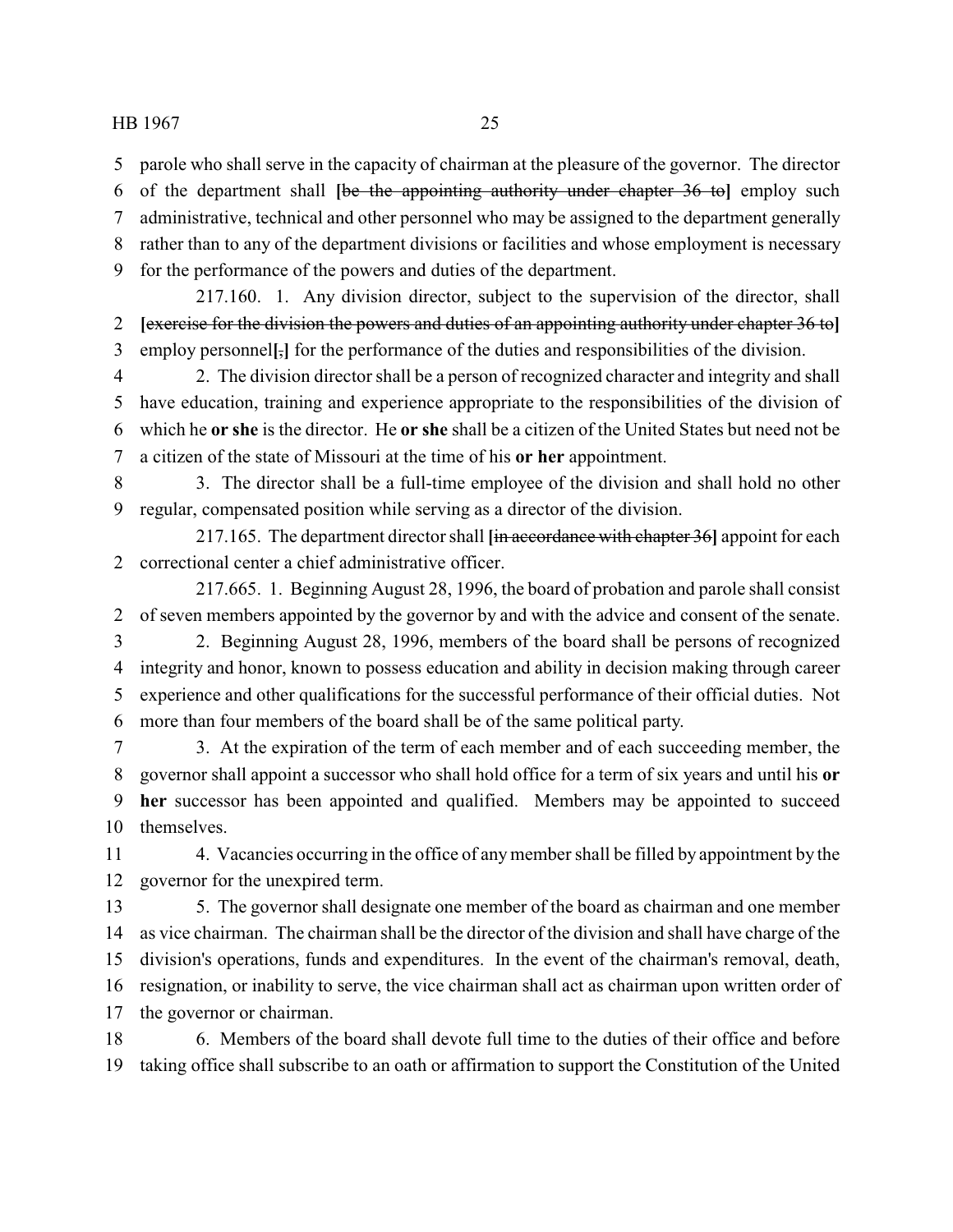parole who shall serve in the capacity of chairman at the pleasure of the governor. The director of the department shall **[**~~be the appointing authority under chapter 36 to~~**]** employ such administrative, technical and other personnel who may be assigned to the department generally rather than to any of the department divisions or facilities and whose employment is necessary for the performance of the powers and duties of the department.

217.160. 1. Any division director, subject to the supervision of the director, shall **[**~~exercise for the division the powers and duties of an appointing authority under chapter 36 to~~**]** employ personnel**[**~~,~~**]** for the performance of the duties and responsibilities of the division.

2. The division director shall be a person of recognized character and integrity and shall have education, training and experience appropriate to the responsibilities of the division of which he **or she** is the director. He **or she** shall be a citizen of the United States but need not be a citizen of the state of Missouri at the time of his **or her** appointment.

3. The director shall be a full-time employee of the division and shall hold no other regular, compensated position while serving as a director of the division.

217.165. The department director shall **[**~~in accordance with chapter 36~~**]** appoint for each correctional center a chief administrative officer.

217.665. 1. Beginning August 28, 1996, the board of probation and parole shall consist of seven members appointed by the governor by and with the advice and consent of the senate.

2. Beginning August 28, 1996, members of the board shall be persons of recognized integrity and honor, known to possess education and ability in decision making through career experience and other qualifications for the successful performance of their official duties. Not more than four members of the board shall be of the same political party.

3. At the expiration of the term of each member and of each succeeding member, the governor shall appoint a successor who shall hold office for a term of six years and until his **or her** successor has been appointed and qualified. Members may be appointed to succeed themselves.

4. Vacancies occurring in the office of any member shall be filled by appointment by the governor for the unexpired term.

5. The governor shall designate one member of the board as chairman and one member as vice chairman. The chairman shall be the director of the division and shall have charge of the division's operations, funds and expenditures. In the event of the chairman's removal, death, resignation, or inability to serve, the vice chairman shall act as chairman upon written order of the governor or chairman.

6. Members of the board shall devote full time to the duties of their office and before taking office shall subscribe to an oath or affirmation to support the Constitution of the United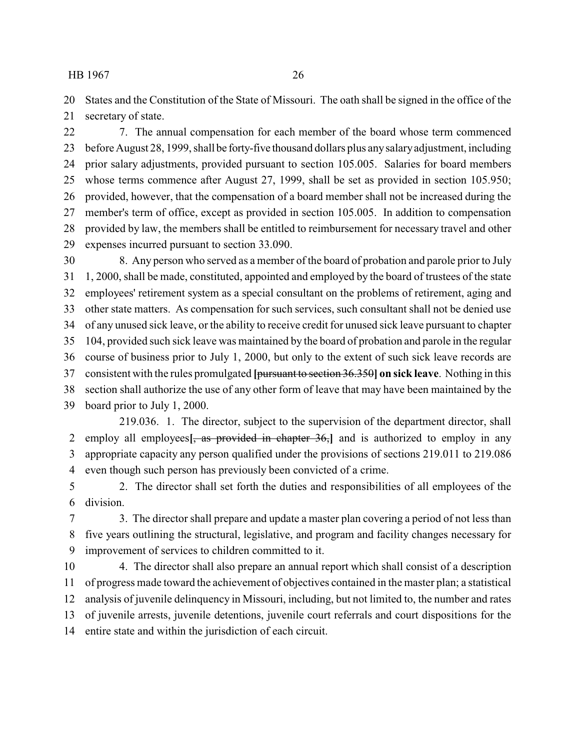States and the Constitution of the State of Missouri. The oath shall be signed in the office of the secretary of state.

7. The annual compensation for each member of the board whose term commenced before August 28, 1999, shall be forty-five thousand dollars plus any salary adjustment, including prior salary adjustments, provided pursuant to section 105.005. Salaries for board members whose terms commence after August 27, 1999, shall be set as provided in section 105.950; provided, however, that the compensation of a board member shall not be increased during the member's term of office, except as provided in section 105.005. In addition to compensation provided by law, the members shall be entitled to reimbursement for necessary travel and other expenses incurred pursuant to section 33.090.

8. Any person who served as a member of the board of probation and parole prior to July 1, 2000, shall be made, constituted, appointed and employed by the board of trustees of the state employees' retirement system as a special consultant on the problems of retirement, aging and other state matters. As compensation for such services, such consultant shall not be denied use of any unused sick leave, or the ability to receive credit for unused sick leave pursuant to chapter 104, provided such sick leave was maintained by the board of probation and parole in the regular course of business prior to July 1, 2000, but only to the extent of such sick leave records are consistent with the rules promulgated **[**~~pursuant to section 36.350~~**] on sick leave**. Nothing in this section shall authorize the use of any other form of leave that may have been maintained by the board prior to July 1, 2000.

219.036. 1. The director, subject to the supervision of the department director, shall employ all employees**[**~~, as provided in chapter 36,~~**]** and is authorized to employ in any appropriate capacity any person qualified under the provisions of sections 219.011 to 219.086 even though such person has previously been convicted of a crime.

2. The director shall set forth the duties and responsibilities of all employees of the division.

3. The director shall prepare and update a master plan covering a period of not less than five years outlining the structural, legislative, and program and facility changes necessary for improvement of services to children committed to it.

4. The director shall also prepare an annual report which shall consist of a description of progress made toward the achievement of objectives contained in the master plan; a statistical analysis of juvenile delinquency in Missouri, including, but not limited to, the number and rates of juvenile arrests, juvenile detentions, juvenile court referrals and court dispositions for the entire state and within the jurisdiction of each circuit.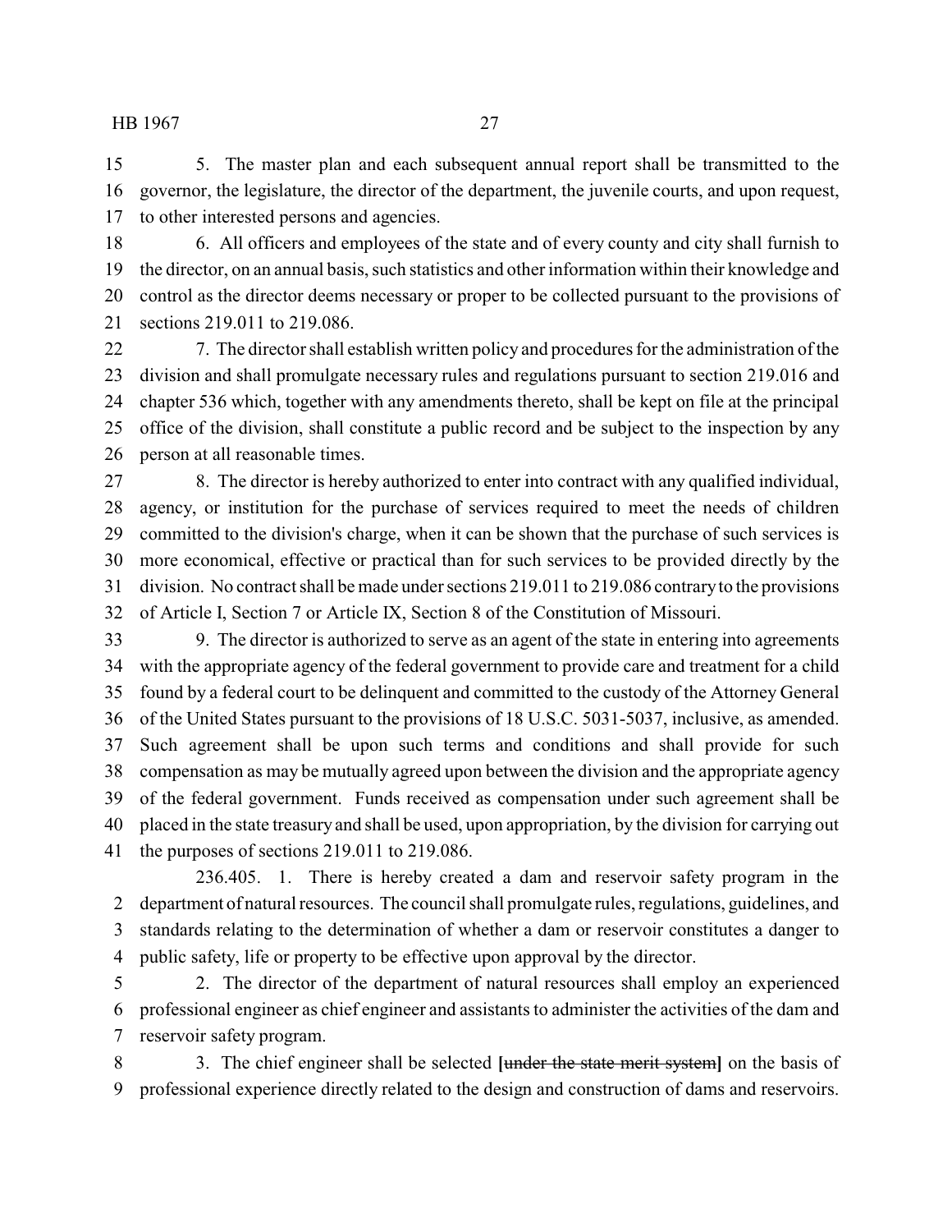5. The master plan and each subsequent annual report shall be transmitted to the governor, the legislature, the director of the department, the juvenile courts, and upon request, to other interested persons and agencies.

6. All officers and employees of the state and of every county and city shall furnish to the director, on an annual basis, such statistics and other information within their knowledge and control as the director deems necessary or proper to be collected pursuant to the provisions of sections 219.011 to 219.086.

7. The director shall establish written policy and procedures for the administration of the division and shall promulgate necessary rules and regulations pursuant to section 219.016 and chapter 536 which, together with any amendments thereto, shall be kept on file at the principal office of the division, shall constitute a public record and be subject to the inspection by any person at all reasonable times.

8. The director is hereby authorized to enter into contract with any qualified individual, agency, or institution for the purchase of services required to meet the needs of children committed to the division's charge, when it can be shown that the purchase of such services is more economical, effective or practical than for such services to be provided directly by the division. No contract shall be made under sections 219.011 to 219.086 contrary to the provisions of Article I, Section 7 or Article IX, Section 8 of the Constitution of Missouri.

9. The director is authorized to serve as an agent of the state in entering into agreements with the appropriate agency of the federal government to provide care and treatment for a child found by a federal court to be delinquent and committed to the custody of the Attorney General of the United States pursuant to the provisions of 18 U.S.C. 5031-5037, inclusive, as amended. Such agreement shall be upon such terms and conditions and shall provide for such compensation as may be mutually agreed upon between the division and the appropriate agency of the federal government. Funds received as compensation under such agreement shall be placed in the state treasury and shall be used, upon appropriation, by the division for carrying out the purposes of sections 219.011 to 219.086.

236.405. 1. There is hereby created a dam and reservoir safety program in the department of natural resources. The council shall promulgate rules, regulations, guidelines, and standards relating to the determination of whether a dam or reservoir constitutes a danger to public safety, life or property to be effective upon approval by the director.

2. The director of the department of natural resources shall employ an experienced professional engineer as chief engineer and assistants to administer the activities of the dam and reservoir safety program.

3. The chief engineer shall be selected **[**~~under the state merit system~~**]** on the basis of professional experience directly related to the design and construction of dams and reservoirs.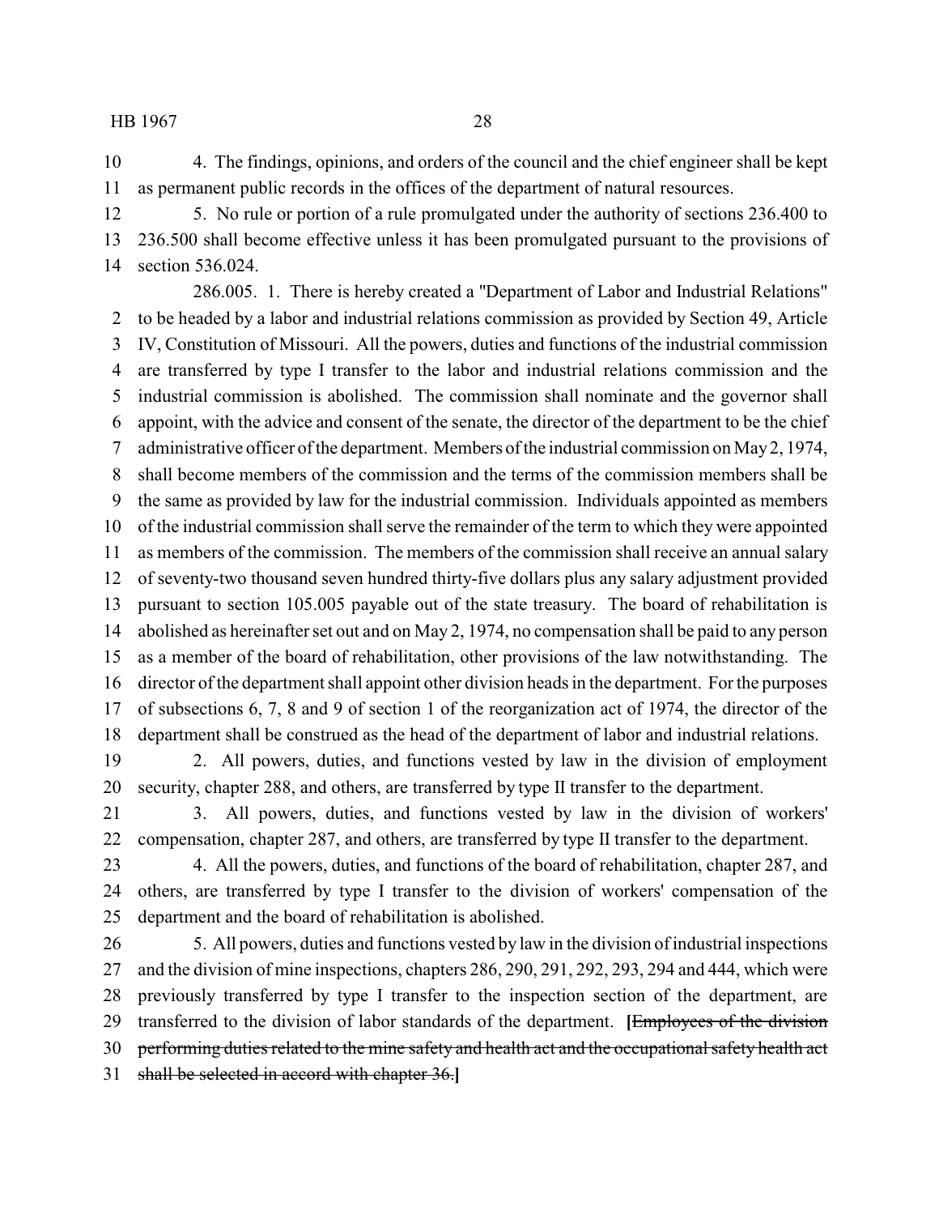4. The findings, opinions, and orders of the council and the chief engineer shall be kept as permanent public records in the offices of the department of natural resources.

5. No rule or portion of a rule promulgated under the authority of sections 236.400 to 236.500 shall become effective unless it has been promulgated pursuant to the provisions of section 536.024.

286.005. 1. There is hereby created a "Department of Labor and Industrial Relations" to be headed by a labor and industrial relations commission as provided by Section 49, Article IV, Constitution of Missouri. All the powers, duties and functions of the industrial commission are transferred by type I transfer to the labor and industrial relations commission and the industrial commission is abolished. The commission shall nominate and the governor shall appoint, with the advice and consent of the senate, the director of the department to be the chief administrative officer of the department. Members of the industrial commission on May 2, 1974, shall become members of the commission and the terms of the commission members shall be the same as provided by law for the industrial commission. Individuals appointed as members of the industrial commission shall serve the remainder of the term to which they were appointed as members of the commission. The members of the commission shall receive an annual salary of seventy-two thousand seven hundred thirty-five dollars plus any salary adjustment provided pursuant to section 105.005 payable out of the state treasury. The board of rehabilitation is abolished as hereinafter set out and on May 2, 1974, no compensation shall be paid to any person as a member of the board of rehabilitation, other provisions of the law notwithstanding. The director of the department shall appoint other division heads in the department. For the purposes of subsections 6, 7, 8 and 9 of section 1 of the reorganization act of 1974, the director of the department shall be construed as the head of the department of labor and industrial relations.

2. All powers, duties, and functions vested by law in the division of employment security, chapter 288, and others, are transferred by type II transfer to the department.

3. All powers, duties, and functions vested by law in the division of workers' compensation, chapter 287, and others, are transferred by type II transfer to the department.

4. All the powers, duties, and functions of the board of rehabilitation, chapter 287, and others, are transferred by type I transfer to the division of workers' compensation of the department and the board of rehabilitation is abolished.

5. All powers, duties and functions vested by law in the division of industrial inspections and the division of mine inspections, chapters 286, 290, 291, 292, 293, 294 and 444, which were previously transferred by type I transfer to the inspection section of the department, are transferred to the division of labor standards of the department. **[**~~Employees of the division performing duties related to the mine safety and health act and the occupational safety health act shall be selected in accord with chapter 36.~~**]**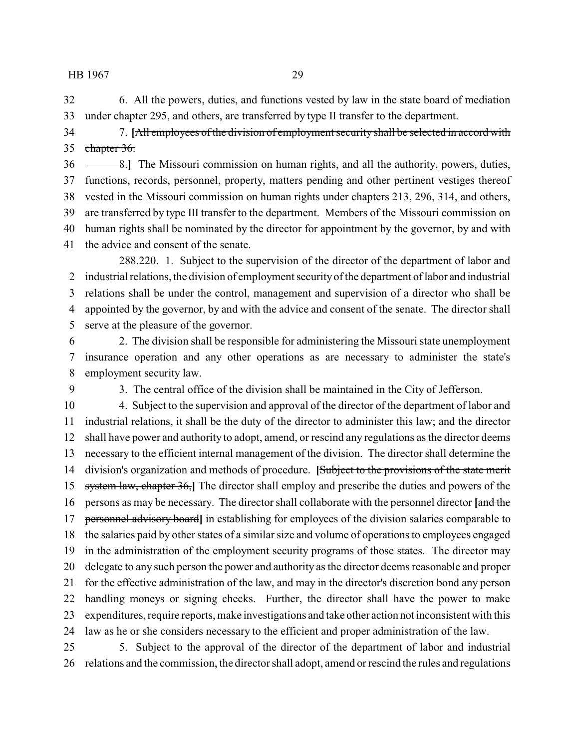6. All the powers, duties, and functions vested by law in the state board of mediation under chapter 295, and others, are transferred by type II transfer to the department.

7. **[**~~All employees of the division of employment security shall be selected in accord with chapter 36.~~

~~8.~~**]** The Missouri commission on human rights, and all the authority, powers, duties, functions, records, personnel, property, matters pending and other pertinent vestiges thereof vested in the Missouri commission on human rights under chapters 213, 296, 314, and others, are transferred by type III transfer to the department. Members of the Missouri commission on human rights shall be nominated by the director for appointment by the governor, by and with the advice and consent of the senate.

288.220. 1. Subject to the supervision of the director of the department of labor and industrial relations, the division of employment security of the department of labor and industrial relations shall be under the control, management and supervision of a director who shall be appointed by the governor, by and with the advice and consent of the senate. The director shall serve at the pleasure of the governor.

2. The division shall be responsible for administering the Missouri state unemployment insurance operation and any other operations as are necessary to administer the state's employment security law.

3. The central office of the division shall be maintained in the City of Jefferson.

4. Subject to the supervision and approval of the director of the department of labor and industrial relations, it shall be the duty of the director to administer this law; and the director shall have power and authority to adopt, amend, or rescind any regulations as the director deems necessary to the efficient internal management of the division. The director shall determine the division's organization and methods of procedure. **[**~~Subject to the provisions of the state merit system law, chapter 36,~~**]** The director shall employ and prescribe the duties and powers of the persons as may be necessary. The director shall collaborate with the personnel director **[**~~and the personnel advisory board~~**]** in establishing for employees of the division salaries comparable to the salaries paid by other states of a similar size and volume of operations to employees engaged in the administration of the employment security programs of those states. The director may delegate to any such person the power and authority as the director deems reasonable and proper for the effective administration of the law, and may in the director's discretion bond any person handling moneys or signing checks. Further, the director shall have the power to make expenditures, require reports, make investigations and take other action not inconsistent with this law as he or she considers necessary to the efficient and proper administration of the law.

5. Subject to the approval of the director of the department of labor and industrial relations and the commission, the director shall adopt, amend or rescind the rules and regulations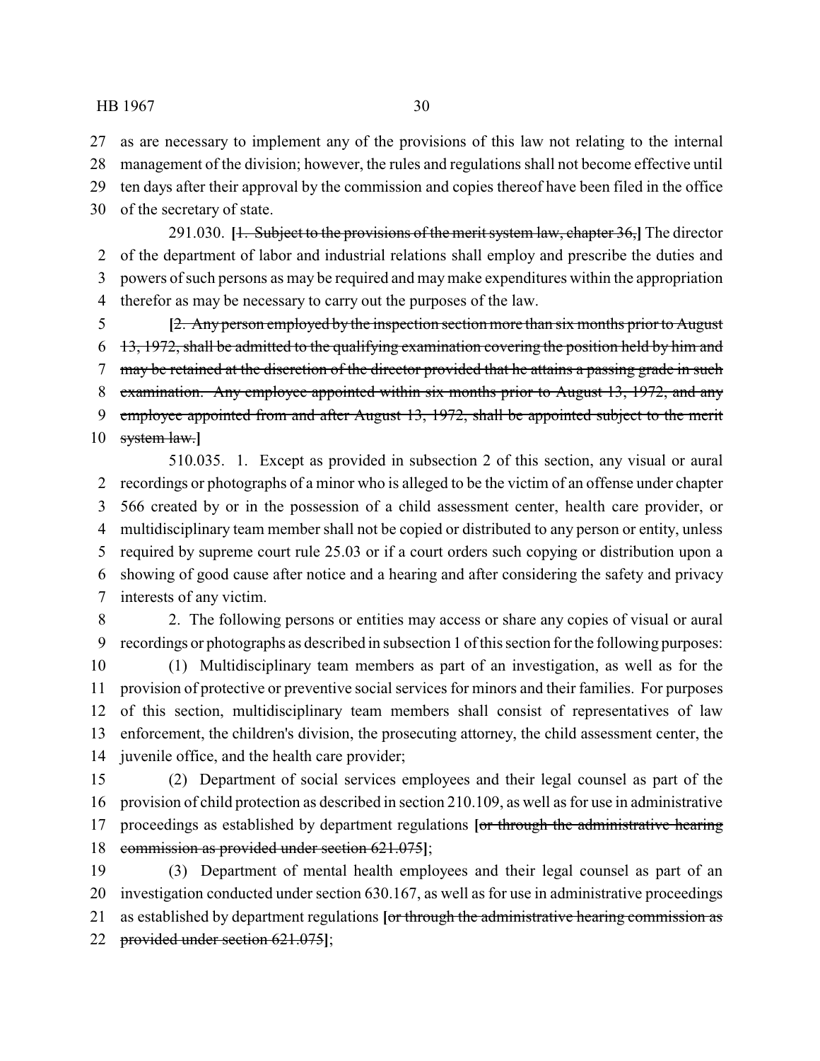as are necessary to implement any of the provisions of this law not relating to the internal management of the division; however, the rules and regulations shall not become effective until ten days after their approval by the commission and copies thereof have been filed in the office of the secretary of state.

291.030. **[**~~1. Subject to the provisions of the merit system law, chapter 36,~~**]** The director of the department of labor and industrial relations shall employ and prescribe the duties and powers of such persons as may be required and may make expenditures within the appropriation therefor as may be necessary to carry out the purposes of the law.

**[**~~2. Any person employed by the inspection section more than six months prior to August 13, 1972, shall be admitted to the qualifying examination covering the position held by him and may be retained at the discretion of the director provided that he attains a passing grade in such examination. Any employee appointed within six months prior to August 13, 1972, and any employee appointed from and after August 13, 1972, shall be appointed subject to the merit system law.~~**]**

510.035. 1. Except as provided in subsection 2 of this section, any visual or aural recordings or photographs of a minor who is alleged to be the victim of an offense under chapter 566 created by or in the possession of a child assessment center, health care provider, or multidisciplinary team member shall not be copied or distributed to any person or entity, unless required by supreme court rule 25.03 or if a court orders such copying or distribution upon a showing of good cause after notice and a hearing and after considering the safety and privacy interests of any victim.

2. The following persons or entities may access or share any copies of visual or aural recordings or photographs as described in subsection 1 of this section for the following purposes:

(1) Multidisciplinary team members as part of an investigation, as well as for the provision of protective or preventive social services for minors and their families. For purposes of this section, multidisciplinary team members shall consist of representatives of law enforcement, the children's division, the prosecuting attorney, the child assessment center, the juvenile office, and the health care provider;

(2) Department of social services employees and their legal counsel as part of the provision of child protection as described in section 210.109, as well as for use in administrative proceedings as established by department regulations **[**~~or through the administrative hearing commission as provided under section 621.075~~**]**;

(3) Department of mental health employees and their legal counsel as part of an investigation conducted under section 630.167, as well as for use in administrative proceedings as established by department regulations **[**~~or through the administrative hearing commission as provided under section 621.075~~**]**;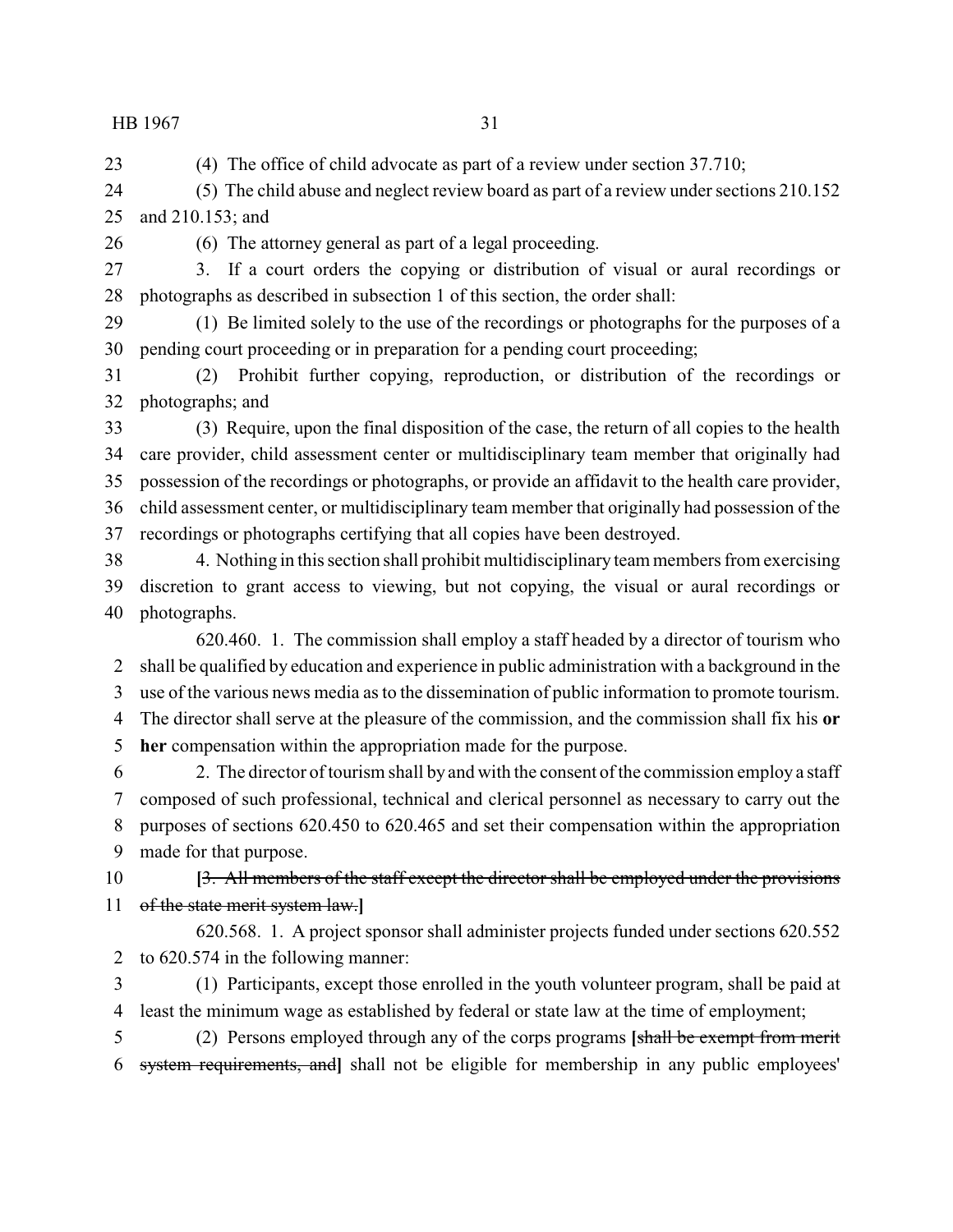(4) The office of child advocate as part of a review under section 37.710;

(5) The child abuse and neglect review board as part of a review under sections 210.152 and 210.153; and

(6) The attorney general as part of a legal proceeding.

3. If a court orders the copying or distribution of visual or aural recordings or photographs as described in subsection 1 of this section, the order shall:

(1) Be limited solely to the use of the recordings or photographs for the purposes of a pending court proceeding or in preparation for a pending court proceeding;

(2) Prohibit further copying, reproduction, or distribution of the recordings or photographs; and

(3) Require, upon the final disposition of the case, the return of all copies to the health care provider, child assessment center or multidisciplinary team member that originally had possession of the recordings or photographs, or provide an affidavit to the health care provider, child assessment center, or multidisciplinary team member that originally had possession of the recordings or photographs certifying that all copies have been destroyed.

4. Nothing in this section shall prohibit multidisciplinary team members from exercising discretion to grant access to viewing, but not copying, the visual or aural recordings or photographs.

620.460. 1. The commission shall employ a staff headed by a director of tourism who shall be qualified by education and experience in public administration with a background in the use of the various news media as to the dissemination of public information to promote tourism. The director shall serve at the pleasure of the commission, and the commission shall fix his **or her** compensation within the appropriation made for the purpose.

2. The director of tourism shall by and with the consent of the commission employ a staff composed of such professional, technical and clerical personnel as necessary to carry out the purposes of sections 620.450 to 620.465 and set their compensation within the appropriation made for that purpose.

**[**~~3. All members of the staff except the director shall be employed under the provisions of the state merit system law.~~**]**

620.568. 1. A project sponsor shall administer projects funded under sections 620.552 to 620.574 in the following manner:

(1) Participants, except those enrolled in the youth volunteer program, shall be paid at least the minimum wage as established by federal or state law at the time of employment;

(2) Persons employed through any of the corps programs **[**~~shall be exempt from merit system requirements, and~~**]** shall not be eligible for membership in any public employees'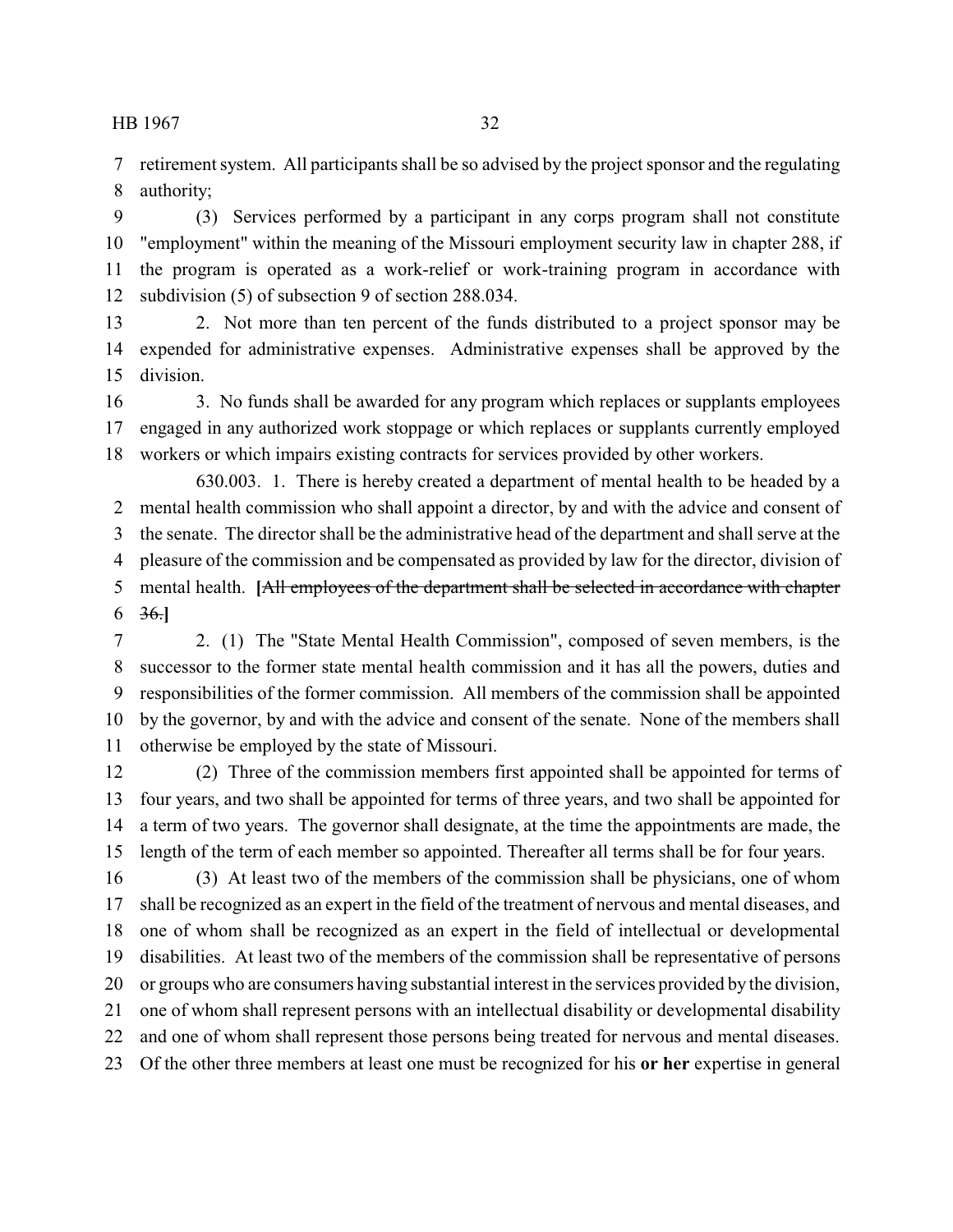retirement system. All participants shall be so advised by the project sponsor and the regulating authority;

(3) Services performed by a participant in any corps program shall not constitute "employment" within the meaning of the Missouri employment security law in chapter 288, if the program is operated as a work-relief or work-training program in accordance with subdivision (5) of subsection 9 of section 288.034.

2. Not more than ten percent of the funds distributed to a project sponsor may be expended for administrative expenses. Administrative expenses shall be approved by the division.

3. No funds shall be awarded for any program which replaces or supplants employees engaged in any authorized work stoppage or which replaces or supplants currently employed workers or which impairs existing contracts for services provided by other workers.

630.003. 1. There is hereby created a department of mental health to be headed by a mental health commission who shall appoint a director, by and with the advice and consent of the senate. The director shall be the administrative head of the department and shall serve at the pleasure of the commission and be compensated as provided by law for the director, division of mental health. **[**~~All employees of the department shall be selected in accordance with chapter 36.~~**]**

2. (1) The "State Mental Health Commission", composed of seven members, is the successor to the former state mental health commission and it has all the powers, duties and responsibilities of the former commission. All members of the commission shall be appointed by the governor, by and with the advice and consent of the senate. None of the members shall otherwise be employed by the state of Missouri.

(2) Three of the commission members first appointed shall be appointed for terms of four years, and two shall be appointed for terms of three years, and two shall be appointed for a term of two years. The governor shall designate, at the time the appointments are made, the length of the term of each member so appointed. Thereafter all terms shall be for four years.

(3) At least two of the members of the commission shall be physicians, one of whom shall be recognized as an expert in the field of the treatment of nervous and mental diseases, and one of whom shall be recognized as an expert in the field of intellectual or developmental disabilities. At least two of the members of the commission shall be representative of persons or groups who are consumers having substantial interest in the services provided by the division, one of whom shall represent persons with an intellectual disability or developmental disability and one of whom shall represent those persons being treated for nervous and mental diseases. Of the other three members at least one must be recognized for his **or her** expertise in general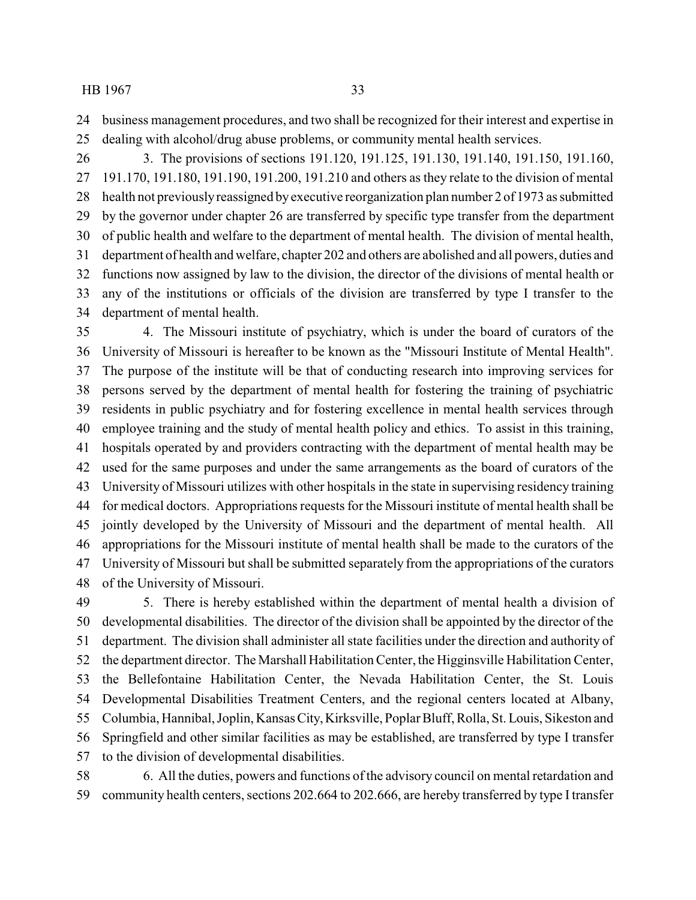business management procedures, and two shall be recognized for their interest and expertise in dealing with alcohol/drug abuse problems, or community mental health services.

3. The provisions of sections 191.120, 191.125, 191.130, 191.140, 191.150, 191.160, 191.170, 191.180, 191.190, 191.200, 191.210 and others as they relate to the division of mental health not previously reassigned by executive reorganization plan number 2 of 1973 as submitted by the governor under chapter 26 are transferred by specific type transfer from the department of public health and welfare to the department of mental health. The division of mental health, department of health and welfare, chapter 202 and others are abolished and all powers, duties and functions now assigned by law to the division, the director of the divisions of mental health or any of the institutions or officials of the division are transferred by type I transfer to the department of mental health.

4. The Missouri institute of psychiatry, which is under the board of curators of the University of Missouri is hereafter to be known as the "Missouri Institute of Mental Health". The purpose of the institute will be that of conducting research into improving services for persons served by the department of mental health for fostering the training of psychiatric residents in public psychiatry and for fostering excellence in mental health services through employee training and the study of mental health policy and ethics. To assist in this training, hospitals operated by and providers contracting with the department of mental health may be used for the same purposes and under the same arrangements as the board of curators of the University of Missouri utilizes with other hospitals in the state in supervising residency training for medical doctors. Appropriations requests for the Missouri institute of mental health shall be jointly developed by the University of Missouri and the department of mental health. All appropriations for the Missouri institute of mental health shall be made to the curators of the University of Missouri but shall be submitted separately from the appropriations of the curators of the University of Missouri.

5. There is hereby established within the department of mental health a division of developmental disabilities. The director of the division shall be appointed by the director of the department. The division shall administer all state facilities under the direction and authority of the department director. The Marshall Habilitation Center, the Higginsville Habilitation Center, the Bellefontaine Habilitation Center, the Nevada Habilitation Center, the St. Louis Developmental Disabilities Treatment Centers, and the regional centers located at Albany, Columbia, Hannibal, Joplin, Kansas City, Kirksville, Poplar Bluff, Rolla, St. Louis, Sikeston and Springfield and other similar facilities as may be established, are transferred by type I transfer to the division of developmental disabilities.

6. All the duties, powers and functions of the advisory council on mental retardation and community health centers, sections 202.664 to 202.666, are hereby transferred by type I transfer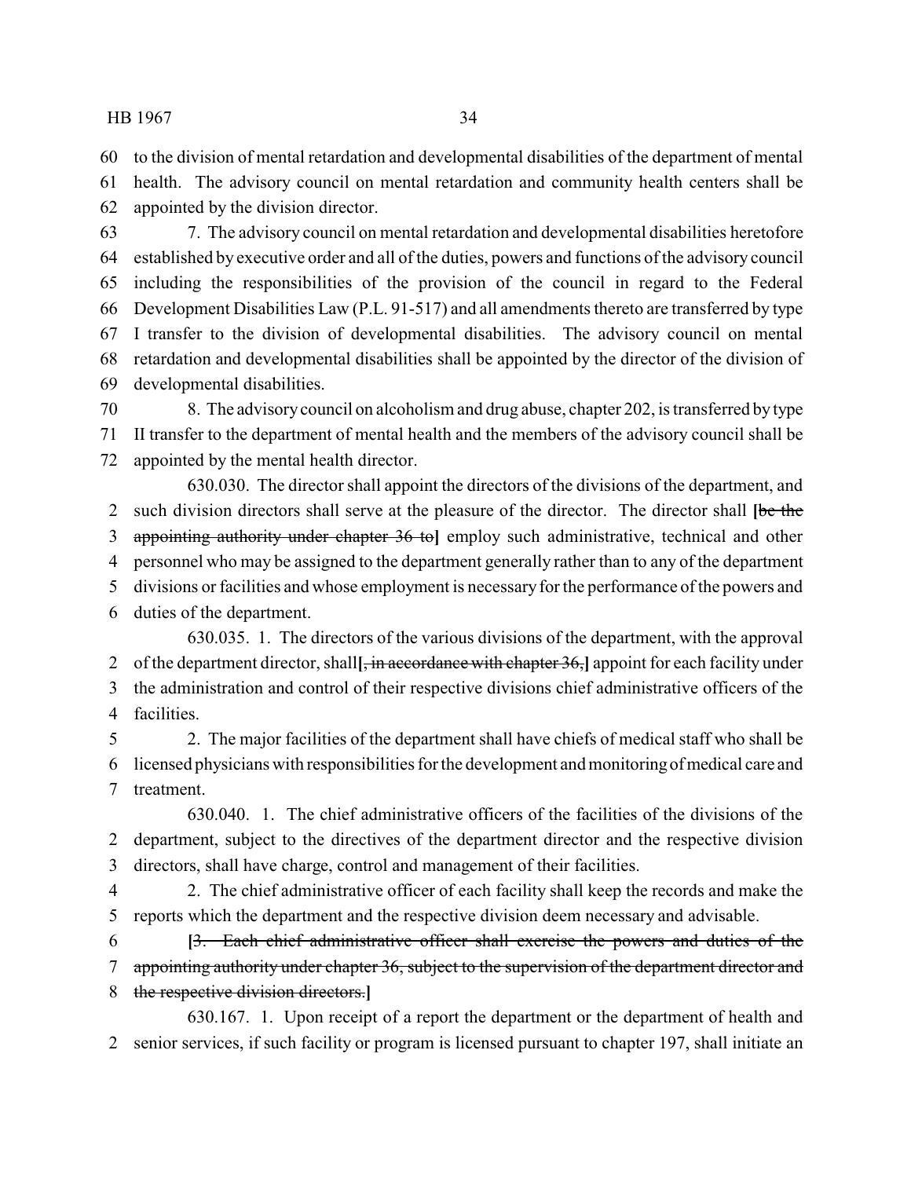to the division of mental retardation and developmental disabilities of the department of mental health. The advisory council on mental retardation and community health centers shall be appointed by the division director.

7. The advisory council on mental retardation and developmental disabilities heretofore established by executive order and all of the duties, powers and functions of the advisory council including the responsibilities of the provision of the council in regard to the Federal Development Disabilities Law (P.L. 91-517) and all amendments thereto are transferred by type I transfer to the division of developmental disabilities. The advisory council on mental retardation and developmental disabilities shall be appointed by the director of the division of developmental disabilities.

8. The advisory council on alcoholism and drug abuse, chapter 202, is transferred by type II transfer to the department of mental health and the members of the advisory council shall be appointed by the mental health director.

630.030. The director shall appoint the directors of the divisions of the department, and such division directors shall serve at the pleasure of the director. The director shall **[**~~be the appointing authority under chapter 36 to~~**]** employ such administrative, technical and other personnel who may be assigned to the department generally rather than to any of the department divisions or facilities and whose employment is necessary for the performance of the powers and duties of the department.

630.035. 1. The directors of the various divisions of the department, with the approval of the department director, shall**[**~~, in accordance with chapter 36,~~**]** appoint for each facility under the administration and control of their respective divisions chief administrative officers of the facilities.

2. The major facilities of the department shall have chiefs of medical staff who shall be licensed physicians with responsibilities for the development and monitoring of medical care and treatment.

630.040. 1. The chief administrative officers of the facilities of the divisions of the department, subject to the directives of the department director and the respective division directors, shall have charge, control and management of their facilities.

2. The chief administrative officer of each facility shall keep the records and make the reports which the department and the respective division deem necessary and advisable.

**[**~~3. Each chief administrative officer shall exercise the powers and duties of the appointing authority under chapter 36, subject to the supervision of the department director and the respective division directors.~~**]**

630.167. 1. Upon receipt of a report the department or the department of health and senior services, if such facility or program is licensed pursuant to chapter 197, shall initiate an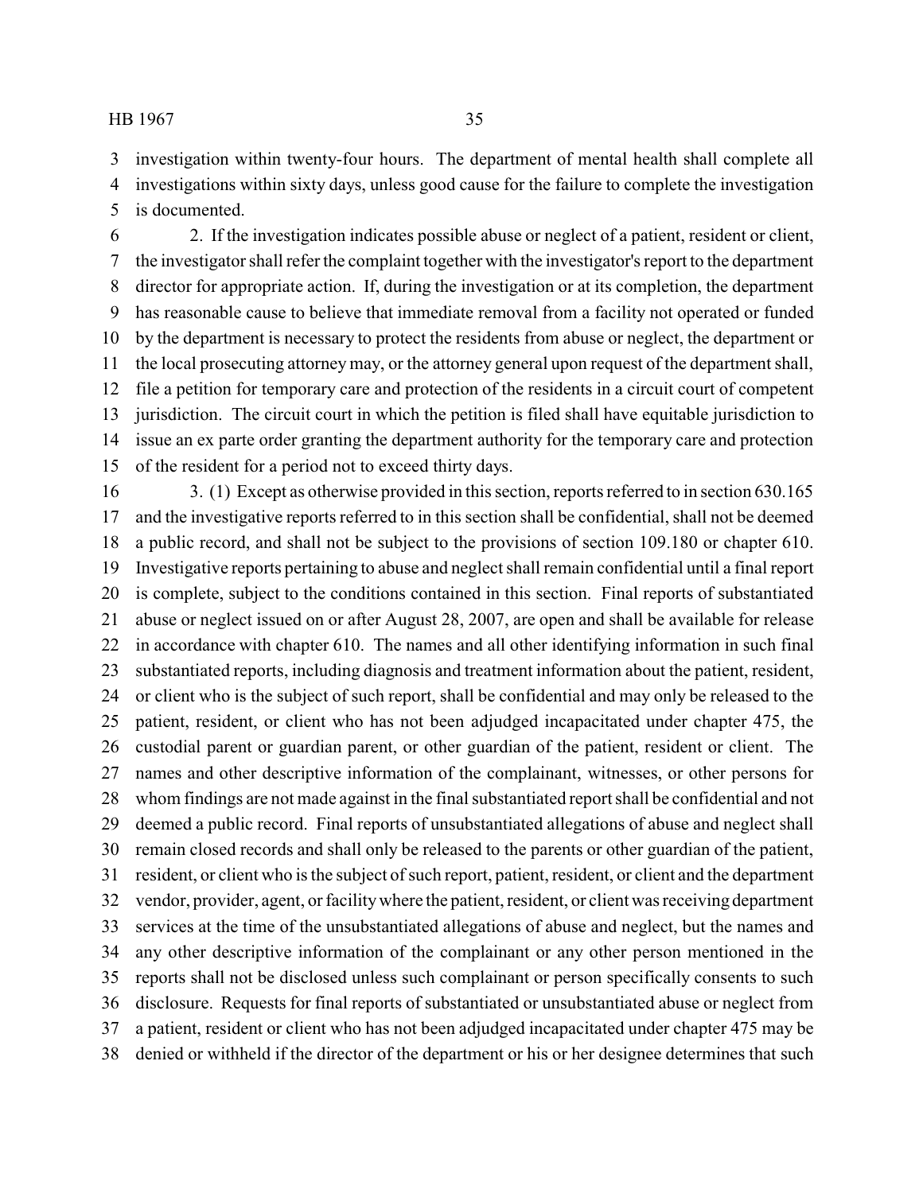investigation within twenty-four hours. The department of mental health shall complete all investigations within sixty days, unless good cause for the failure to complete the investigation is documented.

2. If the investigation indicates possible abuse or neglect of a patient, resident or client, the investigator shall refer the complaint together with the investigator's report to the department director for appropriate action. If, during the investigation or at its completion, the department has reasonable cause to believe that immediate removal from a facility not operated or funded by the department is necessary to protect the residents from abuse or neglect, the department or the local prosecuting attorney may, or the attorney general upon request of the department shall, file a petition for temporary care and protection of the residents in a circuit court of competent jurisdiction. The circuit court in which the petition is filed shall have equitable jurisdiction to issue an ex parte order granting the department authority for the temporary care and protection of the resident for a period not to exceed thirty days.

3. (1) Except as otherwise provided in this section, reports referred to in section 630.165 and the investigative reports referred to in this section shall be confidential, shall not be deemed a public record, and shall not be subject to the provisions of section 109.180 or chapter 610. Investigative reports pertaining to abuse and neglect shall remain confidential until a final report is complete, subject to the conditions contained in this section. Final reports of substantiated abuse or neglect issued on or after August 28, 2007, are open and shall be available for release in accordance with chapter 610. The names and all other identifying information in such final substantiated reports, including diagnosis and treatment information about the patient, resident, or client who is the subject of such report, shall be confidential and may only be released to the patient, resident, or client who has not been adjudged incapacitated under chapter 475, the custodial parent or guardian parent, or other guardian of the patient, resident or client. The names and other descriptive information of the complainant, witnesses, or other persons for whom findings are not made against in the final substantiated report shall be confidential and not deemed a public record. Final reports of unsubstantiated allegations of abuse and neglect shall remain closed records and shall only be released to the parents or other guardian of the patient, resident, or client who is the subject of such report, patient, resident, or client and the department vendor, provider, agent, or facility where the patient, resident, or client was receiving department services at the time of the unsubstantiated allegations of abuse and neglect, but the names and any other descriptive information of the complainant or any other person mentioned in the reports shall not be disclosed unless such complainant or person specifically consents to such disclosure. Requests for final reports of substantiated or unsubstantiated abuse or neglect from a patient, resident or client who has not been adjudged incapacitated under chapter 475 may be denied or withheld if the director of the department or his or her designee determines that such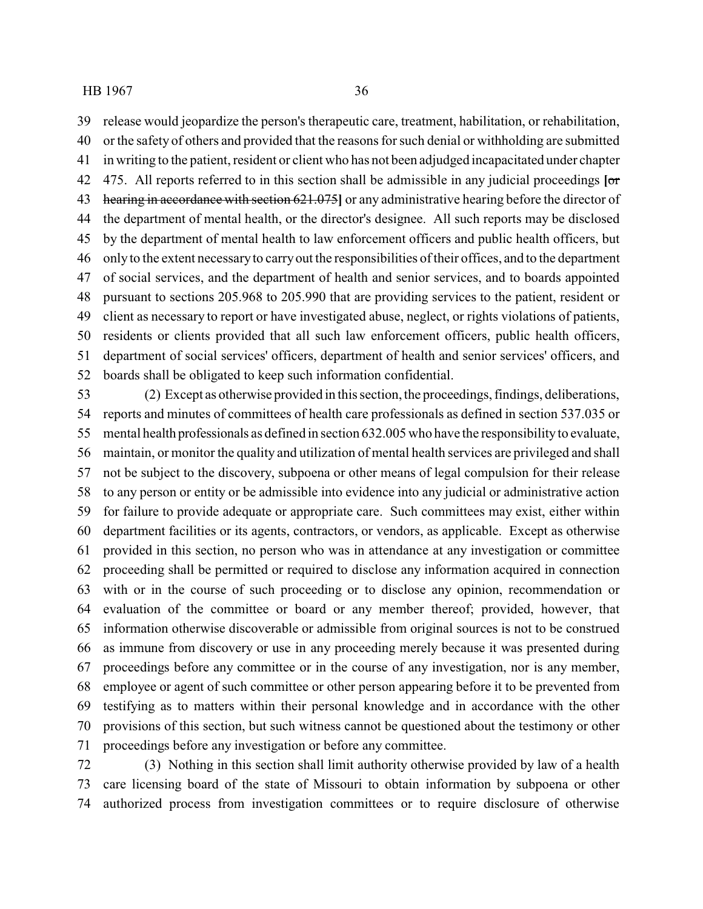39 release would jeopardize the person's therapeutic care, treatment, habilitation, or rehabilitation,
40 or the safety of others and provided that the reasons for such denial or withholding are submitted
41 in writing to the patient, resident or client who has not been adjudged incapacitated under chapter
42 475. All reports referred to in this section shall be admissible in any judicial proceedings **[**~~or~~
43 ~~hearing in accordance with section 621.075~~**]** or any administrative hearing before the director of
44 the department of mental health, or the director's designee. All such reports may be disclosed
45 by the department of mental health to law enforcement officers and public health officers, but
46 only to the extent necessary to carry out the responsibilities of their offices, and to the department
47 of social services, and the department of health and senior services, and to boards appointed
48 pursuant to sections 205.968 to 205.990 that are providing services to the patient, resident or
49 client as necessary to report or have investigated abuse, neglect, or rights violations of patients,
50 residents or clients provided that all such law enforcement officers, public health officers,
51 department of social services' officers, department of health and senior services' officers, and
52 boards shall be obligated to keep such information confidential.

53 (2) Except as otherwise provided in this section, the proceedings, findings, deliberations,
54 reports and minutes of committees of health care professionals as defined in section 537.035 or
55 mental health professionals as defined in section 632.005 who have the responsibility to evaluate,
56 maintain, or monitor the quality and utilization of mental health services are privileged and shall
57 not be subject to the discovery, subpoena or other means of legal compulsion for their release
58 to any person or entity or be admissible into evidence into any judicial or administrative action
59 for failure to provide adequate or appropriate care. Such committees may exist, either within
60 department facilities or its agents, contractors, or vendors, as applicable. Except as otherwise
61 provided in this section, no person who was in attendance at any investigation or committee
62 proceeding shall be permitted or required to disclose any information acquired in connection
63 with or in the course of such proceeding or to disclose any opinion, recommendation or
64 evaluation of the committee or board or any member thereof; provided, however, that
65 information otherwise discoverable or admissible from original sources is not to be construed
66 as immune from discovery or use in any proceeding merely because it was presented during
67 proceedings before any committee or in the course of any investigation, nor is any member,
68 employee or agent of such committee or other person appearing before it to be prevented from
69 testifying as to matters within their personal knowledge and in accordance with the other
70 provisions of this section, but such witness cannot be questioned about the testimony or other
71 proceedings before any investigation or before any committee.

72 (3) Nothing in this section shall limit authority otherwise provided by law of a health
73 care licensing board of the state of Missouri to obtain information by subpoena or other
74 authorized process from investigation committees or to require disclosure of otherwise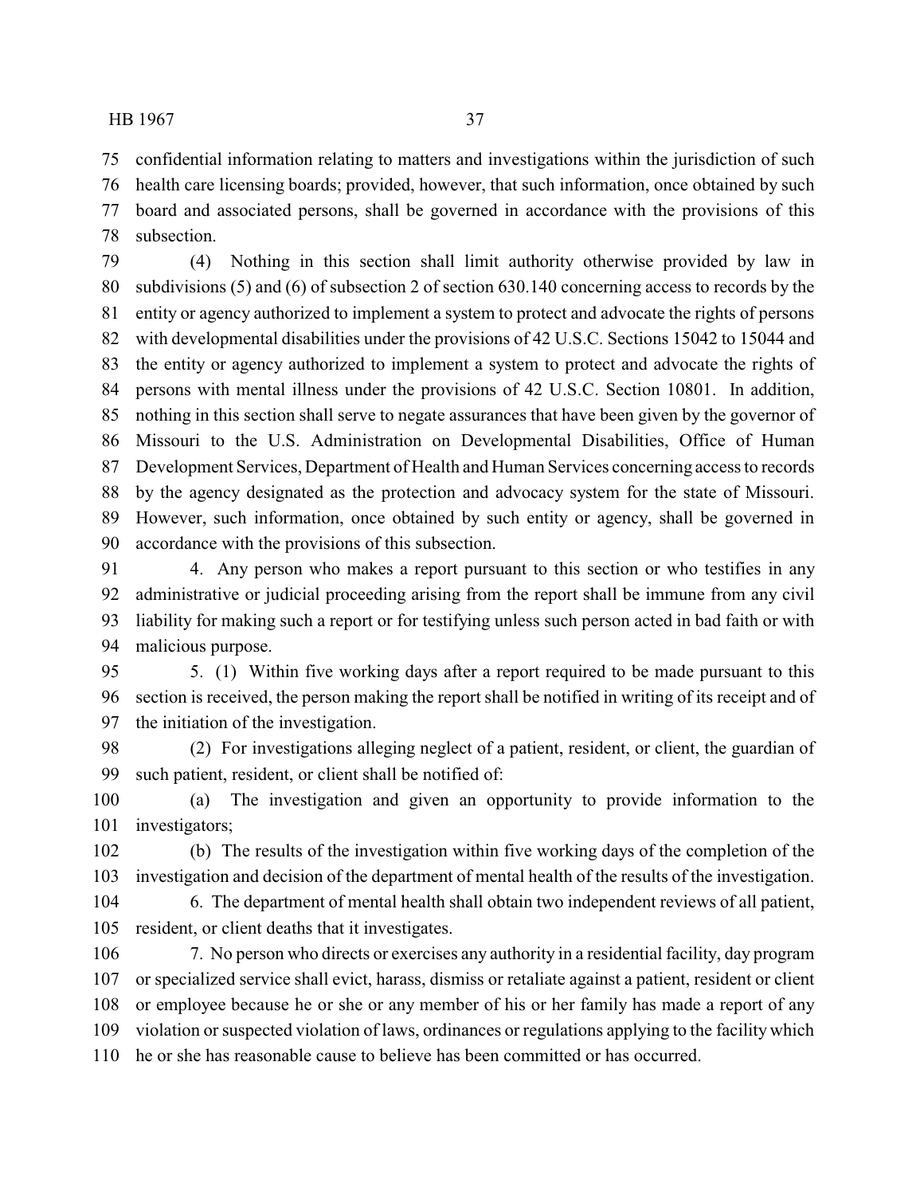confidential information relating to matters and investigations within the jurisdiction of such health care licensing boards; provided, however, that such information, once obtained by such board and associated persons, shall be governed in accordance with the provisions of this subsection.

(4) Nothing in this section shall limit authority otherwise provided by law in subdivisions (5) and (6) of subsection 2 of section 630.140 concerning access to records by the entity or agency authorized to implement a system to protect and advocate the rights of persons with developmental disabilities under the provisions of 42 U.S.C. Sections 15042 to 15044 and the entity or agency authorized to implement a system to protect and advocate the rights of persons with mental illness under the provisions of 42 U.S.C. Section 10801. In addition, nothing in this section shall serve to negate assurances that have been given by the governor of Missouri to the U.S. Administration on Developmental Disabilities, Office of Human Development Services, Department of Health and Human Services concerning access to records by the agency designated as the protection and advocacy system for the state of Missouri. However, such information, once obtained by such entity or agency, shall be governed in accordance with the provisions of this subsection.

4. Any person who makes a report pursuant to this section or who testifies in any administrative or judicial proceeding arising from the report shall be immune from any civil liability for making such a report or for testifying unless such person acted in bad faith or with malicious purpose.

5. (1) Within five working days after a report required to be made pursuant to this section is received, the person making the report shall be notified in writing of its receipt and of the initiation of the investigation.

(2) For investigations alleging neglect of a patient, resident, or client, the guardian of such patient, resident, or client shall be notified of:

(a) The investigation and given an opportunity to provide information to the investigators;

(b) The results of the investigation within five working days of the completion of the investigation and decision of the department of mental health of the results of the investigation.

6. The department of mental health shall obtain two independent reviews of all patient, resident, or client deaths that it investigates.

7. No person who directs or exercises any authority in a residential facility, day program or specialized service shall evict, harass, dismiss or retaliate against a patient, resident or client or employee because he or she or any member of his or her family has made a report of any violation or suspected violation of laws, ordinances or regulations applying to the facility which he or she has reasonable cause to believe has been committed or has occurred.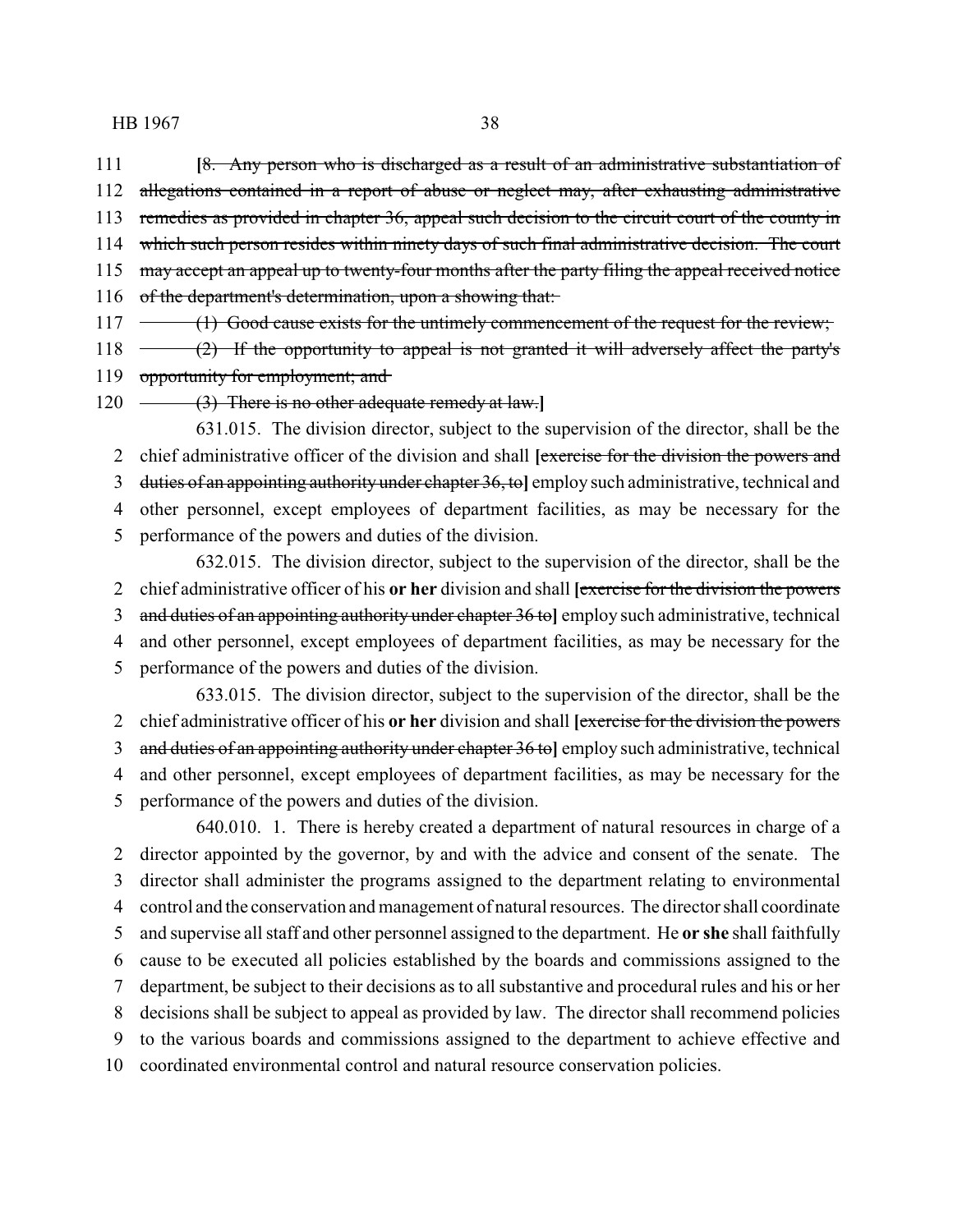111 **[**~~8. Any person who is discharged as a result of an administrative substantiation of~~
112 ~~allegations contained in a report of abuse or neglect may, after exhausting administrative~~
113 ~~remedies as provided in chapter 36, appeal such decision to the circuit court of the county in~~
114 ~~which such person resides within ninety days of such final administrative decision. The court~~
115 ~~may accept an appeal up to twenty-four months after the party filing the appeal received notice~~
116 ~~of the department's determination, upon a showing that:~~
117 ~~(1) Good cause exists for the untimely commencement of the request for the review;~~
118 ~~(2) If the opportunity to appeal is not granted it will adversely affect the party's~~
119 ~~opportunity for employment; and~~
120 ~~(3) There is no other adequate remedy at law.~~**]**

631.015. The division director, subject to the supervision of the director, shall be the
2 chief administrative officer of the division and shall **[**~~exercise for the division the powers and~~
3 ~~duties of an appointing authority under chapter 36, to~~**]** employ such administrative, technical and
4 other personnel, except employees of department facilities, as may be necessary for the
5 performance of the powers and duties of the division.

632.015. The division director, subject to the supervision of the director, shall be the
2 chief administrative officer of his **or her** division and shall **[**~~exercise for the division the powers~~
3 ~~and duties of an appointing authority under chapter 36 to~~**]** employ such administrative, technical
4 and other personnel, except employees of department facilities, as may be necessary for the
5 performance of the powers and duties of the division.

633.015. The division director, subject to the supervision of the director, shall be the
2 chief administrative officer of his **or her** division and shall **[**~~exercise for the division the powers~~
3 ~~and duties of an appointing authority under chapter 36 to~~**]** employ such administrative, technical
4 and other personnel, except employees of department facilities, as may be necessary for the
5 performance of the powers and duties of the division.

640.010. 1. There is hereby created a department of natural resources in charge of a
2 director appointed by the governor, by and with the advice and consent of the senate. The
3 director shall administer the programs assigned to the department relating to environmental
4 control and the conservation and management of natural resources. The director shall coordinate
5 and supervise all staff and other personnel assigned to the department. He **or she** shall faithfully
6 cause to be executed all policies established by the boards and commissions assigned to the
7 department, be subject to their decisions as to all substantive and procedural rules and his or her
8 decisions shall be subject to appeal as provided by law. The director shall recommend policies
9 to the various boards and commissions assigned to the department to achieve effective and
10 coordinated environmental control and natural resource conservation policies.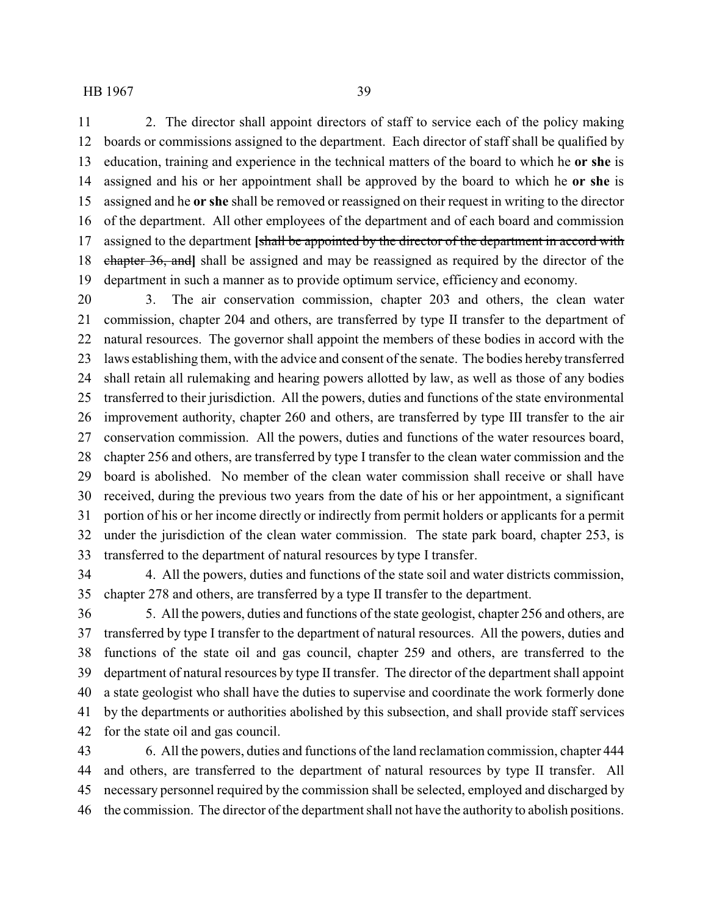2. The director shall appoint directors of staff to service each of the policy making boards or commissions assigned to the department. Each director of staff shall be qualified by education, training and experience in the technical matters of the board to which he **or she** is assigned and his or her appointment shall be approved by the board to which he **or she** is assigned and he **or she** shall be removed or reassigned on their request in writing to the director of the department. All other employees of the department and of each board and commission assigned to the department **[**~~shall be appointed by the director of the department in accord with chapter 36, and~~**]** shall be assigned and may be reassigned as required by the director of the department in such a manner as to provide optimum service, efficiency and economy.

3. The air conservation commission, chapter 203 and others, the clean water commission, chapter 204 and others, are transferred by type II transfer to the department of natural resources. The governor shall appoint the members of these bodies in accord with the laws establishing them, with the advice and consent of the senate. The bodies hereby transferred shall retain all rulemaking and hearing powers allotted by law, as well as those of any bodies transferred to their jurisdiction. All the powers, duties and functions of the state environmental improvement authority, chapter 260 and others, are transferred by type III transfer to the air conservation commission. All the powers, duties and functions of the water resources board, chapter 256 and others, are transferred by type I transfer to the clean water commission and the board is abolished. No member of the clean water commission shall receive or shall have received, during the previous two years from the date of his or her appointment, a significant portion of his or her income directly or indirectly from permit holders or applicants for a permit under the jurisdiction of the clean water commission. The state park board, chapter 253, is transferred to the department of natural resources by type I transfer.

4. All the powers, duties and functions of the state soil and water districts commission, chapter 278 and others, are transferred by a type II transfer to the department.

5. All the powers, duties and functions of the state geologist, chapter 256 and others, are transferred by type I transfer to the department of natural resources. All the powers, duties and functions of the state oil and gas council, chapter 259 and others, are transferred to the department of natural resources by type II transfer. The director of the department shall appoint a state geologist who shall have the duties to supervise and coordinate the work formerly done by the departments or authorities abolished by this subsection, and shall provide staff services for the state oil and gas council.

6. All the powers, duties and functions of the land reclamation commission, chapter 444 and others, are transferred to the department of natural resources by type II transfer. All necessary personnel required by the commission shall be selected, employed and discharged by the commission. The director of the department shall not have the authority to abolish positions.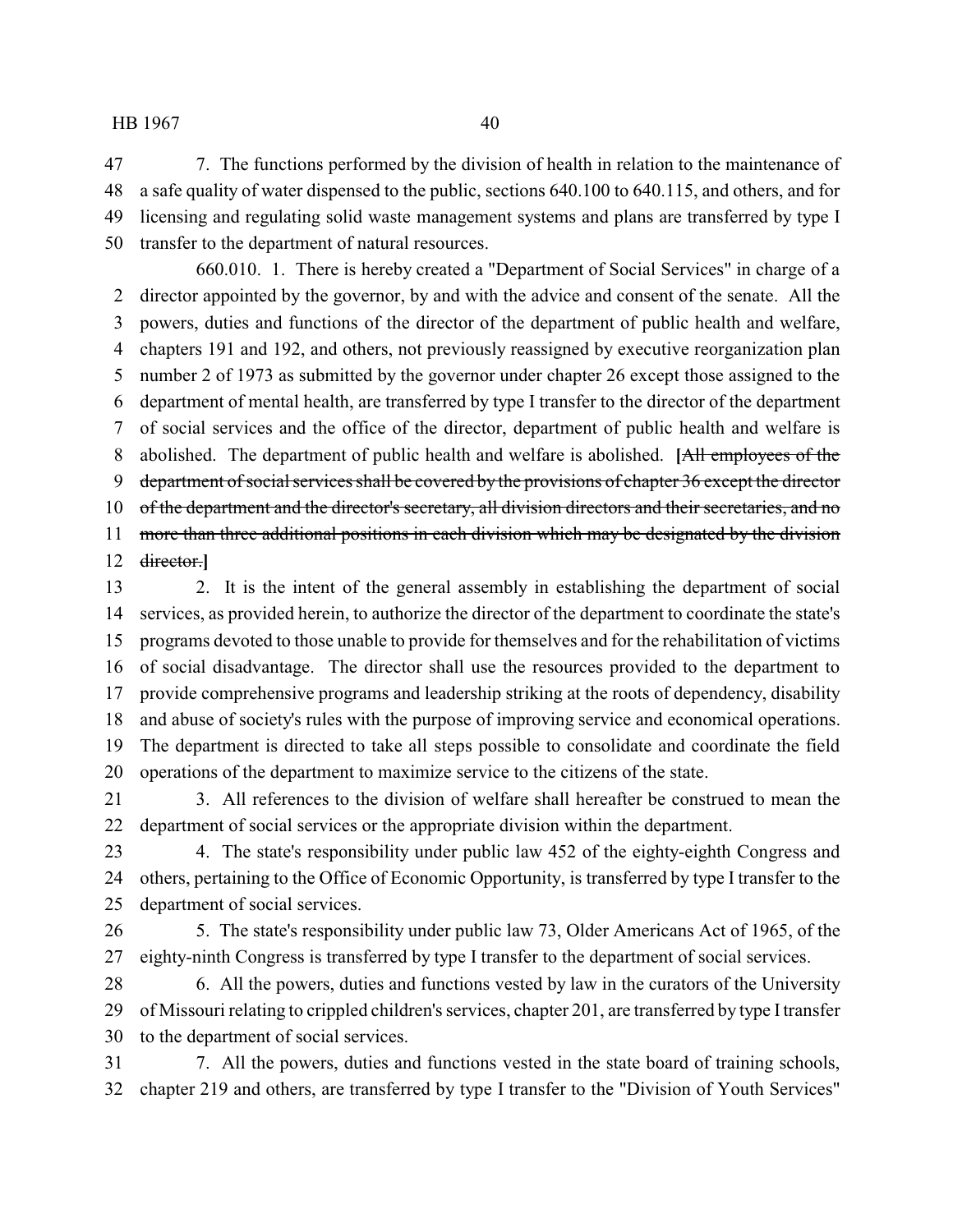7. The functions performed by the division of health in relation to the maintenance of a safe quality of water dispensed to the public, sections 640.100 to 640.115, and others, and for licensing and regulating solid waste management systems and plans are transferred by type I transfer to the department of natural resources.

660.010. 1. There is hereby created a "Department of Social Services" in charge of a director appointed by the governor, by and with the advice and consent of the senate. All the powers, duties and functions of the director of the department of public health and welfare, chapters 191 and 192, and others, not previously reassigned by executive reorganization plan number 2 of 1973 as submitted by the governor under chapter 26 except those assigned to the department of mental health, are transferred by type I transfer to the director of the department of social services and the office of the director, department of public health and welfare is abolished. The department of public health and welfare is abolished. **[**~~All employees of the department of social services shall be covered by the provisions of chapter 36 except the director of the department and the director's secretary, all division directors and their secretaries, and no more than three additional positions in each division which may be designated by the division director.~~**]**

2. It is the intent of the general assembly in establishing the department of social services, as provided herein, to authorize the director of the department to coordinate the state's programs devoted to those unable to provide for themselves and for the rehabilitation of victims of social disadvantage. The director shall use the resources provided to the department to provide comprehensive programs and leadership striking at the roots of dependency, disability and abuse of society's rules with the purpose of improving service and economical operations. The department is directed to take all steps possible to consolidate and coordinate the field operations of the department to maximize service to the citizens of the state.

3. All references to the division of welfare shall hereafter be construed to mean the department of social services or the appropriate division within the department.

4. The state's responsibility under public law 452 of the eighty-eighth Congress and others, pertaining to the Office of Economic Opportunity, is transferred by type I transfer to the department of social services.

5. The state's responsibility under public law 73, Older Americans Act of 1965, of the eighty-ninth Congress is transferred by type I transfer to the department of social services.

6. All the powers, duties and functions vested by law in the curators of the University of Missouri relating to crippled children's services, chapter 201, are transferred by type I transfer to the department of social services.

7. All the powers, duties and functions vested in the state board of training schools, chapter 219 and others, are transferred by type I transfer to the "Division of Youth Services"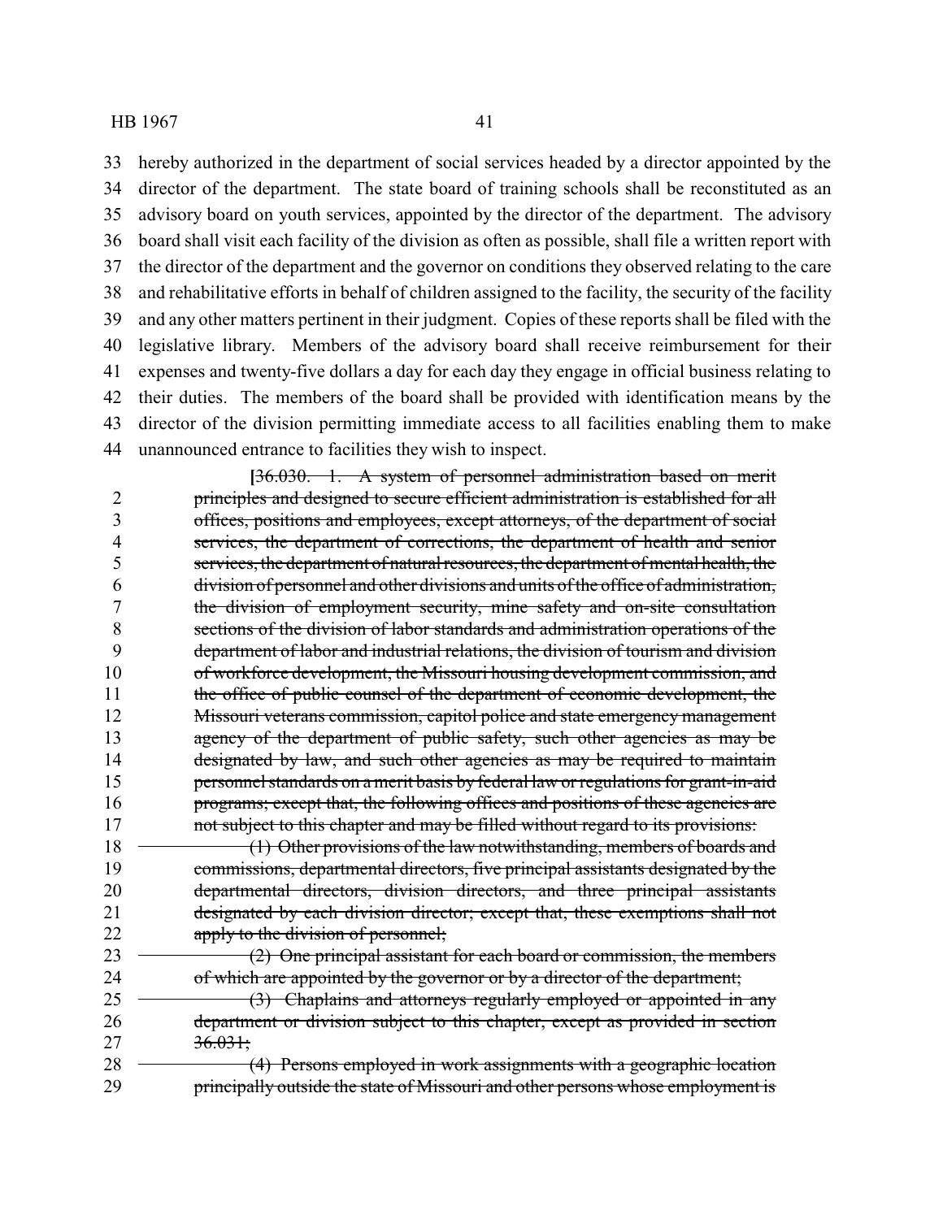hereby authorized in the department of social services headed by a director appointed by the director of the department. The state board of training schools shall be reconstituted as an advisory board on youth services, appointed by the director of the department. The advisory board shall visit each facility of the division as often as possible, shall file a written report with the director of the department and the governor on conditions they observed relating to the care and rehabilitative efforts in behalf of children assigned to the facility, the security of the facility and any other matters pertinent in their judgment. Copies of these reports shall be filed with the legislative library. Members of the advisory board shall receive reimbursement for their expenses and twenty-five dollars a day for each day they engage in official business relating to their duties. The members of the board shall be provided with identification means by the director of the division permitting immediate access to all facilities enabling them to make unannounced entrance to facilities they wish to inspect.

[~~36.030. 1. A system of personnel administration based on merit principles and designed to secure efficient administration is established for all offices, positions and employees, except attorneys, of the department of social services, the department of corrections, the department of health and senior services, the department of natural resources, the department of mental health, the division of personnel and other divisions and units of the office of administration, the division of employment security, mine safety and on-site consultation sections of the division of labor standards and administration operations of the department of labor and industrial relations, the division of tourism and division of workforce development, the Missouri housing development commission, and the office of public counsel of the department of economic development, the Missouri veterans commission, capitol police and state emergency management agency of the department of public safety, such other agencies as may be designated by law, and such other agencies as may be required to maintain personnel standards on a merit basis by federal law or regulations for grant-in-aid programs; except that, the following offices and positions of these agencies are not subject to this chapter and may be filled without regard to its provisions:~~

~~(1) Other provisions of the law notwithstanding, members of boards and commissions, departmental directors, five principal assistants designated by the departmental directors, division directors, and three principal assistants designated by each division director; except that, these exemptions shall not apply to the division of personnel;~~

~~(2) One principal assistant for each board or commission, the members of which are appointed by the governor or by a director of the department;~~

~~(3) Chaplains and attorneys regularly employed or appointed in any department or division subject to this chapter, except as provided in section 36.031;~~

~~(4) Persons employed in work assignments with a geographic location principally outside the state of Missouri and other persons whose employment is~~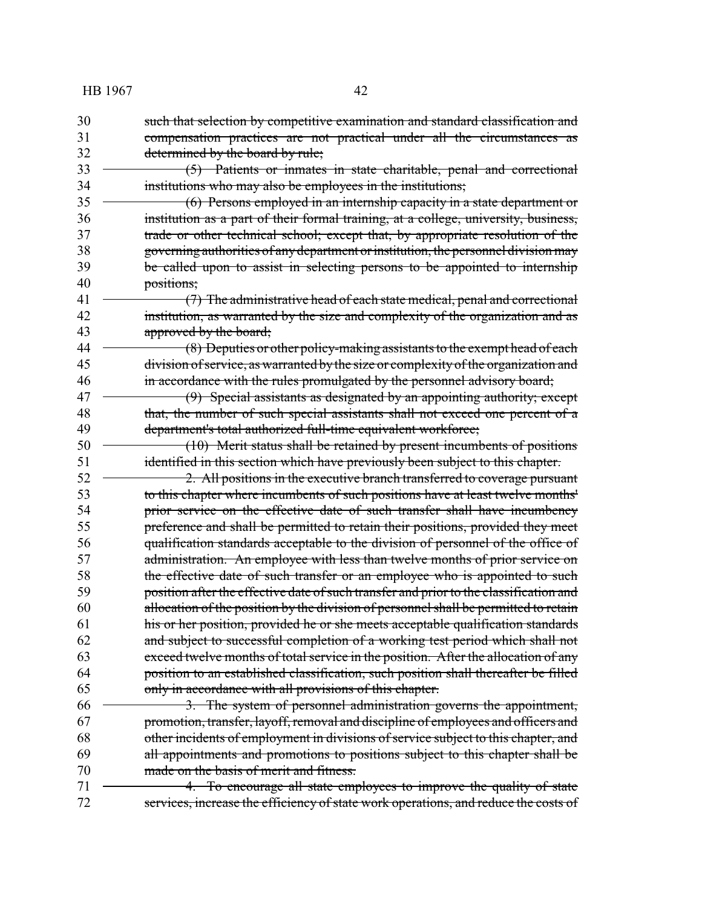such that selection by competitive examination and standard classification and compensation practices are not practical under all the circumstances as determined by the board by rule;

(5) Patients or inmates in state charitable, penal and correctional institutions who may also be employees in the institutions;

(6) Persons employed in an internship capacity in a state department or institution as a part of their formal training, at a college, university, business, trade or other technical school; except that, by appropriate resolution of the governing authorities of any department or institution, the personnel division may be called upon to assist in selecting persons to be appointed to internship positions;

(7) The administrative head of each state medical, penal and correctional institution, as warranted by the size and complexity of the organization and as approved by the board;

(8) Deputies or other policy-making assistants to the exempt head of each division of service, as warranted by the size or complexity of the organization and in accordance with the rules promulgated by the personnel advisory board;

(9) Special assistants as designated by an appointing authority; except that, the number of such special assistants shall not exceed one percent of a department's total authorized full-time equivalent workforce;

(10) Merit status shall be retained by present incumbents of positions identified in this section which have previously been subject to this chapter.

2. All positions in the executive branch transferred to coverage pursuant to this chapter where incumbents of such positions have at least twelve months' prior service on the effective date of such transfer shall have incumbency preference and shall be permitted to retain their positions, provided they meet qualification standards acceptable to the division of personnel of the office of administration. An employee with less than twelve months of prior service on the effective date of such transfer or an employee who is appointed to such position after the effective date of such transfer and prior to the classification and allocation of the position by the division of personnel shall be permitted to retain his or her position, provided he or she meets acceptable qualification standards and subject to successful completion of a working test period which shall not exceed twelve months of total service in the position. After the allocation of any position to an established classification, such position shall thereafter be filled only in accordance with all provisions of this chapter.

3. The system of personnel administration governs the appointment, promotion, transfer, layoff, removal and discipline of employees and officers and other incidents of employment in divisions of service subject to this chapter, and all appointments and promotions to positions subject to this chapter shall be made on the basis of merit and fitness.

4. To encourage all state employees to improve the quality of state services, increase the efficiency of state work operations, and reduce the costs of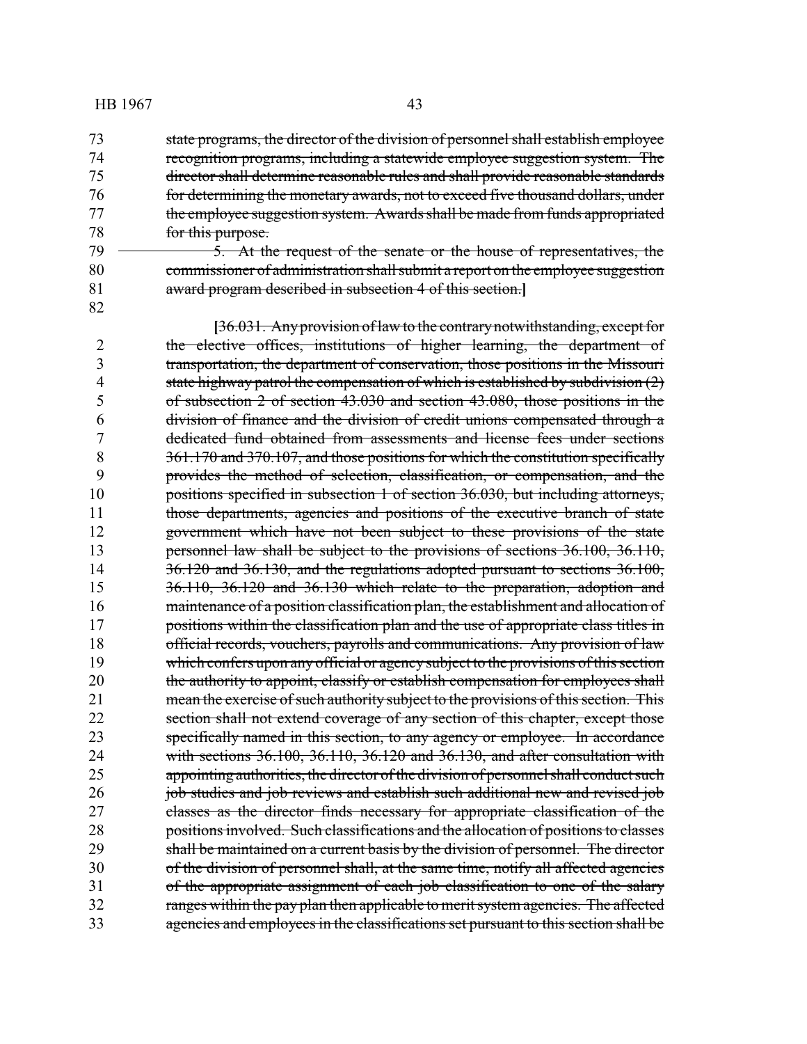state programs, the director of the division of personnel shall establish employee recognition programs, including a statewide employee suggestion system. The director shall determine reasonable rules and shall provide reasonable standards for determining the monetary awards, not to exceed five thousand dollars, under the employee suggestion system. Awards shall be made from funds appropriated for this purpose.

5. At the request of the senate or the house of representatives, the commissioner of administration shall submit a report on the employee suggestion award program described in subsection 4 of this section.]

[36.031. Any provision of law to the contrary notwithstanding, except for the elective offices, institutions of higher learning, the department of transportation, the department of conservation, those positions in the Missouri state highway patrol the compensation of which is established by subdivision (2) of subsection 2 of section 43.030 and section 43.080, those positions in the division of finance and the division of credit unions compensated through a dedicated fund obtained from assessments and license fees under sections 361.170 and 370.107, and those positions for which the constitution specifically provides the method of selection, classification, or compensation, and the positions specified in subsection 1 of section 36.030, but including attorneys, those departments, agencies and positions of the executive branch of state government which have not been subject to these provisions of the state personnel law shall be subject to the provisions of sections 36.100, 36.110, 36.120 and 36.130, and the regulations adopted pursuant to sections 36.100, 36.110, 36.120 and 36.130 which relate to the preparation, adoption and maintenance of a position classification plan, the establishment and allocation of positions within the classification plan and the use of appropriate class titles in official records, vouchers, payrolls and communications. Any provision of law which confers upon any official or agency subject to the provisions of this section the authority to appoint, classify or establish compensation for employees shall mean the exercise of such authority subject to the provisions of this section. This section shall not extend coverage of any section of this chapter, except those specifically named in this section, to any agency or employee. In accordance with sections 36.100, 36.110, 36.120 and 36.130, and after consultation with appointing authorities, the director of the division of personnel shall conduct such job studies and job reviews and establish such additional new and revised job classes as the director finds necessary for appropriate classification of the positions involved. Such classifications and the allocation of positions to classes shall be maintained on a current basis by the division of personnel. The director of the division of personnel shall, at the same time, notify all affected agencies of the appropriate assignment of each job classification to one of the salary ranges within the pay plan then applicable to merit system agencies. The affected agencies and employees in the classifications set pursuant to this section shall be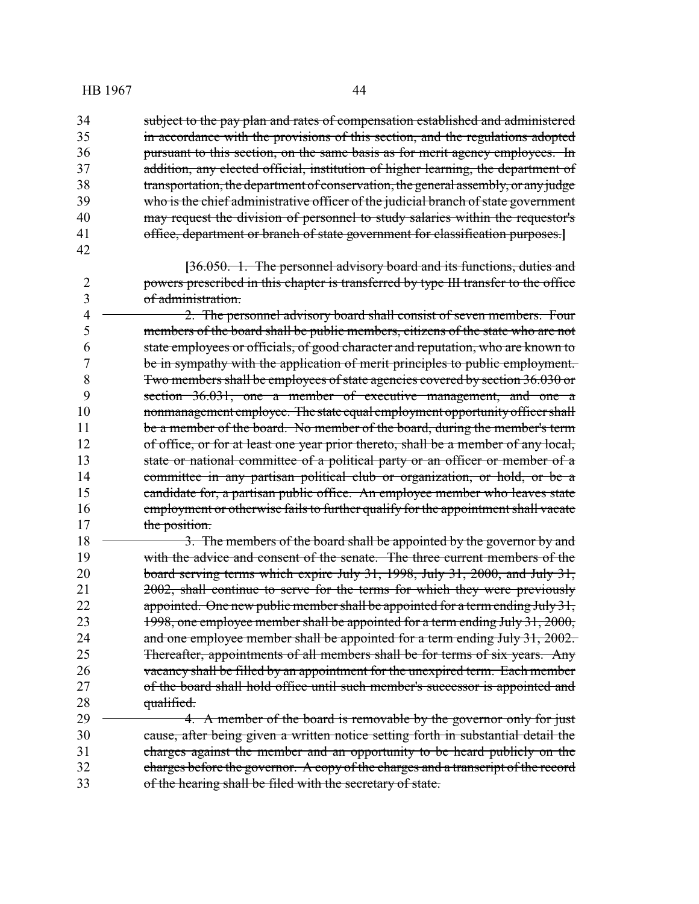subject to the pay plan and rates of compensation established and administered in accordance with the provisions of this section, and the regulations adopted pursuant to this section, on the same basis as for merit agency employees. In addition, any elected official, institution of higher learning, the department of transportation, the department of conservation, the general assembly, or any judge who is the chief administrative officer of the judicial branch of state government may request the division of personnel to study salaries within the requestor's office, department or branch of state government for classification purposes.]

[36.050. 1. The personnel advisory board and its functions, duties and powers prescribed in this chapter is transferred by type III transfer to the office of administration.

2. The personnel advisory board shall consist of seven members. Four members of the board shall be public members, citizens of the state who are not state employees or officials, of good character and reputation, who are known to be in sympathy with the application of merit principles to public employment. Two members shall be employees of state agencies covered by section 36.030 or section 36.031, one a member of executive management, and one a nonmanagement employee. The state equal employment opportunity officer shall be a member of the board. No member of the board, during the member's term of office, or for at least one year prior thereto, shall be a member of any local, state or national committee of a political party or an officer or member of a committee in any partisan political club or organization, or hold, or be a candidate for, a partisan public office. An employee member who leaves state employment or otherwise fails to further qualify for the appointment shall vacate the position.

3. The members of the board shall be appointed by the governor by and with the advice and consent of the senate. The three current members of the board serving terms which expire July 31, 1998, July 31, 2000, and July 31, 2002, shall continue to serve for the terms for which they were previously appointed. One new public member shall be appointed for a term ending July 31, 1998, one employee member shall be appointed for a term ending July 31, 2000, and one employee member shall be appointed for a term ending July 31, 2002. Thereafter, appointments of all members shall be for terms of six years. Any vacancy shall be filled by an appointment for the unexpired term. Each member of the board shall hold office until such member's successor is appointed and qualified.

4. A member of the board is removable by the governor only for just cause, after being given a written notice setting forth in substantial detail the charges against the member and an opportunity to be heard publicly on the charges before the governor. A copy of the charges and a transcript of the record of the hearing shall be filed with the secretary of state.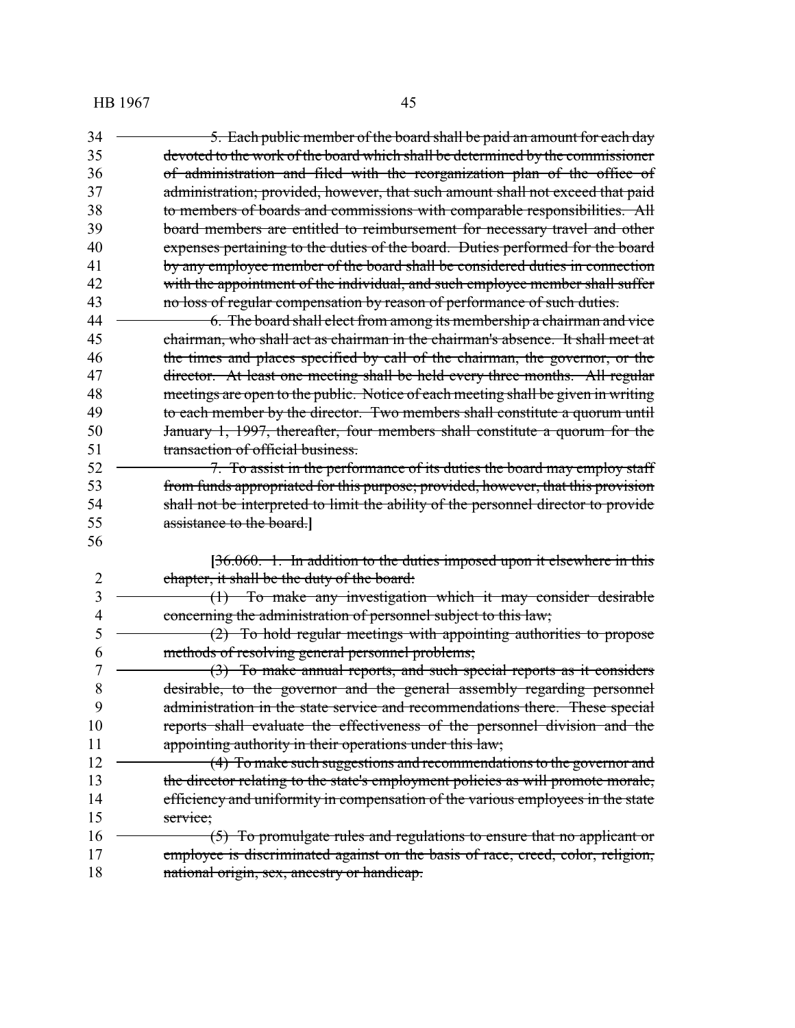5. Each public member of the board shall be paid an amount for each day devoted to the work of the board which shall be determined by the commissioner of administration and filed with the reorganization plan of the office of administration; provided, however, that such amount shall not exceed that paid to members of boards and commissions with comparable responsibilities. All board members are entitled to reimbursement for necessary travel and other expenses pertaining to the duties of the board. Duties performed for the board by any employee member of the board shall be considered duties in connection with the appointment of the individual, and such employee member shall suffer no loss of regular compensation by reason of performance of such duties.

6. The board shall elect from among its membership a chairman and vice chairman, who shall act as chairman in the chairman's absence. It shall meet at the times and places specified by call of the chairman, the governor, or the director. At least one meeting shall be held every three months. All regular meetings are open to the public. Notice of each meeting shall be given in writing to each member by the director. Two members shall constitute a quorum until January 1, 1997, thereafter, four members shall constitute a quorum for the transaction of official business.

7. To assist in the performance of its duties the board may employ staff from funds appropriated for this purpose; provided, however, that this provision shall not be interpreted to limit the ability of the personnel director to provide assistance to the board.]

[36.060. 1. In addition to the duties imposed upon it elsewhere in this chapter, it shall be the duty of the board:

(1) To make any investigation which it may consider desirable concerning the administration of personnel subject to this law;

(2) To hold regular meetings with appointing authorities to propose methods of resolving general personnel problems;

(3) To make annual reports, and such special reports as it considers desirable, to the governor and the general assembly regarding personnel administration in the state service and recommendations there. These special reports shall evaluate the effectiveness of the personnel division and the appointing authority in their operations under this law;

(4) To make such suggestions and recommendations to the governor and the director relating to the state's employment policies as will promote morale, efficiency and uniformity in compensation of the various employees in the state service;

(5) To promulgate rules and regulations to ensure that no applicant or employee is discriminated against on the basis of race, creed, color, religion, national origin, sex, ancestry or handicap.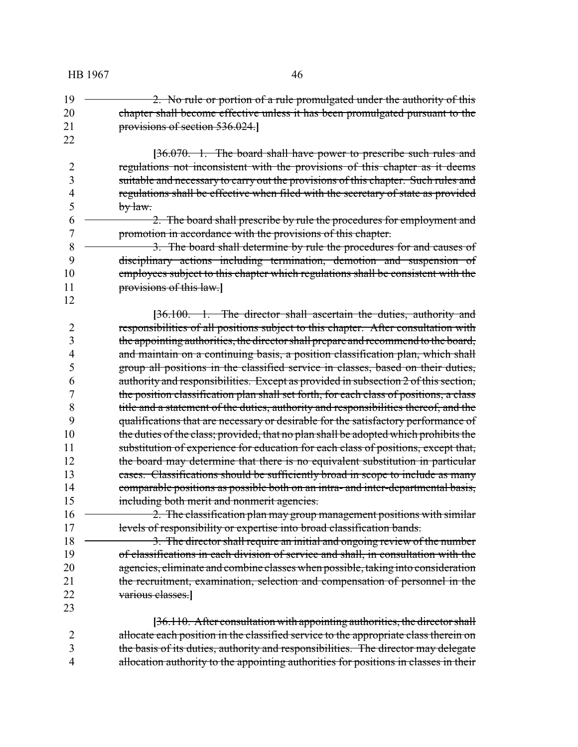~~2. No rule or portion of a rule promulgated under the authority of this chapter shall become effective unless it has been promulgated pursuant to the provisions of section 536.024.~~]

[~~36.070. 1. The board shall have power to prescribe such rules and regulations not inconsistent with the provisions of this chapter as it deems suitable and necessary to carry out the provisions of this chapter. Such rules and regulations shall be effective when filed with the secretary of state as provided by law.~~

~~2. The board shall prescribe by rule the procedures for employment and promotion in accordance with the provisions of this chapter.~~

~~3. The board shall determine by rule the procedures for and causes of disciplinary actions including termination, demotion and suspension of employees subject to this chapter which regulations shall be consistent with the provisions of this law.~~]

[~~36.100. 1. The director shall ascertain the duties, authority and responsibilities of all positions subject to this chapter. After consultation with the appointing authorities, the director shall prepare and recommend to the board, and maintain on a continuing basis, a position classification plan, which shall group all positions in the classified service in classes, based on their duties, authority and responsibilities. Except as provided in subsection 2 of this section, the position classification plan shall set forth, for each class of positions, a class title and a statement of the duties, authority and responsibilities thereof, and the qualifications that are necessary or desirable for the satisfactory performance of the duties of the class; provided, that no plan shall be adopted which prohibits the substitution of experience for education for each class of positions, except that, the board may determine that there is no equivalent substitution in particular cases. Classifications should be sufficiently broad in scope to include as many comparable positions as possible both on an intra- and inter-departmental basis, including both merit and nonmerit agencies.~~

~~2. The classification plan may group management positions with similar levels of responsibility or expertise into broad classification bands.~~

~~3. The director shall require an initial and ongoing review of the number of classifications in each division of service and shall, in consultation with the agencies, eliminate and combine classes when possible, taking into consideration the recruitment, examination, selection and compensation of personnel in the various classes.~~]

[~~36.110. After consultation with appointing authorities, the director shall allocate each position in the classified service to the appropriate class therein on the basis of its duties, authority and responsibilities. The director may delegate allocation authority to the appointing authorities for positions in classes in their~~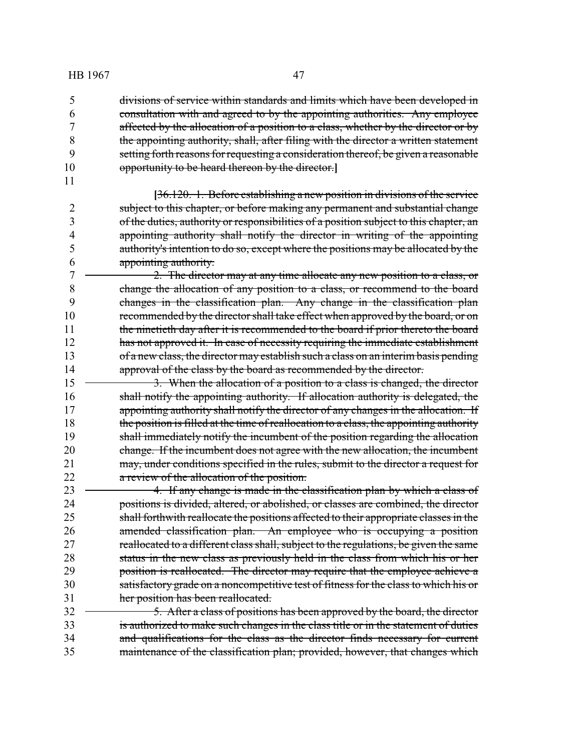divisions of service within standards and limits which have been developed in consultation with and agreed to by the appointing authorities. Any employee affected by the allocation of a position to a class, whether by the director or by the appointing authority, shall, after filing with the director a written statement setting forth reasons for requesting a consideration thereof, be given a reasonable opportunity to be heard thereon by the director.]

[36.120. 1. Before establishing a new position in divisions of the service subject to this chapter, or before making any permanent and substantial change of the duties, authority or responsibilities of a position subject to this chapter, an appointing authority shall notify the director in writing of the appointing authority's intention to do so, except where the positions may be allocated by the appointing authority.

2. The director may at any time allocate any new position to a class, or change the allocation of any position to a class, or recommend to the board changes in the classification plan. Any change in the classification plan recommended by the director shall take effect when approved by the board, or on the ninetieth day after it is recommended to the board if prior thereto the board has not approved it. In case of necessity requiring the immediate establishment of a new class, the director may establish such a class on an interim basis pending approval of the class by the board as recommended by the director.

3. When the allocation of a position to a class is changed, the director shall notify the appointing authority. If allocation authority is delegated, the appointing authority shall notify the director of any changes in the allocation. If the position is filled at the time of reallocation to a class, the appointing authority shall immediately notify the incumbent of the position regarding the allocation change. If the incumbent does not agree with the new allocation, the incumbent may, under conditions specified in the rules, submit to the director a request for a review of the allocation of the position.

4. If any change is made in the classification plan by which a class of positions is divided, altered, or abolished, or classes are combined, the director shall forthwith reallocate the positions affected to their appropriate classes in the amended classification plan. An employee who is occupying a position reallocated to a different class shall, subject to the regulations, be given the same status in the new class as previously held in the class from which his or her position is reallocated. The director may require that the employee achieve a satisfactory grade on a noncompetitive test of fitness for the class to which his or her position has been reallocated.

5. After a class of positions has been approved by the board, the director is authorized to make such changes in the class title or in the statement of duties and qualifications for the class as the director finds necessary for current maintenance of the classification plan; provided, however, that changes which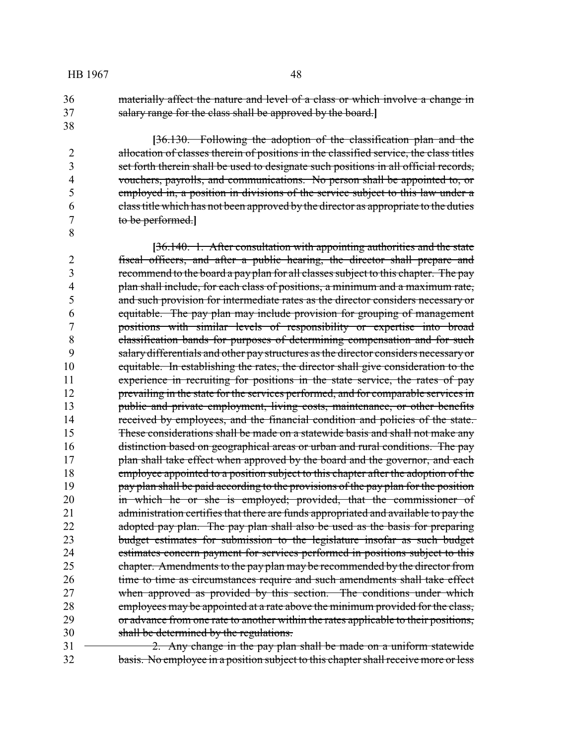materially affect the nature and level of a class or which involve a change in salary range for the class shall be approved by the board.]

[36.130. Following the adoption of the classification plan and the allocation of classes therein of positions in the classified service, the class titles set forth therein shall be used to designate such positions in all official records, vouchers, payrolls, and communications. No person shall be appointed to, or employed in, a position in divisions of the service subject to this law under a class title which has not been approved by the director as appropriate to the duties to be performed.]

[36.140. 1. After consultation with appointing authorities and the state fiscal officers, and after a public hearing, the director shall prepare and recommend to the board a pay plan for all classes subject to this chapter. The pay plan shall include, for each class of positions, a minimum and a maximum rate, and such provision for intermediate rates as the director considers necessary or equitable. The pay plan may include provision for grouping of management positions with similar levels of responsibility or expertise into broad classification bands for purposes of determining compensation and for such salary differentials and other pay structures as the director considers necessary or equitable. In establishing the rates, the director shall give consideration to the experience in recruiting for positions in the state service, the rates of pay prevailing in the state for the services performed, and for comparable services in public and private employment, living costs, maintenance, or other benefits received by employees, and the financial condition and policies of the state. These considerations shall be made on a statewide basis and shall not make any distinction based on geographical areas or urban and rural conditions. The pay plan shall take effect when approved by the board and the governor, and each employee appointed to a position subject to this chapter after the adoption of the pay plan shall be paid according to the provisions of the pay plan for the position in which he or she is employed; provided, that the commissioner of administration certifies that there are funds appropriated and available to pay the adopted pay plan. The pay plan shall also be used as the basis for preparing budget estimates for submission to the legislature insofar as such budget estimates concern payment for services performed in positions subject to this chapter. Amendments to the pay plan may be recommended by the director from time to time as circumstances require and such amendments shall take effect when approved as provided by this section. The conditions under which employees may be appointed at a rate above the minimum provided for the class, or advance from one rate to another within the rates applicable to their positions, shall be determined by the regulations.

2. Any change in the pay plan shall be made on a uniform statewide basis. No employee in a position subject to this chapter shall receive more or less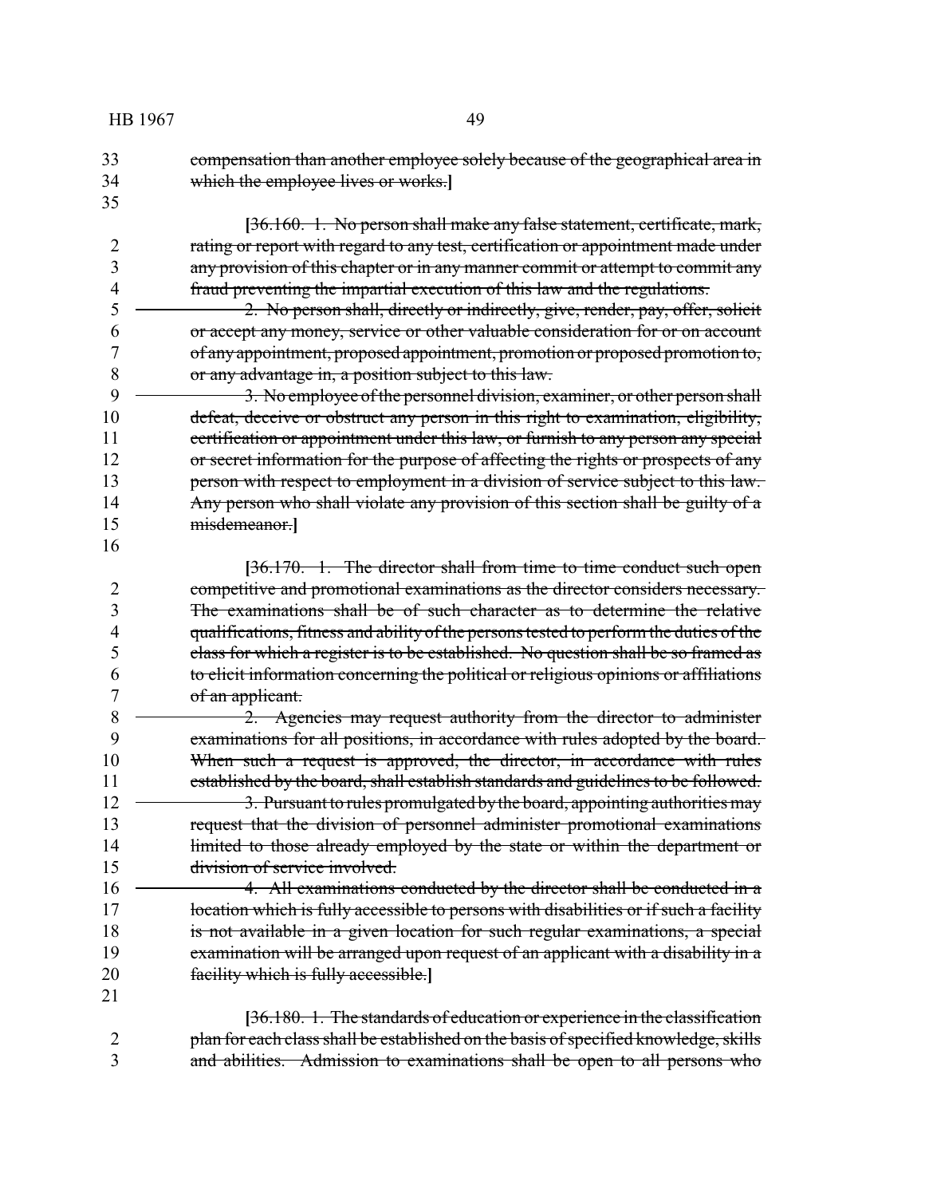compensation than another employee solely because of the geographical area in which the employee lives or works.]

[36.160. 1. No person shall make any false statement, certificate, mark, rating or report with regard to any test, certification or appointment made under any provision of this chapter or in any manner commit or attempt to commit any fraud preventing the impartial execution of this law and the regulations.

2. No person shall, directly or indirectly, give, render, pay, offer, solicit or accept any money, service or other valuable consideration for or on account of any appointment, proposed appointment, promotion or proposed promotion to, or any advantage in, a position subject to this law.

3. No employee of the personnel division, examiner, or other person shall defeat, deceive or obstruct any person in this right to examination, eligibility, certification or appointment under this law, or furnish to any person any special or secret information for the purpose of affecting the rights or prospects of any person with respect to employment in a division of service subject to this law. Any person who shall violate any provision of this section shall be guilty of a misdemeanor.]

[36.170. 1. The director shall from time to time conduct such open competitive and promotional examinations as the director considers necessary. The examinations shall be of such character as to determine the relative qualifications, fitness and ability of the persons tested to perform the duties of the class for which a register is to be established. No question shall be so framed as to elicit information concerning the political or religious opinions or affiliations of an applicant.

2. Agencies may request authority from the director to administer examinations for all positions, in accordance with rules adopted by the board. When such a request is approved, the director, in accordance with rules established by the board, shall establish standards and guidelines to be followed.

3. Pursuant to rules promulgated by the board, appointing authorities may request that the division of personnel administer promotional examinations limited to those already employed by the state or within the department or division of service involved.

4. All examinations conducted by the director shall be conducted in a location which is fully accessible to persons with disabilities or if such a facility is not available in a given location for such regular examinations, a special examination will be arranged upon request of an applicant with a disability in a facility which is fully accessible.]

[36.180. 1. The standards of education or experience in the classification plan for each class shall be established on the basis of specified knowledge, skills and abilities. Admission to examinations shall be open to all persons who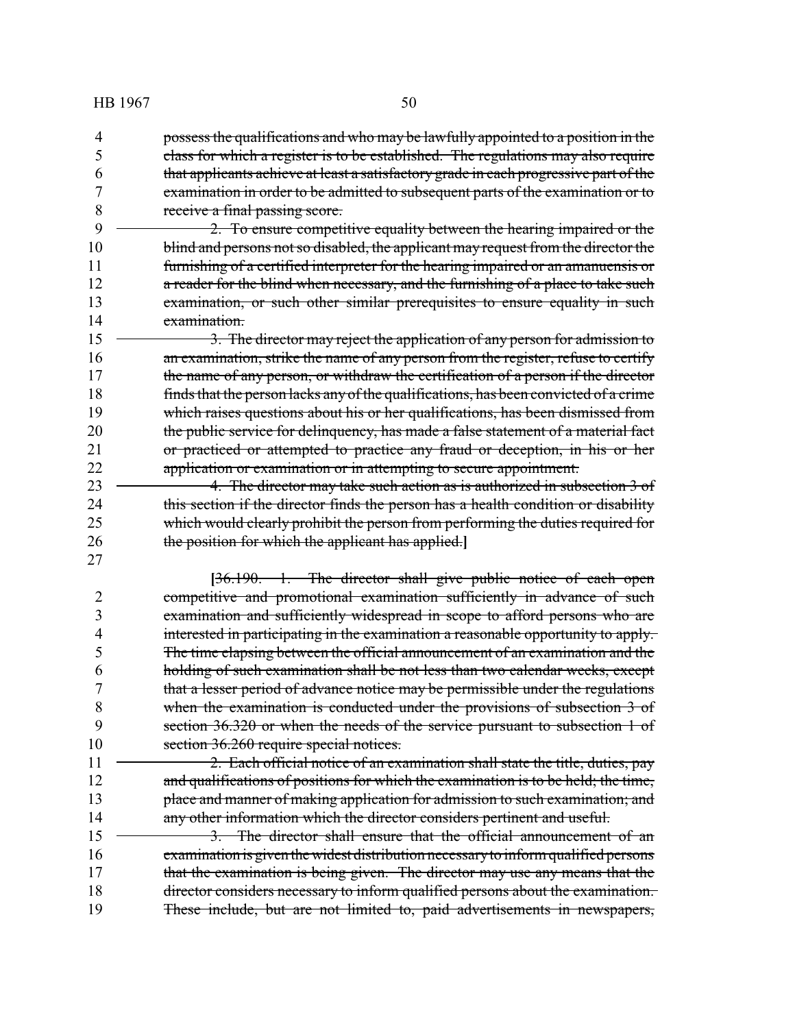possess the qualifications and who may be lawfully appointed to a position in the class for which a register is to be established. The regulations may also require that applicants achieve at least a satisfactory grade in each progressive part of the examination in order to be admitted to subsequent parts of the examination or to receive a final passing score.

2. To ensure competitive equality between the hearing impaired or the blind and persons not so disabled, the applicant may request from the director the furnishing of a certified interpreter for the hearing impaired or an amanuensis or a reader for the blind when necessary, and the furnishing of a place to take such examination, or such other similar prerequisites to ensure equality in such examination.

3. The director may reject the application of any person for admission to an examination, strike the name of any person from the register, refuse to certify the name of any person, or withdraw the certification of a person if the director finds that the person lacks any of the qualifications, has been convicted of a crime which raises questions about his or her qualifications, has been dismissed from the public service for delinquency, has made a false statement of a material fact or practiced or attempted to practice any fraud or deception, in his or her application or examination or in attempting to secure appointment.

4. The director may take such action as is authorized in subsection 3 of this section if the director finds the person has a health condition or disability which would clearly prohibit the person from performing the duties required for the position for which the applicant has applied.]

[36.190. 1. The director shall give public notice of each open competitive and promotional examination sufficiently in advance of such examination and sufficiently widespread in scope to afford persons who are interested in participating in the examination a reasonable opportunity to apply. The time elapsing between the official announcement of an examination and the holding of such examination shall be not less than two calendar weeks, except that a lesser period of advance notice may be permissible under the regulations when the examination is conducted under the provisions of subsection 3 of section 36.320 or when the needs of the service pursuant to subsection 1 of section 36.260 require special notices.

2. Each official notice of an examination shall state the title, duties, pay and qualifications of positions for which the examination is to be held; the time, place and manner of making application for admission to such examination; and any other information which the director considers pertinent and useful.

3. The director shall ensure that the official announcement of an examination is given the widest distribution necessary to inform qualified persons that the examination is being given. The director may use any means that the director considers necessary to inform qualified persons about the examination. These include, but are not limited to, paid advertisements in newspapers,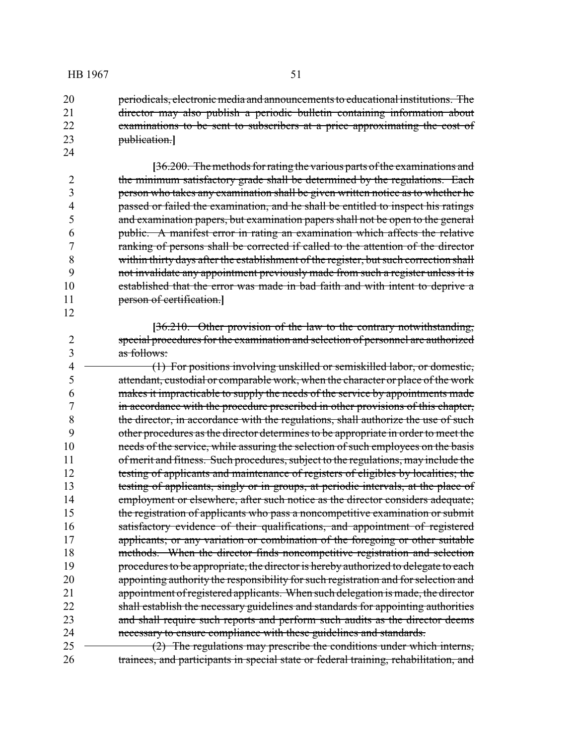periodicals, electronic media and announcements to educational institutions. The director may also publish a periodic bulletin containing information about examinations to be sent to subscribers at a price approximating the cost of publication.]

[36.200. The methods for rating the various parts of the examinations and the minimum satisfactory grade shall be determined by the regulations. Each person who takes any examination shall be given written notice as to whether he passed or failed the examination, and he shall be entitled to inspect his ratings and examination papers, but examination papers shall not be open to the general public. A manifest error in rating an examination which affects the relative ranking of persons shall be corrected if called to the attention of the director within thirty days after the establishment of the register, but such correction shall not invalidate any appointment previously made from such a register unless it is established that the error was made in bad faith and with intent to deprive a person of certification.]

[36.210. Other provision of the law to the contrary notwithstanding, special procedures for the examination and selection of personnel are authorized as follows:

(1) For positions involving unskilled or semiskilled labor, or domestic, attendant, custodial or comparable work, when the character or place of the work makes it impracticable to supply the needs of the service by appointments made in accordance with the procedure prescribed in other provisions of this chapter, the director, in accordance with the regulations, shall authorize the use of such other procedures as the director determines to be appropriate in order to meet the needs of the service, while assuring the selection of such employees on the basis of merit and fitness. Such procedures, subject to the regulations, may include the testing of applicants and maintenance of registers of eligibles by localities; the testing of applicants, singly or in groups, at periodic intervals, at the place of employment or elsewhere, after such notice as the director considers adequate; the registration of applicants who pass a noncompetitive examination or submit satisfactory evidence of their qualifications, and appointment of registered applicants; or any variation or combination of the foregoing or other suitable methods. When the director finds noncompetitive registration and selection procedures to be appropriate, the director is hereby authorized to delegate to each appointing authority the responsibility for such registration and for selection and appointment of registered applicants. When such delegation is made, the director shall establish the necessary guidelines and standards for appointing authorities and shall require such reports and perform such audits as the director deems necessary to ensure compliance with these guidelines and standards.

(2) The regulations may prescribe the conditions under which interns, trainees, and participants in special state or federal training, rehabilitation, and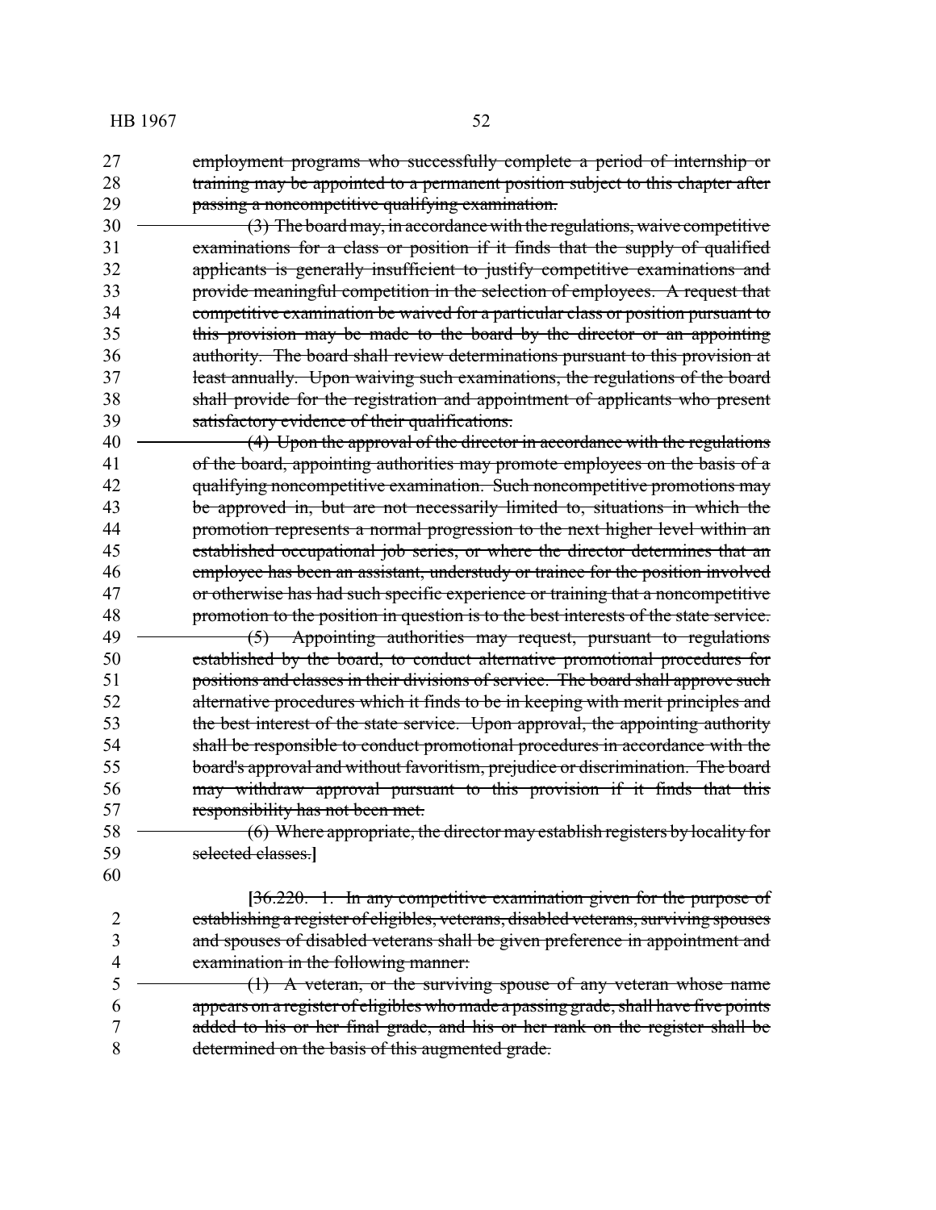employment programs who successfully complete a period of internship or training may be appointed to a permanent position subject to this chapter after passing a noncompetitive qualifying examination.

(3) The board may, in accordance with the regulations, waive competitive examinations for a class or position if it finds that the supply of qualified applicants is generally insufficient to justify competitive examinations and provide meaningful competition in the selection of employees. A request that competitive examination be waived for a particular class or position pursuant to this provision may be made to the board by the director or an appointing authority. The board shall review determinations pursuant to this provision at least annually. Upon waiving such examinations, the regulations of the board shall provide for the registration and appointment of applicants who present satisfactory evidence of their qualifications.

(4) Upon the approval of the director in accordance with the regulations of the board, appointing authorities may promote employees on the basis of a qualifying noncompetitive examination. Such noncompetitive promotions may be approved in, but are not necessarily limited to, situations in which the promotion represents a normal progression to the next higher level within an established occupational job series, or where the director determines that an employee has been an assistant, understudy or trainee for the position involved or otherwise has had such specific experience or training that a noncompetitive promotion to the position in question is to the best interests of the state service.

(5) Appointing authorities may request, pursuant to regulations established by the board, to conduct alternative promotional procedures for positions and classes in their divisions of service. The board shall approve such alternative procedures which it finds to be in keeping with merit principles and the best interest of the state service. Upon approval, the appointing authority shall be responsible to conduct promotional procedures in accordance with the board's approval and without favoritism, prejudice or discrimination. The board may withdraw approval pursuant to this provision if it finds that this responsibility has not been met.

(6) Where appropriate, the director may establish registers by locality for selected classes.]

[36.220. 1. In any competitive examination given for the purpose of establishing a register of eligibles, veterans, disabled veterans, surviving spouses and spouses of disabled veterans shall be given preference in appointment and examination in the following manner:

(1) A veteran, or the surviving spouse of any veteran whose name appears on a register of eligibles who made a passing grade, shall have five points added to his or her final grade, and his or her rank on the register shall be determined on the basis of this augmented grade.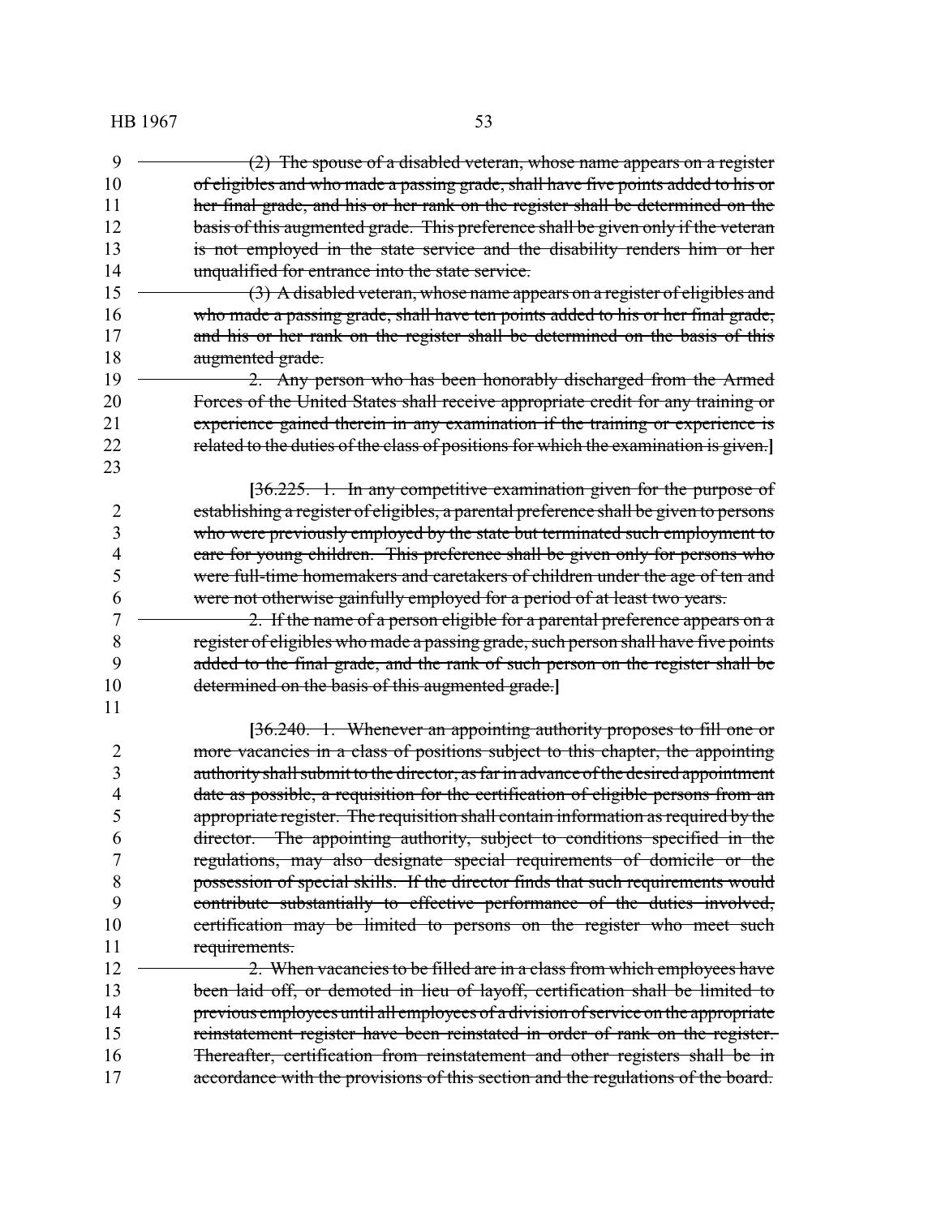(2) The spouse of a disabled veteran, whose name appears on a register of eligibles and who made a passing grade, shall have five points added to his or her final grade, and his or her rank on the register shall be determined on the basis of this augmented grade. This preference shall be given only if the veteran is not employed in the state service and the disability renders him or her unqualified for entrance into the state service.

(3) A disabled veteran, whose name appears on a register of eligibles and who made a passing grade, shall have ten points added to his or her final grade, and his or her rank on the register shall be determined on the basis of this augmented grade.

2. Any person who has been honorably discharged from the Armed Forces of the United States shall receive appropriate credit for any training or experience gained therein in any examination if the training or experience is related to the duties of the class of positions for which the examination is given.]

[36.225. 1. In any competitive examination given for the purpose of establishing a register of eligibles, a parental preference shall be given to persons who were previously employed by the state but terminated such employment to care for young children. This preference shall be given only for persons who were full-time homemakers and caretakers of children under the age of ten and were not otherwise gainfully employed for a period of at least two years.

2. If the name of a person eligible for a parental preference appears on a register of eligibles who made a passing grade, such person shall have five points added to the final grade, and the rank of such person on the register shall be determined on the basis of this augmented grade.]

[36.240. 1. Whenever an appointing authority proposes to fill one or more vacancies in a class of positions subject to this chapter, the appointing authority shall submit to the director, as far in advance of the desired appointment date as possible, a requisition for the certification of eligible persons from an appropriate register. The requisition shall contain information as required by the director. The appointing authority, subject to conditions specified in the regulations, may also designate special requirements of domicile or the possession of special skills. If the director finds that such requirements would contribute substantially to effective performance of the duties involved, certification may be limited to persons on the register who meet such requirements.

2. When vacancies to be filled are in a class from which employees have been laid off, or demoted in lieu of layoff, certification shall be limited to previous employees until all employees of a division of service on the appropriate reinstatement register have been reinstated in order of rank on the register. Thereafter, certification from reinstatement and other registers shall be in accordance with the provisions of this section and the regulations of the board.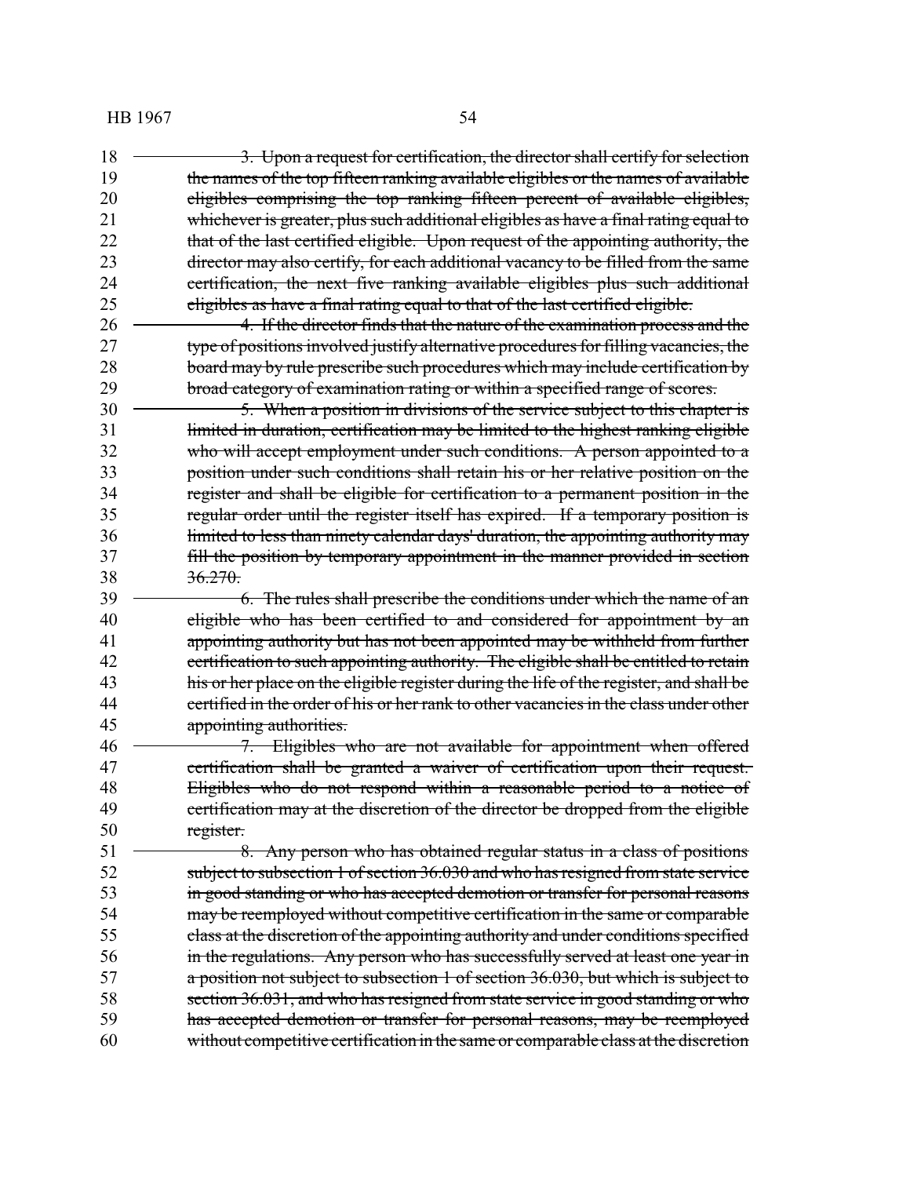~~3. Upon a request for certification, the director shall certify for selection the names of the top fifteen ranking available eligibles or the names of available eligibles comprising the top ranking fifteen percent of available eligibles, whichever is greater, plus such additional eligibles as have a final rating equal to that of the last certified eligible. Upon request of the appointing authority, the director may also certify, for each additional vacancy to be filled from the same certification, the next five ranking available eligibles plus such additional eligibles as have a final rating equal to that of the last certified eligible.~~

~~4. If the director finds that the nature of the examination process and the type of positions involved justify alternative procedures for filling vacancies, the board may by rule prescribe such procedures which may include certification by broad category of examination rating or within a specified range of scores.~~

~~5. When a position in divisions of the service subject to this chapter is limited in duration, certification may be limited to the highest ranking eligible who will accept employment under such conditions. A person appointed to a position under such conditions shall retain his or her relative position on the register and shall be eligible for certification to a permanent position in the regular order until the register itself has expired. If a temporary position is limited to less than ninety calendar days' duration, the appointing authority may fill the position by temporary appointment in the manner provided in section 36.270.~~

~~6. The rules shall prescribe the conditions under which the name of an eligible who has been certified to and considered for appointment by an appointing authority but has not been appointed may be withheld from further certification to such appointing authority. The eligible shall be entitled to retain his or her place on the eligible register during the life of the register, and shall be certified in the order of his or her rank to other vacancies in the class under other appointing authorities.~~

~~7. Eligibles who are not available for appointment when offered certification shall be granted a waiver of certification upon their request. Eligibles who do not respond within a reasonable period to a notice of certification may at the discretion of the director be dropped from the eligible register.~~

~~8. Any person who has obtained regular status in a class of positions subject to subsection 1 of section 36.030 and who has resigned from state service in good standing or who has accepted demotion or transfer for personal reasons may be reemployed without competitive certification in the same or comparable class at the discretion of the appointing authority and under conditions specified in the regulations. Any person who has successfully served at least one year in a position not subject to subsection 1 of section 36.030, but which is subject to section 36.031, and who has resigned from state service in good standing or who has accepted demotion or transfer for personal reasons, may be reemployed without competitive certification in the same or comparable class at the discretion~~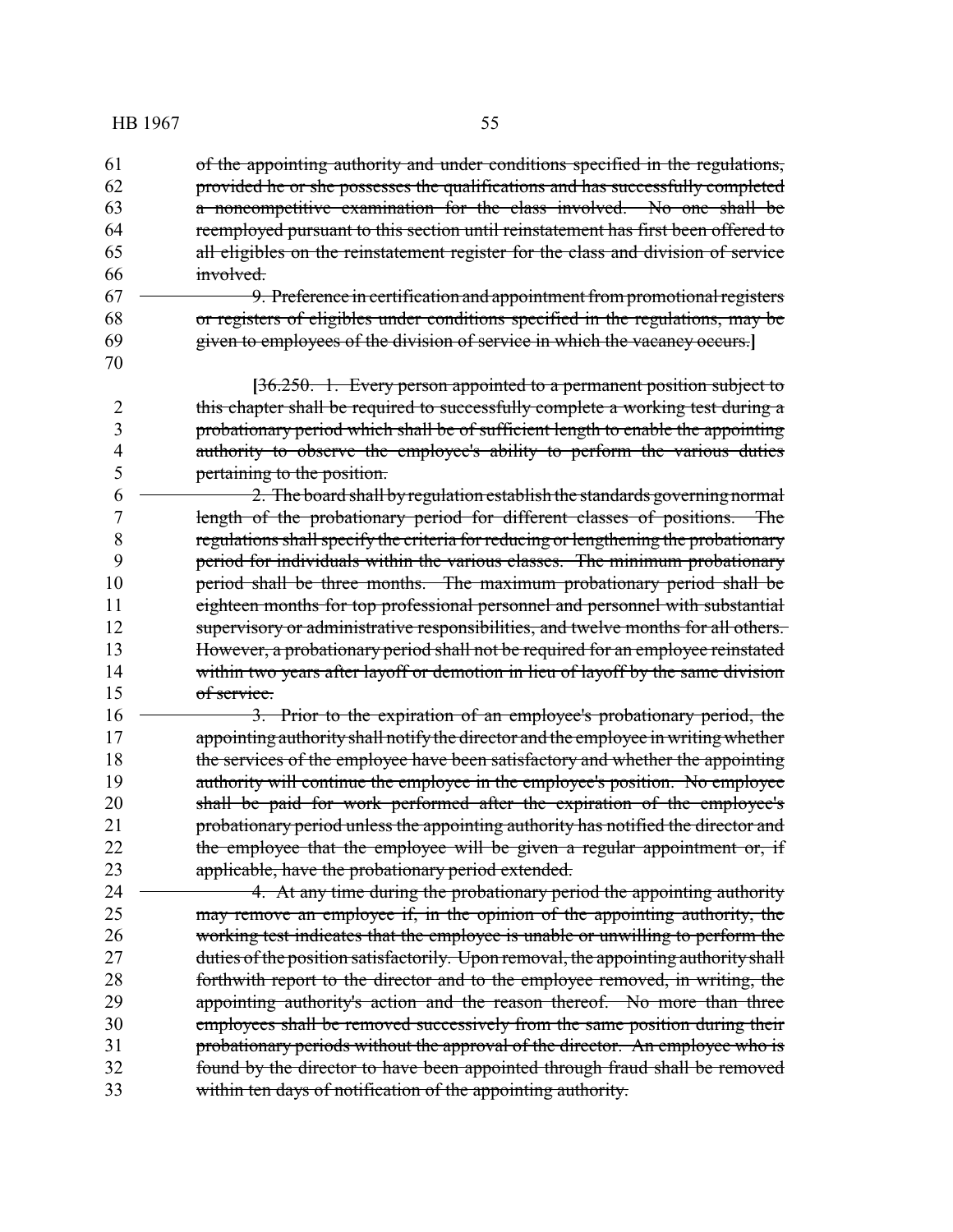of the appointing authority and under conditions specified in the regulations, provided he or she possesses the qualifications and has successfully completed a noncompetitive examination for the class involved. No one shall be reemployed pursuant to this section until reinstatement has first been offered to all eligibles on the reinstatement register for the class and division of service involved.

9. Preference in certification and appointment from promotional registers or registers of eligibles under conditions specified in the regulations, may be given to employees of the division of service in which the vacancy occurs.**]**

**[**36.250. 1. Every person appointed to a permanent position subject to this chapter shall be required to successfully complete a working test during a probationary period which shall be of sufficient length to enable the appointing authority to observe the employee's ability to perform the various duties pertaining to the position.

2. The board shall by regulation establish the standards governing normal length of the probationary period for different classes of positions. The regulations shall specify the criteria for reducing or lengthening the probationary period for individuals within the various classes. The minimum probationary period shall be three months. The maximum probationary period shall be eighteen months for top professional personnel and personnel with substantial supervisory or administrative responsibilities, and twelve months for all others. However, a probationary period shall not be required for an employee reinstated within two years after layoff or demotion in lieu of layoff by the same division of service.

3. Prior to the expiration of an employee's probationary period, the appointing authority shall notify the director and the employee in writing whether the services of the employee have been satisfactory and whether the appointing authority will continue the employee in the employee's position. No employee shall be paid for work performed after the expiration of the employee's probationary period unless the appointing authority has notified the director and the employee that the employee will be given a regular appointment or, if applicable, have the probationary period extended.

4. At any time during the probationary period the appointing authority may remove an employee if, in the opinion of the appointing authority, the working test indicates that the employee is unable or unwilling to perform the duties of the position satisfactorily. Upon removal, the appointing authority shall forthwith report to the director and to the employee removed, in writing, the appointing authority's action and the reason thereof. No more than three employees shall be removed successively from the same position during their probationary periods without the approval of the director. An employee who is found by the director to have been appointed through fraud shall be removed within ten days of notification of the appointing authority.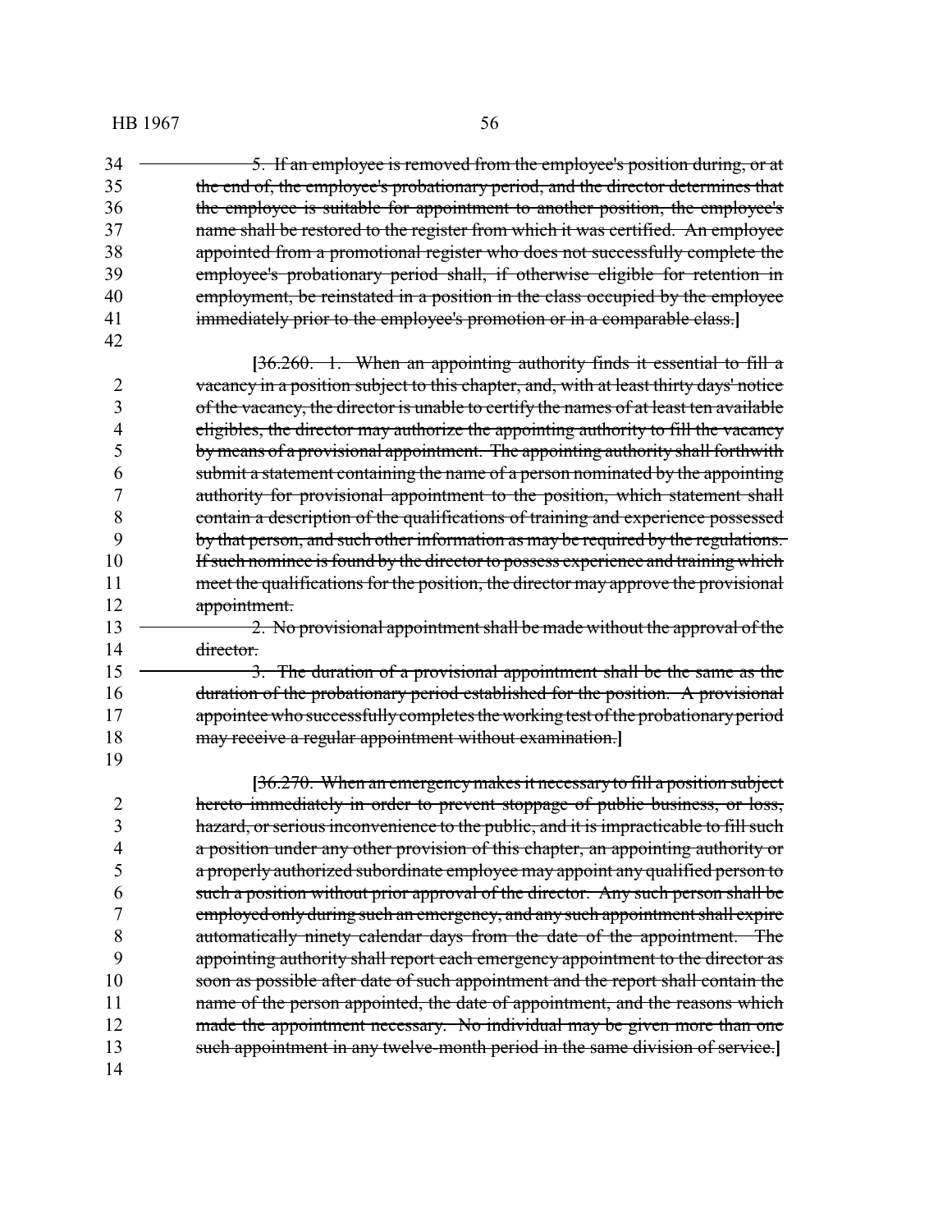5. If an employee is removed from the employee's position during, or at the end of, the employee's probationary period, and the director determines that the employee is suitable for appointment to another position, the employee's name shall be restored to the register from which it was certified. An employee appointed from a promotional register who does not successfully complete the employee's probationary period shall, if otherwise eligible for retention in employment, be reinstated in a position in the class occupied by the employee immediately prior to the employee's promotion or in a comparable class.]

[36.260. 1. When an appointing authority finds it essential to fill a vacancy in a position subject to this chapter, and, with at least thirty days' notice of the vacancy, the director is unable to certify the names of at least ten available eligibles, the director may authorize the appointing authority to fill the vacancy by means of a provisional appointment. The appointing authority shall forthwith submit a statement containing the name of a person nominated by the appointing authority for provisional appointment to the position, which statement shall contain a description of the qualifications of training and experience possessed by that person, and such other information as may be required by the regulations. If such nominee is found by the director to possess experience and training which meet the qualifications for the position, the director may approve the provisional appointment.

2. No provisional appointment shall be made without the approval of the director.

3. The duration of a provisional appointment shall be the same as the duration of the probationary period established for the position. A provisional appointee who successfully completes the working test of the probationary period may receive a regular appointment without examination.]

[36.270. When an emergency makes it necessary to fill a position subject hereto immediately in order to prevent stoppage of public business, or loss, hazard, or serious inconvenience to the public, and it is impracticable to fill such a position under any other provision of this chapter, an appointing authority or a properly authorized subordinate employee may appoint any qualified person to such a position without prior approval of the director. Any such person shall be employed only during such an emergency, and any such appointment shall expire automatically ninety calendar days from the date of the appointment. The appointing authority shall report each emergency appointment to the director as soon as possible after date of such appointment and the report shall contain the name of the person appointed, the date of appointment, and the reasons which made the appointment necessary. No individual may be given more than one such appointment in any twelve-month period in the same division of service.]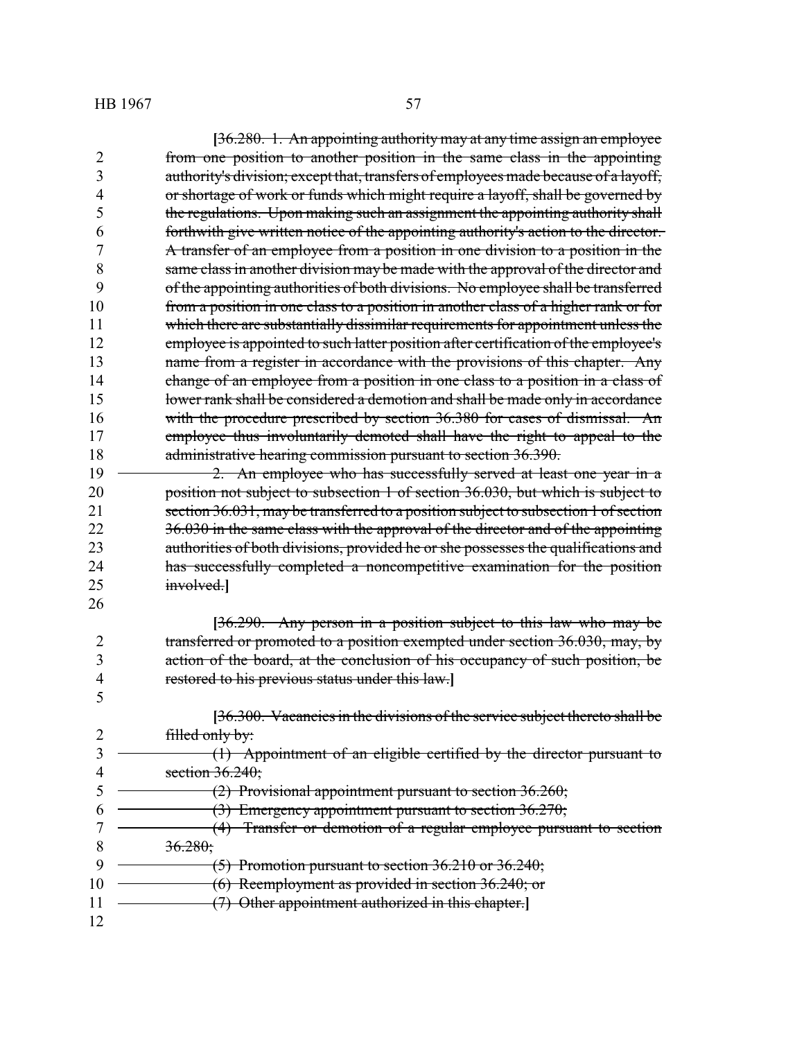[~~36.280. 1. An appointing authority may at any time assign an employee from one position to another position in the same class in the appointing authority's division; except that, transfers of employees made because of a layoff, or shortage of work or funds which might require a layoff, shall be governed by the regulations. Upon making such an assignment the appointing authority shall forthwith give written notice of the appointing authority's action to the director. A transfer of an employee from a position in one division to a position in the same class in another division may be made with the approval of the director and of the appointing authorities of both divisions. No employee shall be transferred from a position in one class to a position in another class of a higher rank or for which there are substantially dissimilar requirements for appointment unless the employee is appointed to such latter position after certification of the employee's name from a register in accordance with the provisions of this chapter. Any change of an employee from a position in one class to a position in a class of lower rank shall be considered a demotion and shall be made only in accordance with the procedure prescribed by section 36.380 for cases of dismissal. An employee thus involuntarily demoted shall have the right to appeal to the administrative hearing commission pursuant to section 36.390.~~

~~2. An employee who has successfully served at least one year in a position not subject to subsection 1 of section 36.030, but which is subject to section 36.031, may be transferred to a position subject to subsection 1 of section 36.030 in the same class with the approval of the director and of the appointing authorities of both divisions, provided he or she possesses the qualifications and has successfully completed a noncompetitive examination for the position involved.~~]

[~~36.290. Any person in a position subject to this law who may be transferred or promoted to a position exempted under section 36.030, may, by action of the board, at the conclusion of his occupancy of such position, be restored to his previous status under this law.~~]

[~~36.300. Vacancies in the divisions of the service subject thereto shall be filled only by:~~

~~(1) Appointment of an eligible certified by the director pursuant to section 36.240;~~

~~(2) Provisional appointment pursuant to section 36.260;~~

~~(3) Emergency appointment pursuant to section 36.270;~~

~~(4) Transfer or demotion of a regular employee pursuant to section 36.280;~~

~~(5) Promotion pursuant to section 36.210 or 36.240;~~

~~(6) Reemployment as provided in section 36.240; or~~

~~(7) Other appointment authorized in this chapter.~~]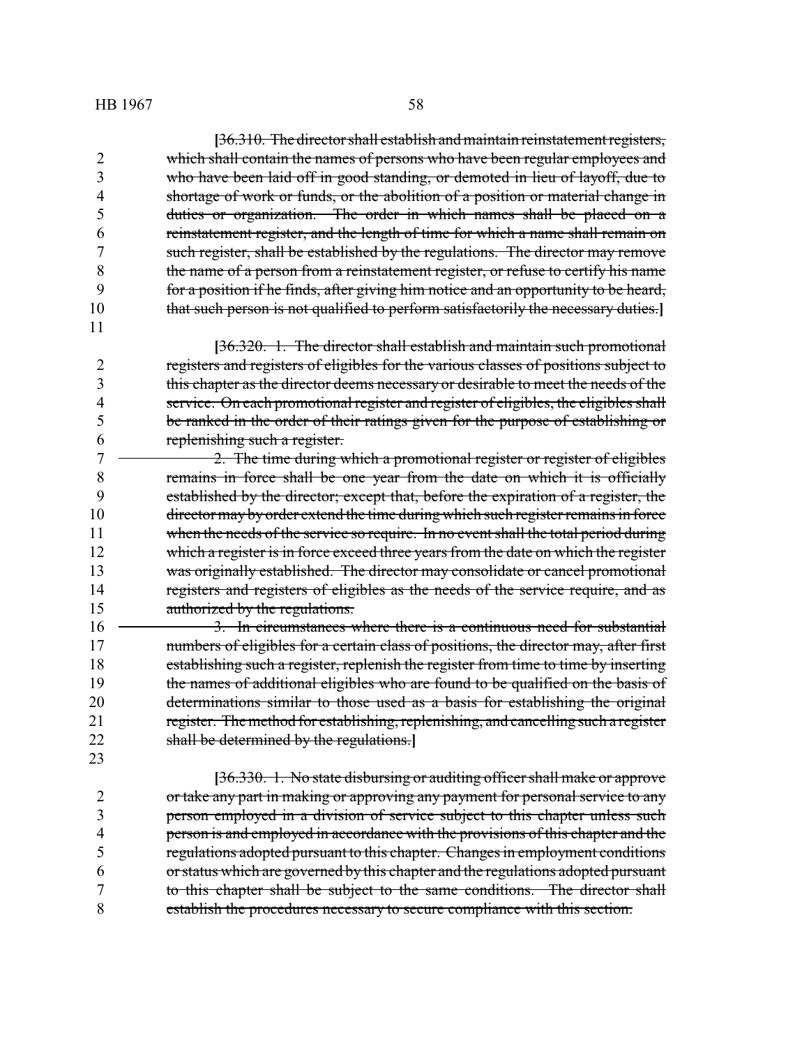[~~36.310. The director shall establish and maintain reinstatement registers, which shall contain the names of persons who have been regular employees and who have been laid off in good standing, or demoted in lieu of layoff, due to shortage of work or funds, or the abolition of a position or material change in duties or organization. The order in which names shall be placed on a reinstatement register, and the length of time for which a name shall remain on such register, shall be established by the regulations. The director may remove the name of a person from a reinstatement register, or refuse to certify his name for a position if he finds, after giving him notice and an opportunity to be heard, that such person is not qualified to perform satisfactorily the necessary duties.~~]

[~~36.320. 1. The director shall establish and maintain such promotional registers and registers of eligibles for the various classes of positions subject to this chapter as the director deems necessary or desirable to meet the needs of the service. On each promotional register and register of eligibles, the eligibles shall be ranked in the order of their ratings given for the purpose of establishing or replenishing such a register.~~

~~2. The time during which a promotional register or register of eligibles remains in force shall be one year from the date on which it is officially established by the director; except that, before the expiration of a register, the director may by order extend the time during which such register remains in force when the needs of the service so require. In no event shall the total period during which a register is in force exceed three years from the date on which the register was originally established. The director may consolidate or cancel promotional registers and registers of eligibles as the needs of the service require, and as authorized by the regulations.~~

~~3. In circumstances where there is a continuous need for substantial numbers of eligibles for a certain class of positions, the director may, after first establishing such a register, replenish the register from time to time by inserting the names of additional eligibles who are found to be qualified on the basis of determinations similar to those used as a basis for establishing the original register. The method for establishing, replenishing, and cancelling such a register shall be determined by the regulations.~~]

[~~36.330. 1. No state disbursing or auditing officer shall make or approve or take any part in making or approving any payment for personal service to any person employed in a division of service subject to this chapter unless such person is and employed in accordance with the provisions of this chapter and the regulations adopted pursuant to this chapter. Changes in employment conditions or status which are governed by this chapter and the regulations adopted pursuant to this chapter shall be subject to the same conditions. The director shall establish the procedures necessary to secure compliance with this section.~~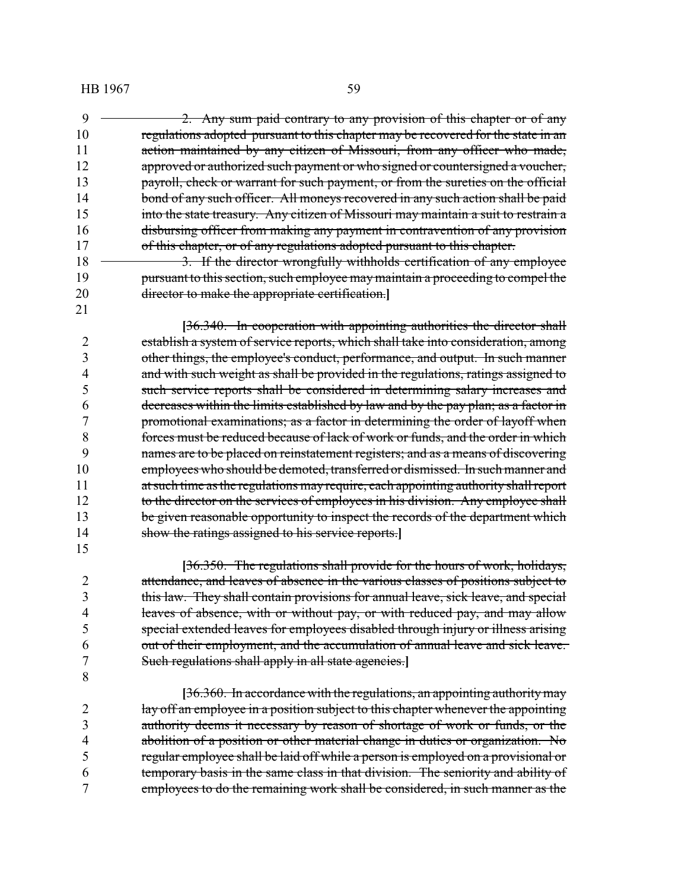2. Any sum paid contrary to any provision of this chapter or of any regulations adopted pursuant to this chapter may be recovered for the state in an action maintained by any citizen of Missouri, from any officer who made, approved or authorized such payment or who signed or countersigned a voucher, payroll, check or warrant for such payment, or from the sureties on the official bond of any such officer. All moneys recovered in any such action shall be paid into the state treasury. Any citizen of Missouri may maintain a suit to restrain a disbursing officer from making any payment in contravention of any provision of this chapter, or of any regulations adopted pursuant to this chapter.

3. If the director wrongfully withholds certification of any employee pursuant to this section, such employee may maintain a proceeding to compel the director to make the appropriate certification.]

[36.340. In cooperation with appointing authorities the director shall establish a system of service reports, which shall take into consideration, among other things, the employee's conduct, performance, and output. In such manner and with such weight as shall be provided in the regulations, ratings assigned to such service reports shall be considered in determining salary increases and decreases within the limits established by law and by the pay plan; as a factor in promotional examinations; as a factor in determining the order of layoff when forces must be reduced because of lack of work or funds, and the order in which names are to be placed on reinstatement registers; and as a means of discovering employees who should be demoted, transferred or dismissed. In such manner and at such time as the regulations may require, each appointing authority shall report to the director on the services of employees in his division. Any employee shall be given reasonable opportunity to inspect the records of the department which show the ratings assigned to his service reports.]

[36.350. The regulations shall provide for the hours of work, holidays, attendance, and leaves of absence in the various classes of positions subject to this law. They shall contain provisions for annual leave, sick leave, and special leaves of absence, with or without pay, or with reduced pay, and may allow special extended leaves for employees disabled through injury or illness arising out of their employment, and the accumulation of annual leave and sick leave. Such regulations shall apply in all state agencies.]

[36.360. In accordance with the regulations, an appointing authority may lay off an employee in a position subject to this chapter whenever the appointing authority deems it necessary by reason of shortage of work or funds, or the abolition of a position or other material change in duties or organization. No regular employee shall be laid off while a person is employed on a provisional or temporary basis in the same class in that division. The seniority and ability of employees to do the remaining work shall be considered, in such manner as the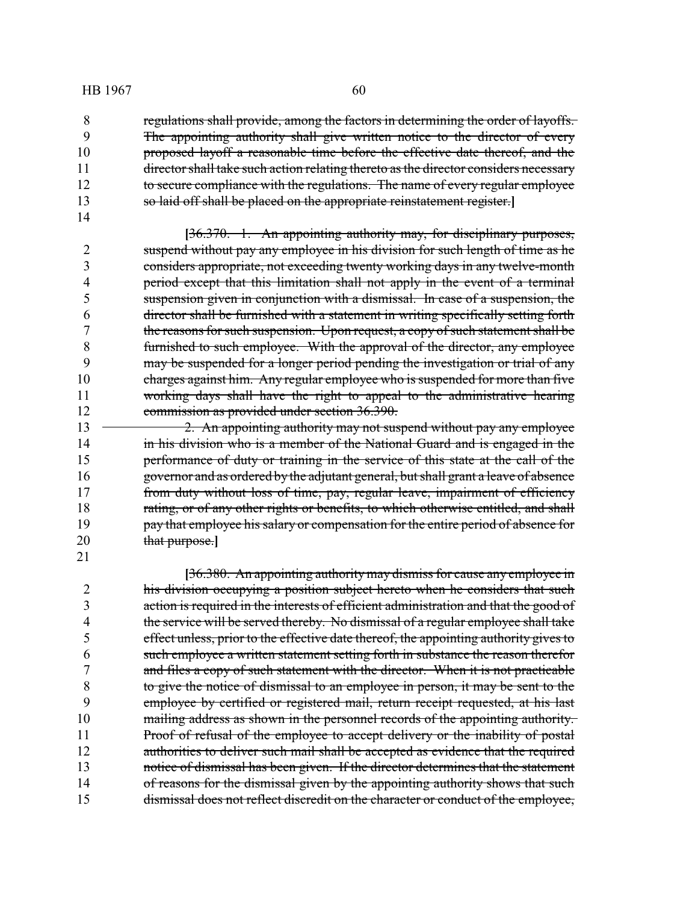~~regulations shall provide, among the factors in determining the order of layoffs. The appointing authority shall give written notice to the director of every proposed layoff a reasonable time before the effective date thereof, and the director shall take such action relating thereto as the director considers necessary to secure compliance with the regulations. The name of every regular employee so laid off shall be placed on the appropriate reinstatement register.~~**]**

**[**~~36.370. 1. An appointing authority may, for disciplinary purposes, suspend without pay any employee in his division for such length of time as he considers appropriate, not exceeding twenty working days in any twelve-month period except that this limitation shall not apply in the event of a terminal suspension given in conjunction with a dismissal. In case of a suspension, the director shall be furnished with a statement in writing specifically setting forth the reasons for such suspension. Upon request, a copy of such statement shall be furnished to such employee. With the approval of the director, any employee may be suspended for a longer period pending the investigation or trial of any charges against him. Any regular employee who is suspended for more than five working days shall have the right to appeal to the administrative hearing commission as provided under section 36.390.~~

~~2. An appointing authority may not suspend without pay any employee in his division who is a member of the National Guard and is engaged in the performance of duty or training in the service of this state at the call of the governor and as ordered by the adjutant general, but shall grant a leave of absence from duty without loss of time, pay, regular leave, impairment of efficiency rating, or of any other rights or benefits, to which otherwise entitled, and shall pay that employee his salary or compensation for the entire period of absence for that purpose.~~**]**

**[**~~36.380. An appointing authority may dismiss for cause any employee in his division occupying a position subject hereto when he considers that such action is required in the interests of efficient administration and that the good of the service will be served thereby. No dismissal of a regular employee shall take effect unless, prior to the effective date thereof, the appointing authority gives to such employee a written statement setting forth in substance the reason therefor and files a copy of such statement with the director. When it is not practicable to give the notice of dismissal to an employee in person, it may be sent to the employee by certified or registered mail, return receipt requested, at his last mailing address as shown in the personnel records of the appointing authority. Proof of refusal of the employee to accept delivery or the inability of postal authorities to deliver such mail shall be accepted as evidence that the required notice of dismissal has been given. If the director determines that the statement of reasons for the dismissal given by the appointing authority shows that such dismissal does not reflect discredit on the character or conduct of the employee,~~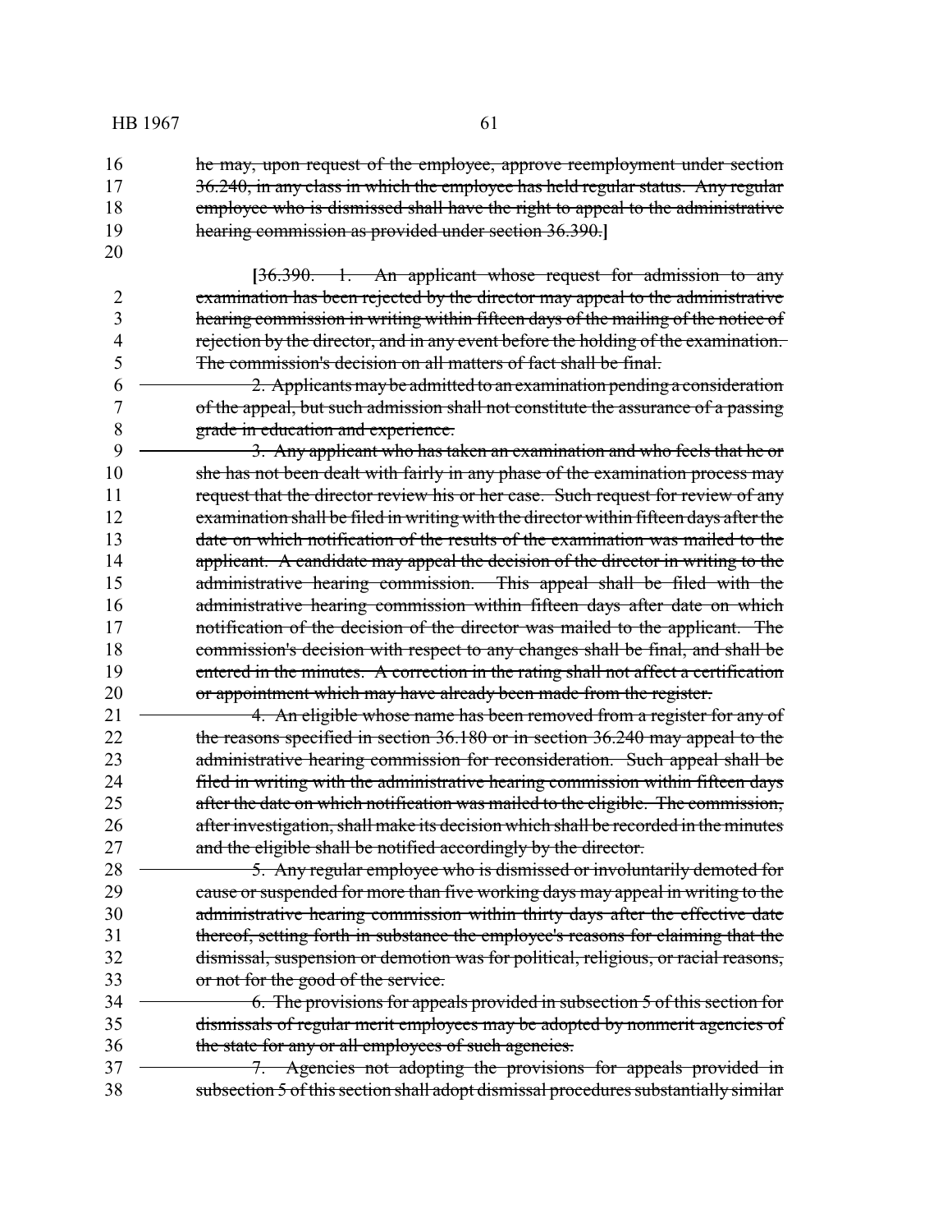he may, upon request of the employee, approve reemployment under section 36.240, in any class in which the employee has held regular status. Any regular employee who is dismissed shall have the right to appeal to the administrative hearing commission as provided under section 36.390.]

[36.390. 1. An applicant whose request for admission to any examination has been rejected by the director may appeal to the administrative hearing commission in writing within fifteen days of the mailing of the notice of rejection by the director, and in any event before the holding of the examination. The commission's decision on all matters of fact shall be final.

2. Applicants may be admitted to an examination pending a consideration of the appeal, but such admission shall not constitute the assurance of a passing grade in education and experience.

3. Any applicant who has taken an examination and who feels that he or she has not been dealt with fairly in any phase of the examination process may request that the director review his or her case. Such request for review of any examination shall be filed in writing with the director within fifteen days after the date on which notification of the results of the examination was mailed to the applicant. A candidate may appeal the decision of the director in writing to the administrative hearing commission. This appeal shall be filed with the administrative hearing commission within fifteen days after date on which notification of the decision of the director was mailed to the applicant. The commission's decision with respect to any changes shall be final, and shall be entered in the minutes. A correction in the rating shall not affect a certification or appointment which may have already been made from the register.

4. An eligible whose name has been removed from a register for any of the reasons specified in section 36.180 or in section 36.240 may appeal to the administrative hearing commission for reconsideration. Such appeal shall be filed in writing with the administrative hearing commission within fifteen days after the date on which notification was mailed to the eligible. The commission, after investigation, shall make its decision which shall be recorded in the minutes and the eligible shall be notified accordingly by the director.

5. Any regular employee who is dismissed or involuntarily demoted for cause or suspended for more than five working days may appeal in writing to the administrative hearing commission within thirty days after the effective date thereof, setting forth in substance the employee's reasons for claiming that the dismissal, suspension or demotion was for political, religious, or racial reasons, or not for the good of the service.

6. The provisions for appeals provided in subsection 5 of this section for dismissals of regular merit employees may be adopted by nonmerit agencies of the state for any or all employees of such agencies.

7. Agencies not adopting the provisions for appeals provided in subsection 5 of this section shall adopt dismissal procedures substantially similar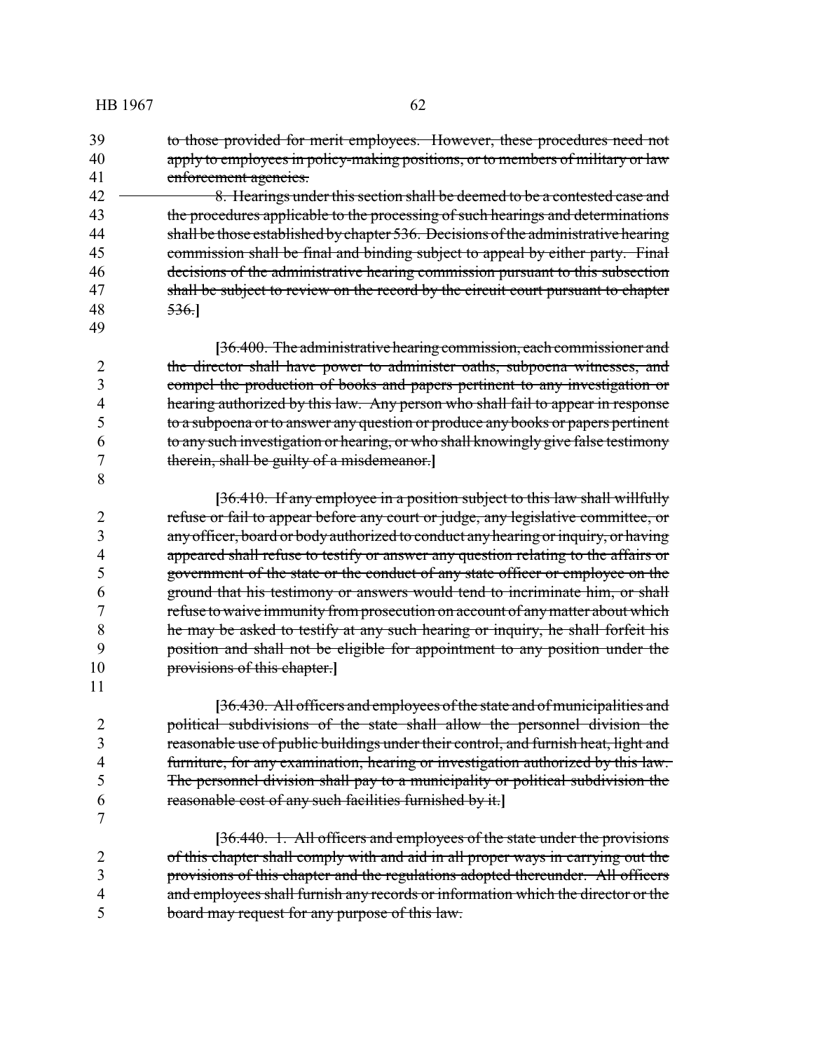to those provided for merit employees. However, these procedures need not apply to employees in policy-making positions, or to members of military or law enforcement agencies.

8. Hearings under this section shall be deemed to be a contested case and the procedures applicable to the processing of such hearings and determinations shall be those established by chapter 536. Decisions of the administrative hearing commission shall be final and binding subject to appeal by either party. Final decisions of the administrative hearing commission pursuant to this subsection shall be subject to review on the record by the circuit court pursuant to chapter 536.]

[36.400. The administrative hearing commission, each commissioner and the director shall have power to administer oaths, subpoena witnesses, and compel the production of books and papers pertinent to any investigation or hearing authorized by this law. Any person who shall fail to appear in response to a subpoena or to answer any question or produce any books or papers pertinent to any such investigation or hearing, or who shall knowingly give false testimony therein, shall be guilty of a misdemeanor.]

[36.410. If any employee in a position subject to this law shall willfully refuse or fail to appear before any court or judge, any legislative committee, or any officer, board or body authorized to conduct any hearing or inquiry, or having appeared shall refuse to testify or answer any question relating to the affairs or government of the state or the conduct of any state officer or employee on the ground that his testimony or answers would tend to incriminate him, or shall refuse to waive immunity from prosecution on account of any matter about which he may be asked to testify at any such hearing or inquiry, he shall forfeit his position and shall not be eligible for appointment to any position under the provisions of this chapter.]

[36.430. All officers and employees of the state and of municipalities and political subdivisions of the state shall allow the personnel division the reasonable use of public buildings under their control, and furnish heat, light and furniture, for any examination, hearing or investigation authorized by this law. The personnel division shall pay to a municipality or political subdivision the reasonable cost of any such facilities furnished by it.]

[36.440. 1. All officers and employees of the state under the provisions of this chapter shall comply with and aid in all proper ways in carrying out the provisions of this chapter and the regulations adopted thereunder. All officers and employees shall furnish any records or information which the director or the board may request for any purpose of this law.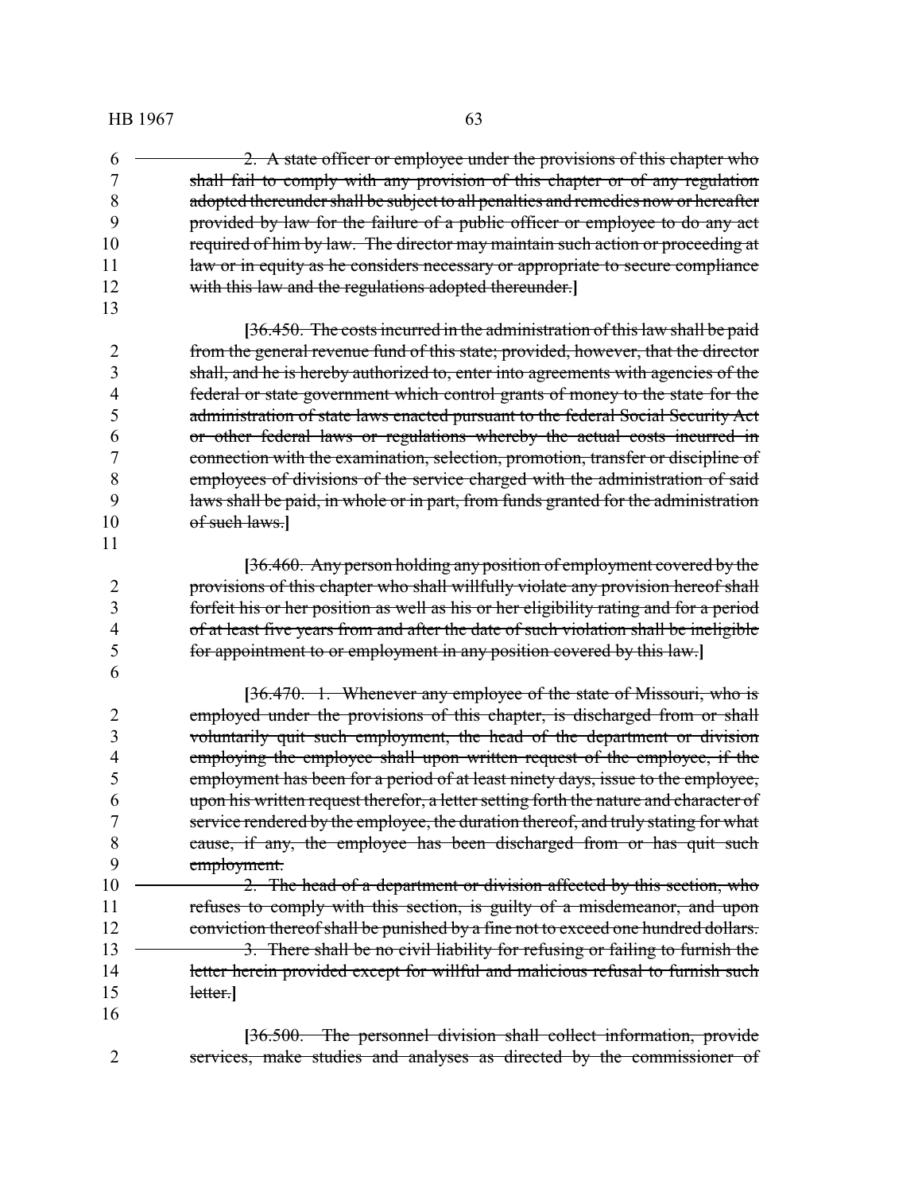2. A state officer or employee under the provisions of this chapter who shall fail to comply with any provision of this chapter or of any regulation adopted thereunder shall be subject to all penalties and remedies now or hereafter provided by law for the failure of a public officer or employee to do any act required of him by law. The director may maintain such action or proceeding at law or in equity as he considers necessary or appropriate to secure compliance with this law and the regulations adopted thereunder.]

[36.450. The costs incurred in the administration of this law shall be paid from the general revenue fund of this state; provided, however, that the director shall, and he is hereby authorized to, enter into agreements with agencies of the federal or state government which control grants of money to the state for the administration of state laws enacted pursuant to the federal Social Security Act or other federal laws or regulations whereby the actual costs incurred in connection with the examination, selection, promotion, transfer or discipline of employees of divisions of the service charged with the administration of said laws shall be paid, in whole or in part, from funds granted for the administration of such laws.]

[36.460. Any person holding any position of employment covered by the provisions of this chapter who shall willfully violate any provision hereof shall forfeit his or her position as well as his or her eligibility rating and for a period of at least five years from and after the date of such violation shall be ineligible for appointment to or employment in any position covered by this law.]

[36.470. 1. Whenever any employee of the state of Missouri, who is employed under the provisions of this chapter, is discharged from or shall voluntarily quit such employment, the head of the department or division employing the employee shall upon written request of the employee, if the employment has been for a period of at least ninety days, issue to the employee, upon his written request therefor, a letter setting forth the nature and character of service rendered by the employee, the duration thereof, and truly stating for what cause, if any, the employee has been discharged from or has quit such employment.

2. The head of a department or division affected by this section, who refuses to comply with this section, is guilty of a misdemeanor, and upon conviction thereof shall be punished by a fine not to exceed one hundred dollars.

3. There shall be no civil liability for refusing or failing to furnish the letter herein provided except for willful and malicious refusal to furnish such letter.]

[36.500. The personnel division shall collect information, provide services, make studies and analyses as directed by the commissioner of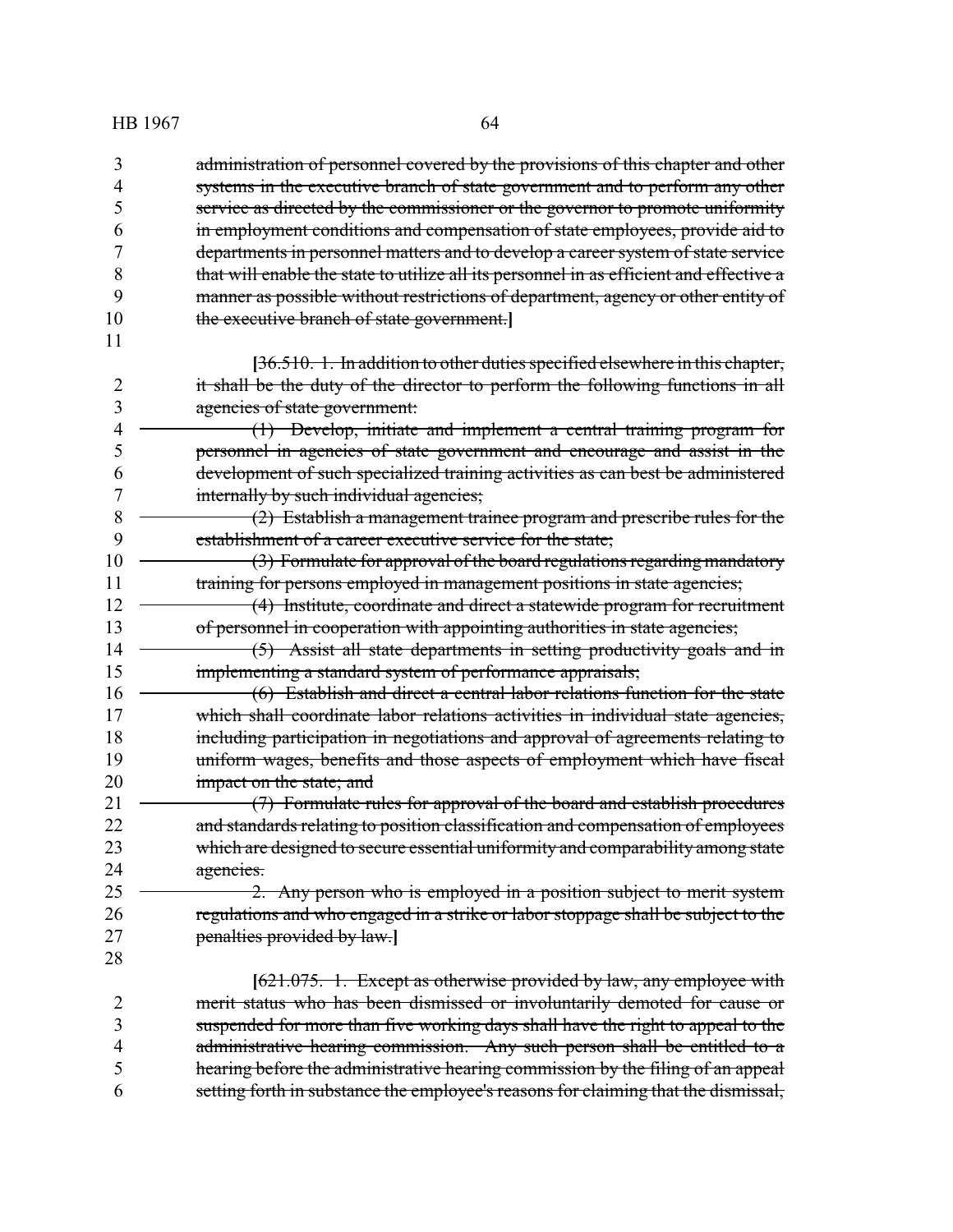administration of personnel covered by the provisions of this chapter and other systems in the executive branch of state government and to perform any other service as directed by the commissioner or the governor to promote uniformity in employment conditions and compensation of state employees, provide aid to departments in personnel matters and to develop a career system of state service that will enable the state to utilize all its personnel in as efficient and effective a manner as possible without restrictions of department, agency or other entity of the executive branch of state government.]

[36.510. 1. In addition to other duties specified elsewhere in this chapter, it shall be the duty of the director to perform the following functions in all agencies of state government:

(1) Develop, initiate and implement a central training program for personnel in agencies of state government and encourage and assist in the development of such specialized training activities as can best be administered internally by such individual agencies;

(2) Establish a management trainee program and prescribe rules for the establishment of a career executive service for the state;

(3) Formulate for approval of the board regulations regarding mandatory training for persons employed in management positions in state agencies;

(4) Institute, coordinate and direct a statewide program for recruitment of personnel in cooperation with appointing authorities in state agencies;

(5) Assist all state departments in setting productivity goals and in implementing a standard system of performance appraisals;

(6) Establish and direct a central labor relations function for the state which shall coordinate labor relations activities in individual state agencies, including participation in negotiations and approval of agreements relating to uniform wages, benefits and those aspects of employment which have fiscal impact on the state; and

(7) Formulate rules for approval of the board and establish procedures and standards relating to position classification and compensation of employees which are designed to secure essential uniformity and comparability among state agencies.

2. Any person who is employed in a position subject to merit system regulations and who engaged in a strike or labor stoppage shall be subject to the penalties provided by law.]

[621.075. 1. Except as otherwise provided by law, any employee with merit status who has been dismissed or involuntarily demoted for cause or suspended for more than five working days shall have the right to appeal to the administrative hearing commission. Any such person shall be entitled to a hearing before the administrative hearing commission by the filing of an appeal setting forth in substance the employee's reasons for claiming that the dismissal,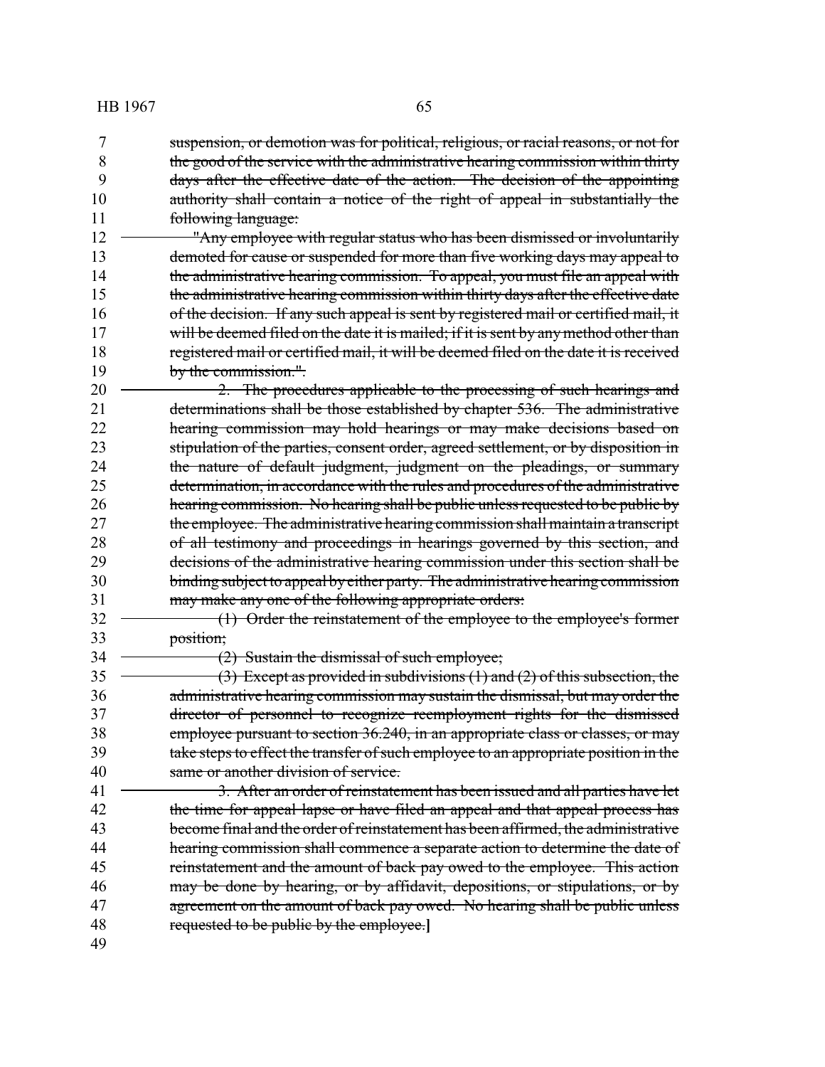suspension, or demotion was for political, religious, or racial reasons, or not for the good of the service with the administrative hearing commission within thirty days after the effective date of the action. The decision of the appointing authority shall contain a notice of the right of appeal in substantially the following language:

"Any employee with regular status who has been dismissed or involuntarily demoted for cause or suspended for more than five working days may appeal to the administrative hearing commission. To appeal, you must file an appeal with the administrative hearing commission within thirty days after the effective date of the decision. If any such appeal is sent by registered mail or certified mail, it will be deemed filed on the date it is mailed; if it is sent by any method other than registered mail or certified mail, it will be deemed filed on the date it is received by the commission.".

2. The procedures applicable to the processing of such hearings and determinations shall be those established by chapter 536. The administrative hearing commission may hold hearings or may make decisions based on stipulation of the parties, consent order, agreed settlement, or by disposition in the nature of default judgment, judgment on the pleadings, or summary determination, in accordance with the rules and procedures of the administrative hearing commission. No hearing shall be public unless requested to be public by the employee. The administrative hearing commission shall maintain a transcript of all testimony and proceedings in hearings governed by this section, and decisions of the administrative hearing commission under this section shall be binding subject to appeal by either party. The administrative hearing commission may make any one of the following appropriate orders:

(1) Order the reinstatement of the employee to the employee's former position;

(2) Sustain the dismissal of such employee;

(3) Except as provided in subdivisions (1) and (2) of this subsection, the administrative hearing commission may sustain the dismissal, but may order the director of personnel to recognize reemployment rights for the dismissed employee pursuant to section 36.240, in an appropriate class or classes, or may take steps to effect the transfer of such employee to an appropriate position in the same or another division of service.

3. After an order of reinstatement has been issued and all parties have let the time for appeal lapse or have filed an appeal and that appeal process has become final and the order of reinstatement has been affirmed, the administrative hearing commission shall commence a separate action to determine the date of reinstatement and the amount of back pay owed to the employee. This action may be done by hearing, or by affidavit, depositions, or stipulations, or by agreement on the amount of back pay owed. No hearing shall be public unless requested to be public by the employee.]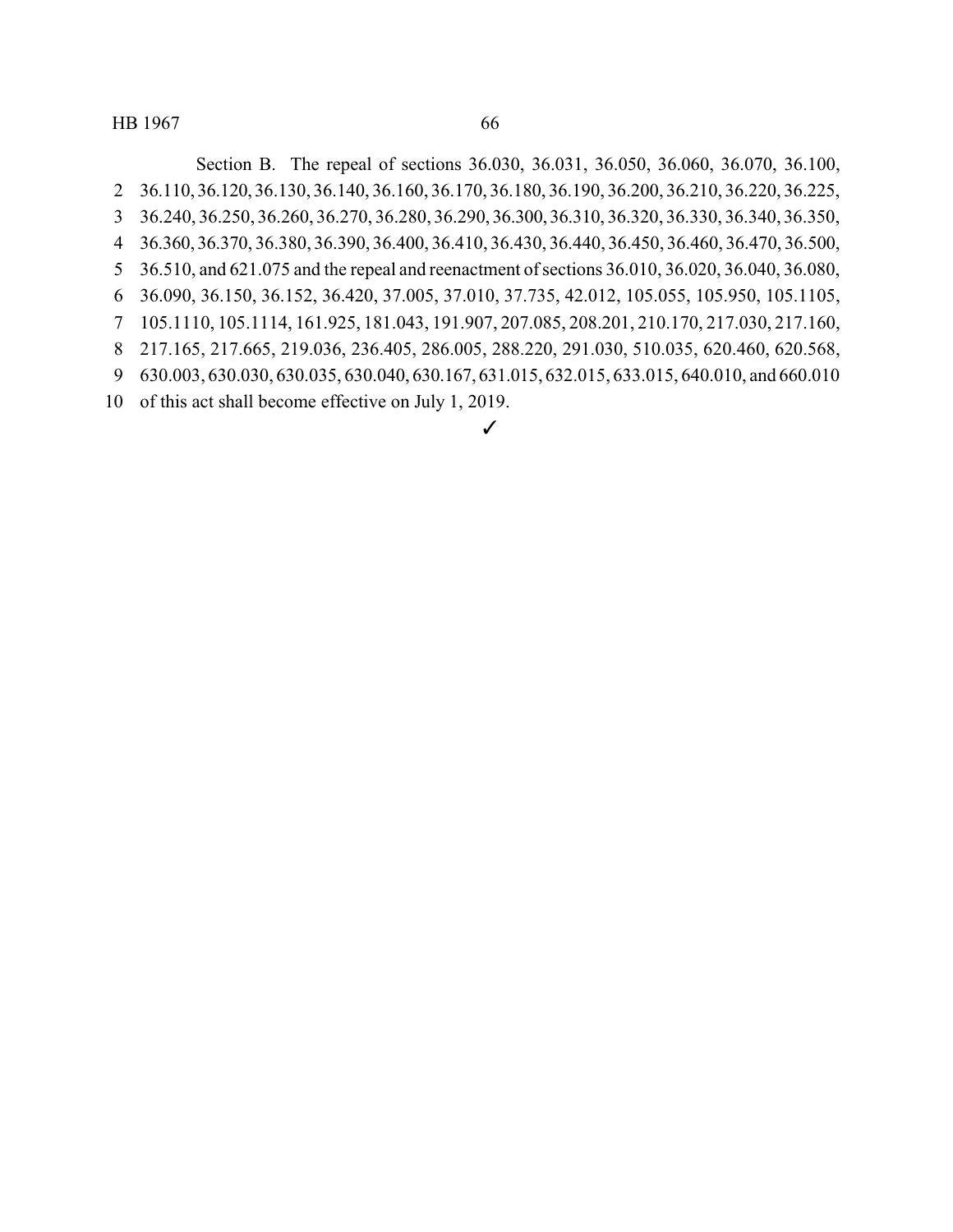Section B. The repeal of sections 36.030, 36.031, 36.050, 36.060, 36.070, 36.100, 36.110, 36.120, 36.130, 36.140, 36.160, 36.170, 36.180, 36.190, 36.200, 36.210, 36.220, 36.225, 36.240, 36.250, 36.260, 36.270, 36.280, 36.290, 36.300, 36.310, 36.320, 36.330, 36.340, 36.350, 36.360, 36.370, 36.380, 36.390, 36.400, 36.410, 36.430, 36.440, 36.450, 36.460, 36.470, 36.500, 36.510, and 621.075 and the repeal and reenactment of sections 36.010, 36.020, 36.040, 36.080, 36.090, 36.150, 36.152, 36.420, 37.005, 37.010, 37.735, 42.012, 105.055, 105.950, 105.1105, 105.1110, 105.1114, 161.925, 181.043, 191.907, 207.085, 208.201, 210.170, 217.030, 217.160, 217.165, 217.665, 219.036, 236.405, 286.005, 288.220, 291.030, 510.035, 620.460, 620.568, 630.003, 630.030, 630.035, 630.040, 630.167, 631.015, 632.015, 633.015, 640.010, and 660.010 of this act shall become effective on July 1, 2019.

✓